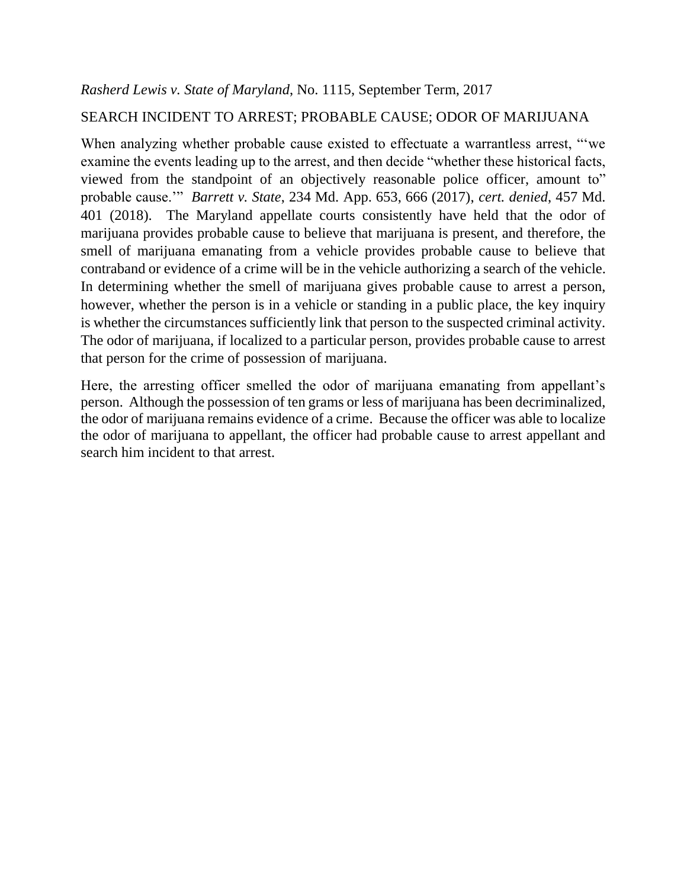*Rasherd Lewis v. State of Maryland*, No. 1115, September Term, 2017

SEARCH INCIDENT TO ARREST; PROBABLE CAUSE; ODOR OF MARIJUANA

When analyzing whether probable cause existed to effectuate a warrantless arrest, "'we examine the events leading up to the arrest, and then decide "whether these historical facts, viewed from the standpoint of an objectively reasonable police officer, amount to" probable cause.'" *Barrett v. State*, 234 Md. App. 653, 666 (2017), *cert. denied*, 457 Md. 401 (2018). The Maryland appellate courts consistently have held that the odor of marijuana provides probable cause to believe that marijuana is present, and therefore, the smell of marijuana emanating from a vehicle provides probable cause to believe that contraband or evidence of a crime will be in the vehicle authorizing a search of the vehicle. In determining whether the smell of marijuana gives probable cause to arrest a person, however, whether the person is in a vehicle or standing in a public place, the key inquiry is whether the circumstances sufficiently link that person to the suspected criminal activity. The odor of marijuana, if localized to a particular person, provides probable cause to arrest that person for the crime of possession of marijuana.

Here, the arresting officer smelled the odor of marijuana emanating from appellant's person. Although the possession of ten grams or less of marijuana has been decriminalized, the odor of marijuana remains evidence of a crime. Because the officer was able to localize the odor of marijuana to appellant, the officer had probable cause to arrest appellant and search him incident to that arrest.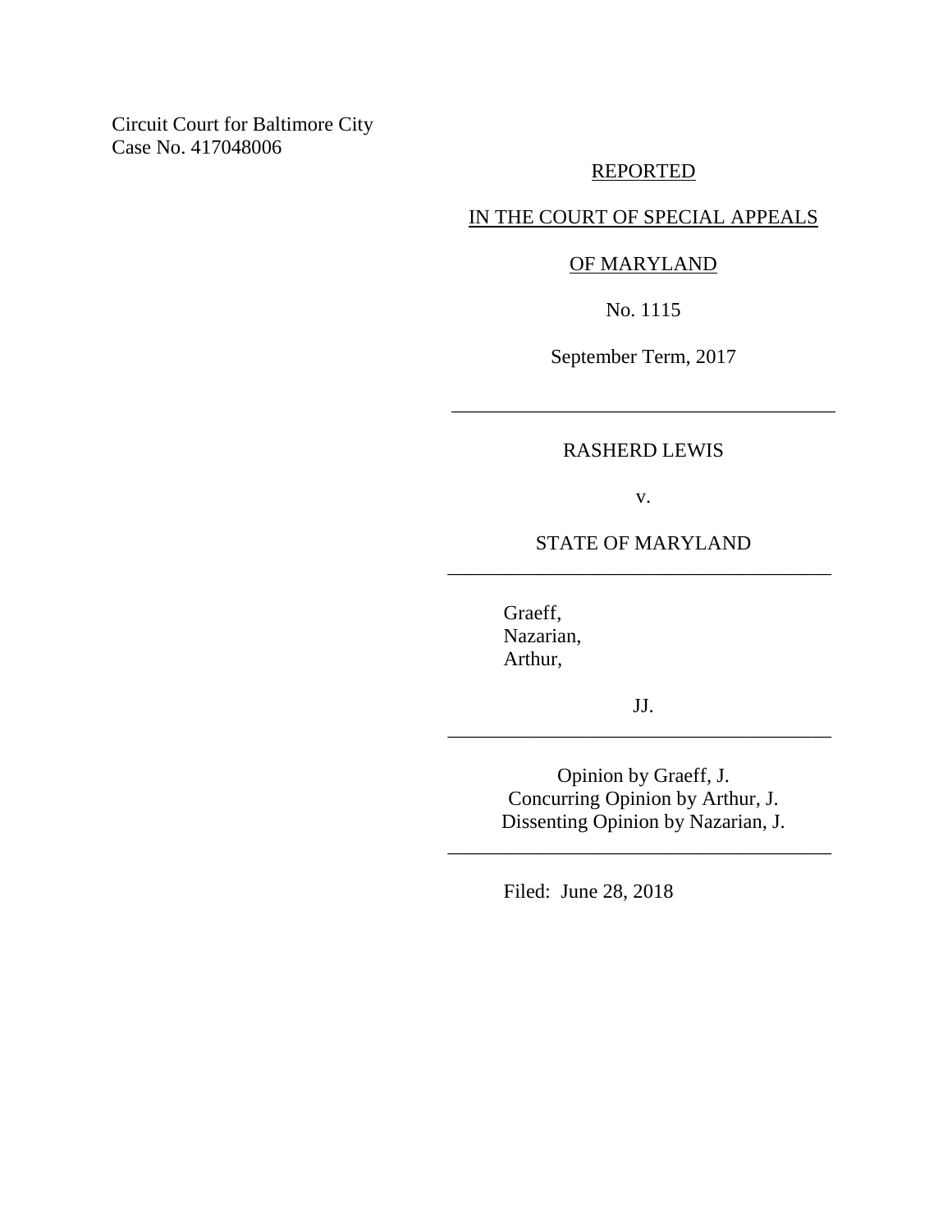Circuit Court for Baltimore City
Case No. 417048006

REPORTED

IN THE COURT OF SPECIAL APPEALS

OF MARYLAND

No. 1115

September Term, 2017

---

RASHERD LEWIS

v.

STATE OF MARYLAND

---

Graeff,
Nazarian,
Arthur,

JJ.

---

Opinion by Graeff, J.
Concurring Opinion by Arthur, J.
Dissenting Opinion by Nazarian, J.

---

Filed: June 28, 2018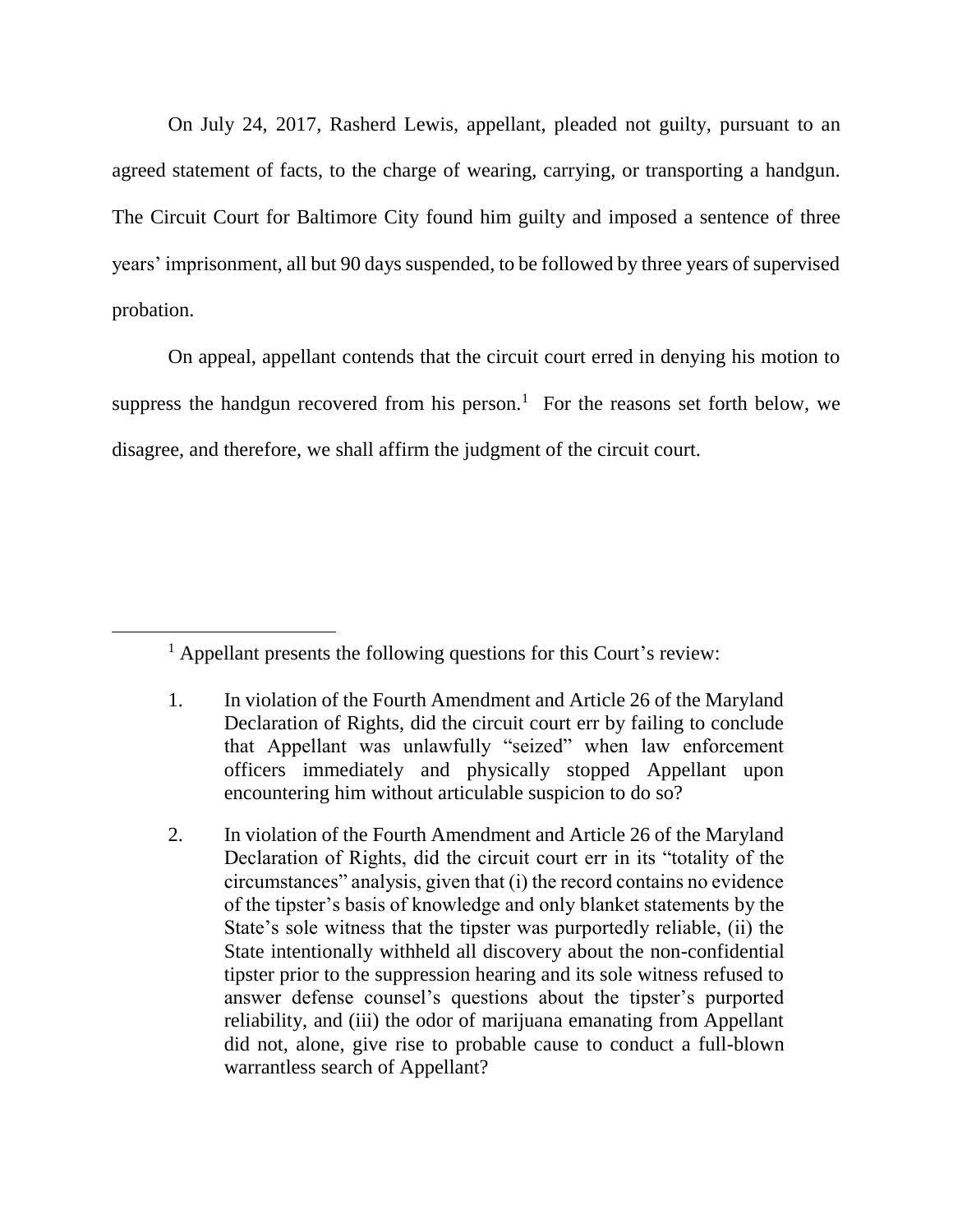On July 24, 2017, Rasherd Lewis, appellant, pleaded not guilty, pursuant to an agreed statement of facts, to the charge of wearing, carrying, or transporting a handgun. The Circuit Court for Baltimore City found him guilty and imposed a sentence of three years' imprisonment, all but 90 days suspended, to be followed by three years of supervised probation.

On appeal, appellant contends that the circuit court erred in denying his motion to suppress the handgun recovered from his person.[1] For the reasons set forth below, we disagree, and therefore, we shall affirm the judgment of the circuit court.

---

[1] Appellant presents the following questions for this Court's review:

1. In violation of the Fourth Amendment and Article 26 of the Maryland Declaration of Rights, did the circuit court err by failing to conclude that Appellant was unlawfully "seized" when law enforcement officers immediately and physically stopped Appellant upon encountering him without articulable suspicion to do so?

2. In violation of the Fourth Amendment and Article 26 of the Maryland Declaration of Rights, did the circuit court err in its "totality of the circumstances" analysis, given that (i) the record contains no evidence of the tipster's basis of knowledge and only blanket statements by the State's sole witness that the tipster was purportedly reliable, (ii) the State intentionally withheld all discovery about the non-confidential tipster prior to the suppression hearing and its sole witness refused to answer defense counsel's questions about the tipster's purported reliability, and (iii) the odor of marijuana emanating from Appellant did not, alone, give rise to probable cause to conduct a full-blown warrantless search of Appellant?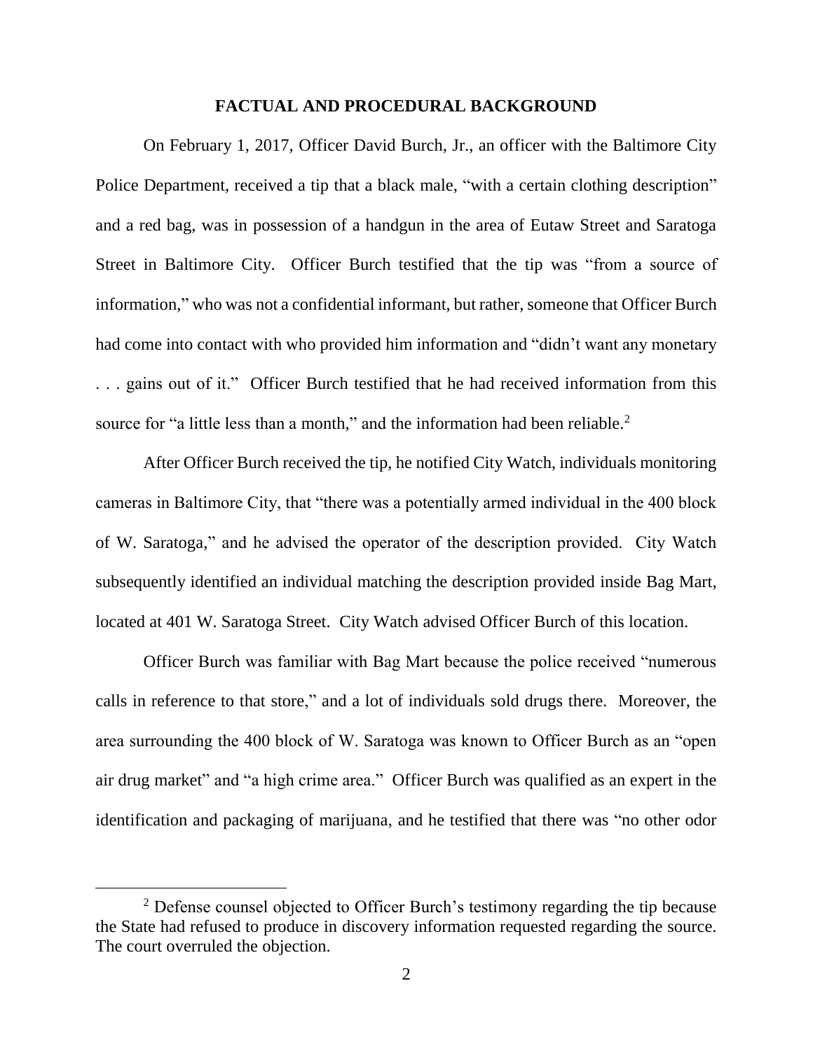## FACTUAL AND PROCEDURAL BACKGROUND

On February 1, 2017, Officer David Burch, Jr., an officer with the Baltimore City Police Department, received a tip that a black male, "with a certain clothing description" and a red bag, was in possession of a handgun in the area of Eutaw Street and Saratoga Street in Baltimore City. Officer Burch testified that the tip was "from a source of information," who was not a confidential informant, but rather, someone that Officer Burch had come into contact with who provided him information and "didn't want any monetary . . . gains out of it." Officer Burch testified that he had received information from this source for "a little less than a month," and the information had been reliable.[2]

After Officer Burch received the tip, he notified City Watch, individuals monitoring cameras in Baltimore City, that "there was a potentially armed individual in the 400 block of W. Saratoga," and he advised the operator of the description provided. City Watch subsequently identified an individual matching the description provided inside Bag Mart, located at 401 W. Saratoga Street. City Watch advised Officer Burch of this location.

Officer Burch was familiar with Bag Mart because the police received "numerous calls in reference to that store," and a lot of individuals sold drugs there. Moreover, the area surrounding the 400 block of W. Saratoga was known to Officer Burch as an "open air drug market" and "a high crime area." Officer Burch was qualified as an expert in the identification and packaging of marijuana, and he testified that there was "no other odor

[2] Defense counsel objected to Officer Burch's testimony regarding the tip because the State had refused to produce in discovery information requested regarding the source. The court overruled the objection.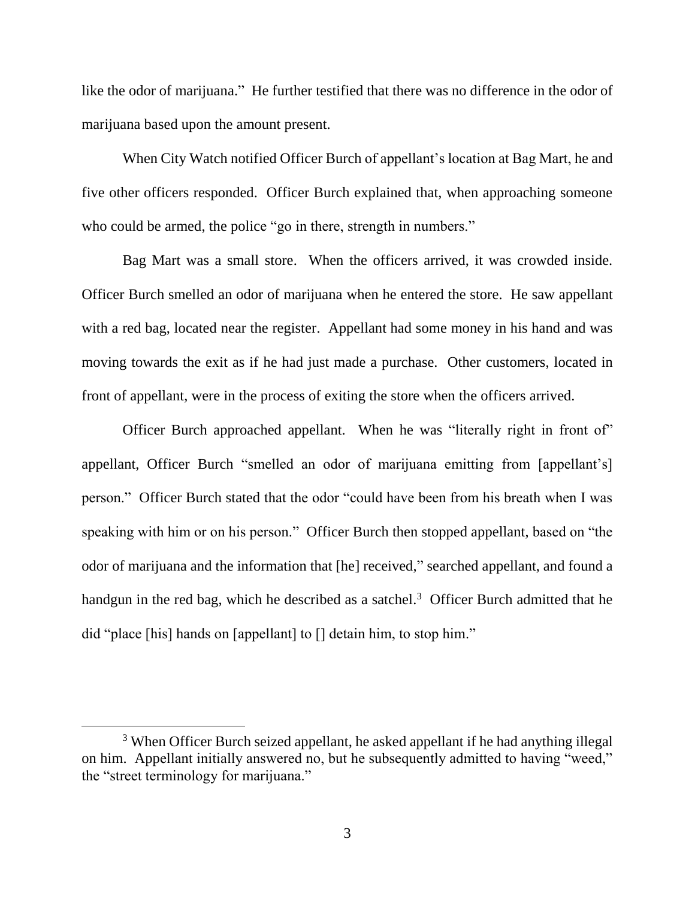like the odor of marijuana." He further testified that there was no difference in the odor of marijuana based upon the amount present.

When City Watch notified Officer Burch of appellant's location at Bag Mart, he and five other officers responded. Officer Burch explained that, when approaching someone who could be armed, the police "go in there, strength in numbers."

Bag Mart was a small store. When the officers arrived, it was crowded inside. Officer Burch smelled an odor of marijuana when he entered the store. He saw appellant with a red bag, located near the register. Appellant had some money in his hand and was moving towards the exit as if he had just made a purchase. Other customers, located in front of appellant, were in the process of exiting the store when the officers arrived.

Officer Burch approached appellant. When he was "literally right in front of" appellant, Officer Burch "smelled an odor of marijuana emitting from [appellant's] person." Officer Burch stated that the odor "could have been from his breath when I was speaking with him or on his person." Officer Burch then stopped appellant, based on "the odor of marijuana and the information that [he] received," searched appellant, and found a handgun in the red bag, which he described as a satchel.[3] Officer Burch admitted that he did "place [his] hands on [appellant] to [] detain him, to stop him."

[3] When Officer Burch seized appellant, he asked appellant if he had anything illegal on him. Appellant initially answered no, but he subsequently admitted to having "weed," the "street terminology for marijuana."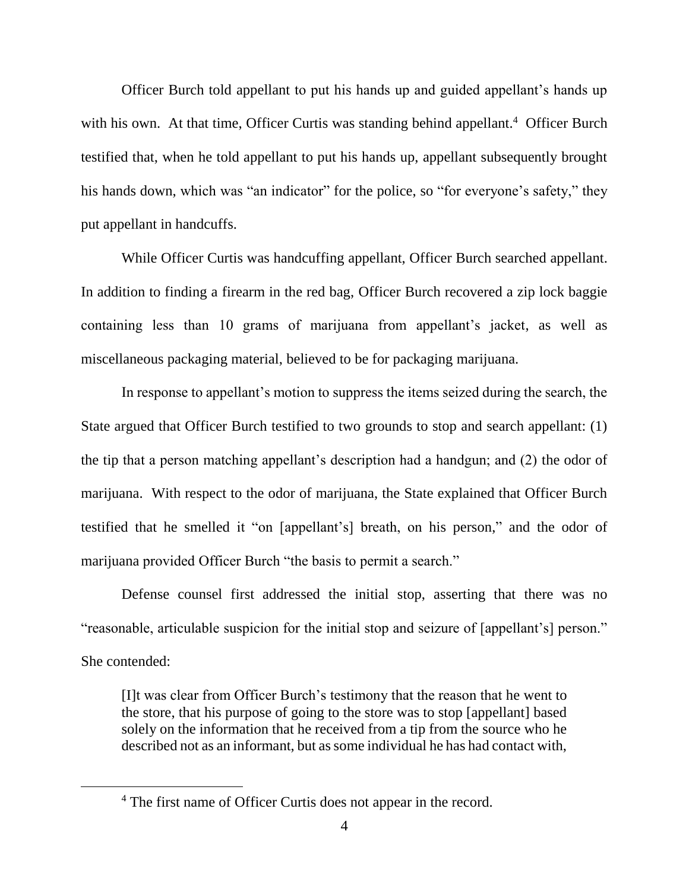Officer Burch told appellant to put his hands up and guided appellant's hands up with his own. At that time, Officer Curtis was standing behind appellant.[4] Officer Burch testified that, when he told appellant to put his hands up, appellant subsequently brought his hands down, which was "an indicator" for the police, so "for everyone's safety," they put appellant in handcuffs.

While Officer Curtis was handcuffing appellant, Officer Burch searched appellant. In addition to finding a firearm in the red bag, Officer Burch recovered a zip lock baggie containing less than 10 grams of marijuana from appellant's jacket, as well as miscellaneous packaging material, believed to be for packaging marijuana.

In response to appellant's motion to suppress the items seized during the search, the State argued that Officer Burch testified to two grounds to stop and search appellant: (1) the tip that a person matching appellant's description had a handgun; and (2) the odor of marijuana. With respect to the odor of marijuana, the State explained that Officer Burch testified that he smelled it "on [appellant's] breath, on his person," and the odor of marijuana provided Officer Burch "the basis to permit a search."

Defense counsel first addressed the initial stop, asserting that there was no "reasonable, articulable suspicion for the initial stop and seizure of [appellant's] person." She contended:

> [I]t was clear from Officer Burch's testimony that the reason that he went to the store, that his purpose of going to the store was to stop [appellant] based solely on the information that he received from a tip from the source who he described not as an informant, but as some individual he has had contact with,

---

[4] The first name of Officer Curtis does not appear in the record.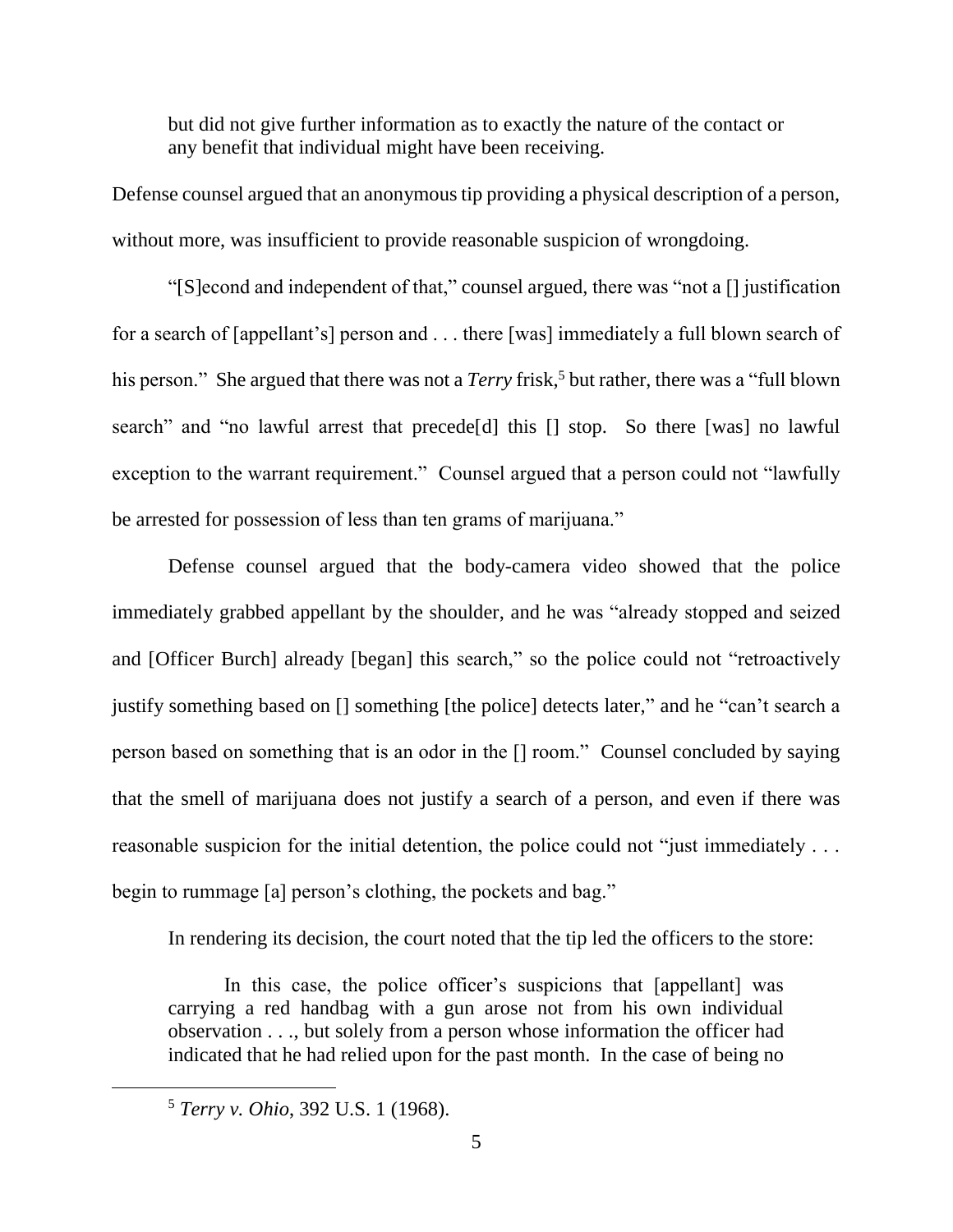> but did not give further information as to exactly the nature of the contact or any benefit that individual might have been receiving.

Defense counsel argued that an anonymous tip providing a physical description of a person, without more, was insufficient to provide reasonable suspicion of wrongdoing.

"[S]econd and independent of that," counsel argued, there was "not a [] justification for a search of [appellant's] person and . . . there [was] immediately a full blown search of his person." She argued that there was not a *Terry* frisk,[5] but rather, there was a "full blown search" and "no lawful arrest that precede[d] this [] stop. So there [was] no lawful exception to the warrant requirement." Counsel argued that a person could not "lawfully be arrested for possession of less than ten grams of marijuana."

Defense counsel argued that the body-camera video showed that the police immediately grabbed appellant by the shoulder, and he was "already stopped and seized and [Officer Burch] already [began] this search," so the police could not "retroactively justify something based on [] something [the police] detects later," and he "can't search a person based on something that is an odor in the [] room." Counsel concluded by saying that the smell of marijuana does not justify a search of a person, and even if there was reasonable suspicion for the initial detention, the police could not "just immediately . . . begin to rummage [a] person's clothing, the pockets and bag."

In rendering its decision, the court noted that the tip led the officers to the store:

> In this case, the police officer's suspicions that [appellant] was carrying a red handbag with a gun arose not from his own individual observation . . ., but solely from a person whose information the officer had indicated that he had relied upon for the past month. In the case of being no

[5] *Terry v. Ohio*, 392 U.S. 1 (1968).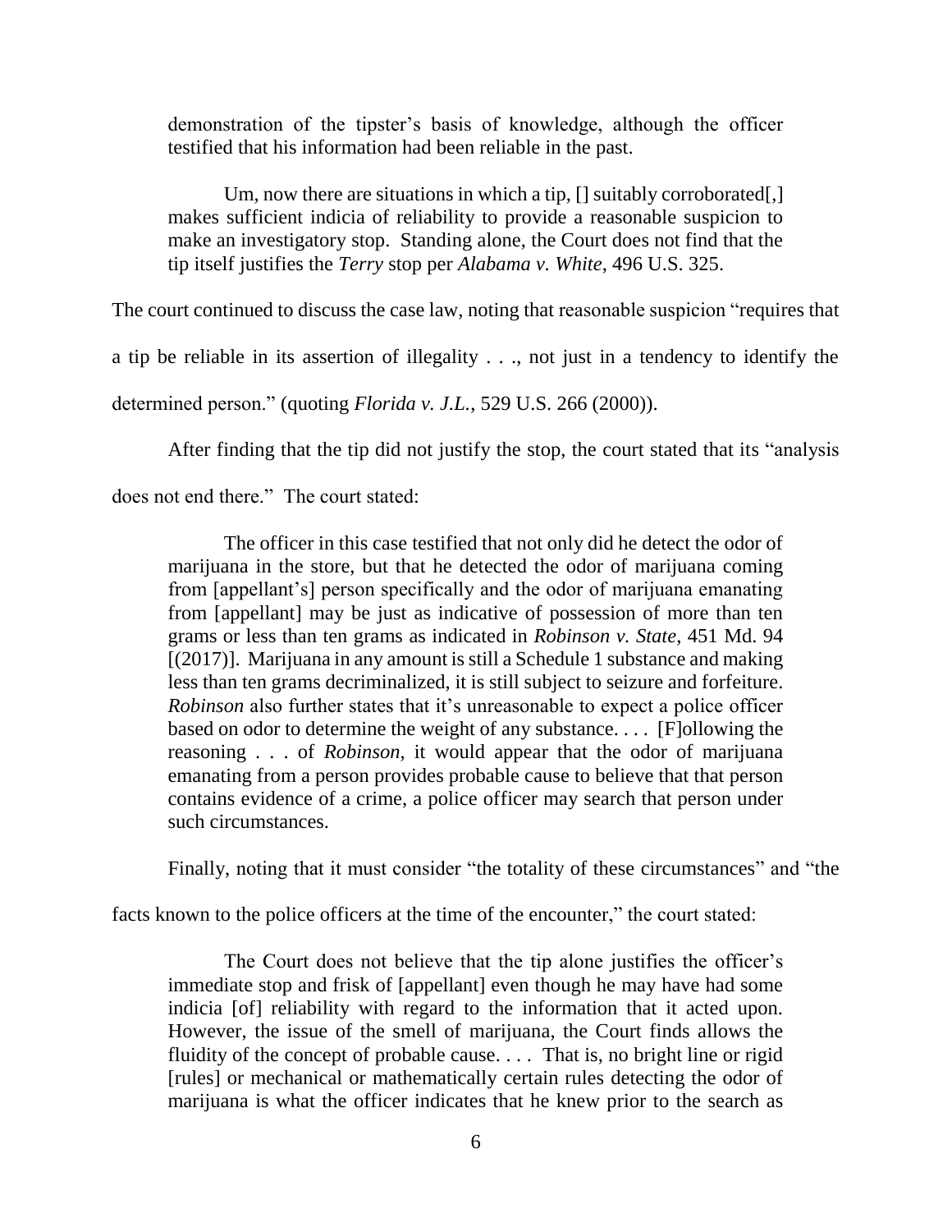demonstration of the tipster's basis of knowledge, although the officer testified that his information had been reliable in the past.

> Um, now there are situations in which a tip, [] suitably corroborated[,] makes sufficient indicia of reliability to provide a reasonable suspicion to make an investigatory stop. Standing alone, the Court does not find that the tip itself justifies the *Terry* stop per *Alabama v. White*, 496 U.S. 325.

The court continued to discuss the case law, noting that reasonable suspicion "requires that a tip be reliable in its assertion of illegality . . ., not just in a tendency to identify the determined person." (quoting *Florida v. J.L.*, 529 U.S. 266 (2000)).

After finding that the tip did not justify the stop, the court stated that its "analysis does not end there." The court stated:

> The officer in this case testified that not only did he detect the odor of marijuana in the store, but that he detected the odor of marijuana coming from [appellant's] person specifically and the odor of marijuana emanating from [appellant] may be just as indicative of possession of more than ten grams or less than ten grams as indicated in *Robinson v. State*, 451 Md. 94 [(2017)]. Marijuana in any amount is still a Schedule 1 substance and making less than ten grams decriminalized, it is still subject to seizure and forfeiture. *Robinson* also further states that it's unreasonable to expect a police officer based on odor to determine the weight of any substance. . . . [F]ollowing the reasoning . . . of *Robinson*, it would appear that the odor of marijuana emanating from a person provides probable cause to believe that that person contains evidence of a crime, a police officer may search that person under such circumstances.

Finally, noting that it must consider "the totality of these circumstances" and "the facts known to the police officers at the time of the encounter," the court stated:

> The Court does not believe that the tip alone justifies the officer's immediate stop and frisk of [appellant] even though he may have had some indicia [of] reliability with regard to the information that it acted upon. However, the issue of the smell of marijuana, the Court finds allows the fluidity of the concept of probable cause. . . . That is, no bright line or rigid [rules] or mechanical or mathematically certain rules detecting the odor of marijuana is what the officer indicates that he knew prior to the search as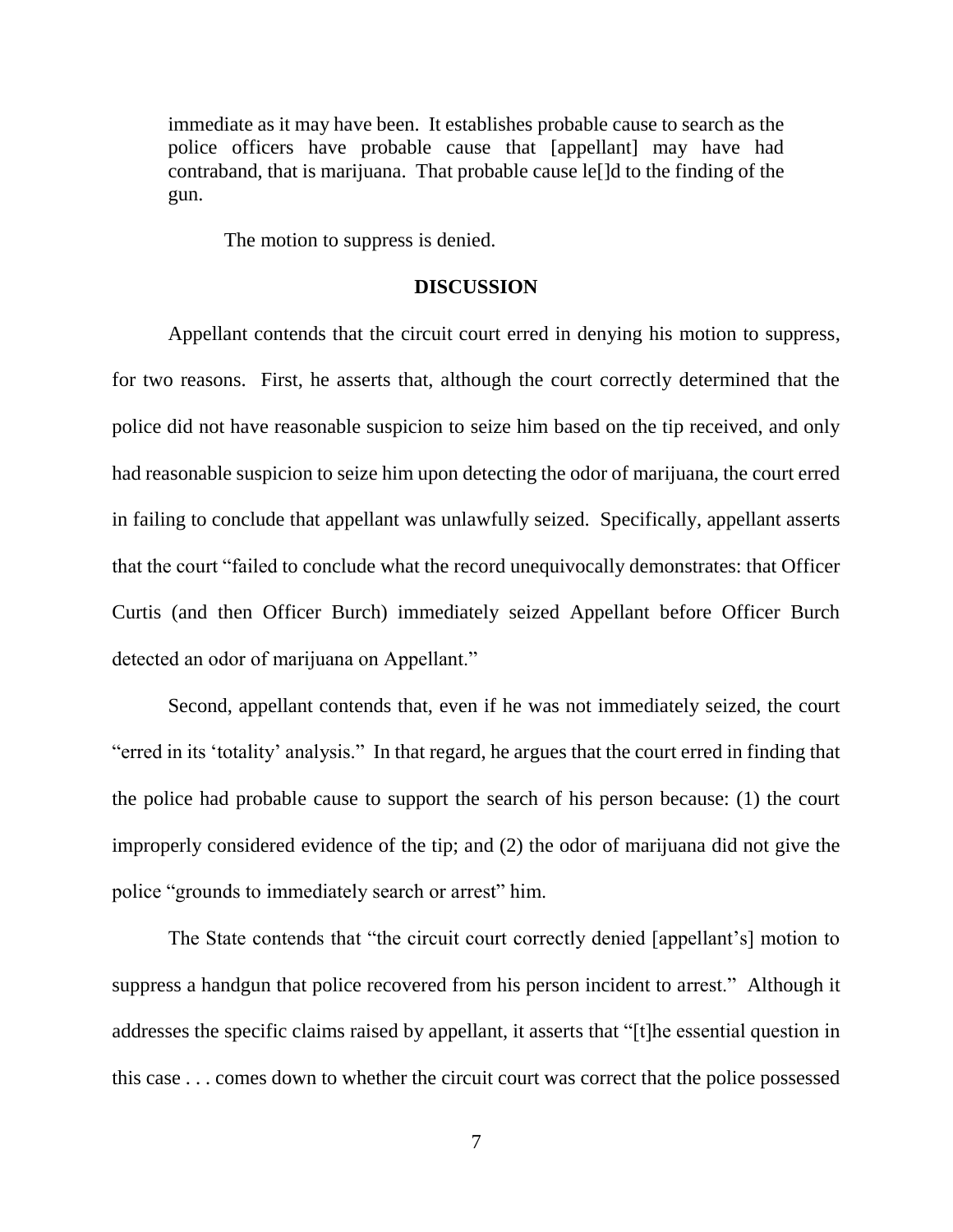> immediate as it may have been. It establishes probable cause to search as the police officers have probable cause that [appellant] may have had contraband, that is marijuana. That probable cause le[]d to the finding of the gun.
>
> The motion to suppress is denied.

## DISCUSSION

Appellant contends that the circuit court erred in denying his motion to suppress, for two reasons. First, he asserts that, although the court correctly determined that the police did not have reasonable suspicion to seize him based on the tip received, and only had reasonable suspicion to seize him upon detecting the odor of marijuana, the court erred in failing to conclude that appellant was unlawfully seized. Specifically, appellant asserts that the court "failed to conclude what the record unequivocally demonstrates: that Officer Curtis (and then Officer Burch) immediately seized Appellant before Officer Burch detected an odor of marijuana on Appellant."

Second, appellant contends that, even if he was not immediately seized, the court "erred in its 'totality' analysis." In that regard, he argues that the court erred in finding that the police had probable cause to support the search of his person because: (1) the court improperly considered evidence of the tip; and (2) the odor of marijuana did not give the police "grounds to immediately search or arrest" him.

The State contends that "the circuit court correctly denied [appellant's] motion to suppress a handgun that police recovered from his person incident to arrest." Although it addresses the specific claims raised by appellant, it asserts that "[t]he essential question in this case . . . comes down to whether the circuit court was correct that the police possessed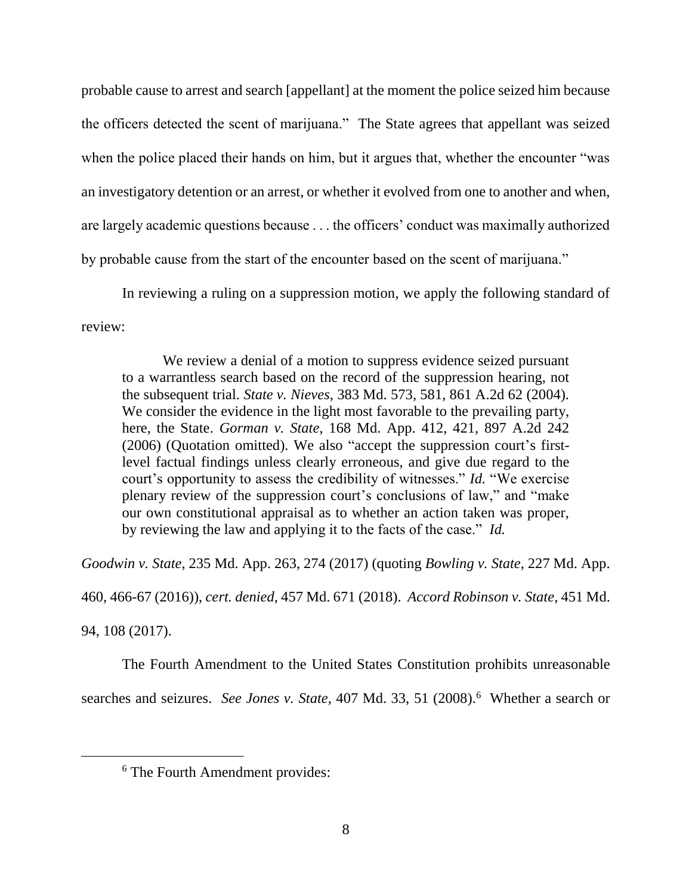probable cause to arrest and search [appellant] at the moment the police seized him because the officers detected the scent of marijuana." The State agrees that appellant was seized when the police placed their hands on him, but it argues that, whether the encounter "was an investigatory detention or an arrest, or whether it evolved from one to another and when, are largely academic questions because . . . the officers' conduct was maximally authorized by probable cause from the start of the encounter based on the scent of marijuana."

In reviewing a ruling on a suppression motion, we apply the following standard of review:

> We review a denial of a motion to suppress evidence seized pursuant to a warrantless search based on the record of the suppression hearing, not the subsequent trial. *State v. Nieves*, 383 Md. 573, 581, 861 A.2d 62 (2004). We consider the evidence in the light most favorable to the prevailing party, here, the State. *Gorman v. State*, 168 Md. App. 412, 421, 897 A.2d 242 (2006) (Quotation omitted). We also "accept the suppression court's first-level factual findings unless clearly erroneous, and give due regard to the court's opportunity to assess the credibility of witnesses." *Id.* "We exercise plenary review of the suppression court's conclusions of law," and "make our own constitutional appraisal as to whether an action taken was proper, by reviewing the law and applying it to the facts of the case." *Id.*

*Goodwin v. State*, 235 Md. App. 263, 274 (2017) (quoting *Bowling v. State*, 227 Md. App. 460, 466-67 (2016)), *cert. denied*, 457 Md. 671 (2018). *Accord Robinson v. State*, 451 Md. 94, 108 (2017).

The Fourth Amendment to the United States Constitution prohibits unreasonable searches and seizures. *See Jones v. State*, 407 Md. 33, 51 (2008).[6] Whether a search or

---

[6] The Fourth Amendment provides: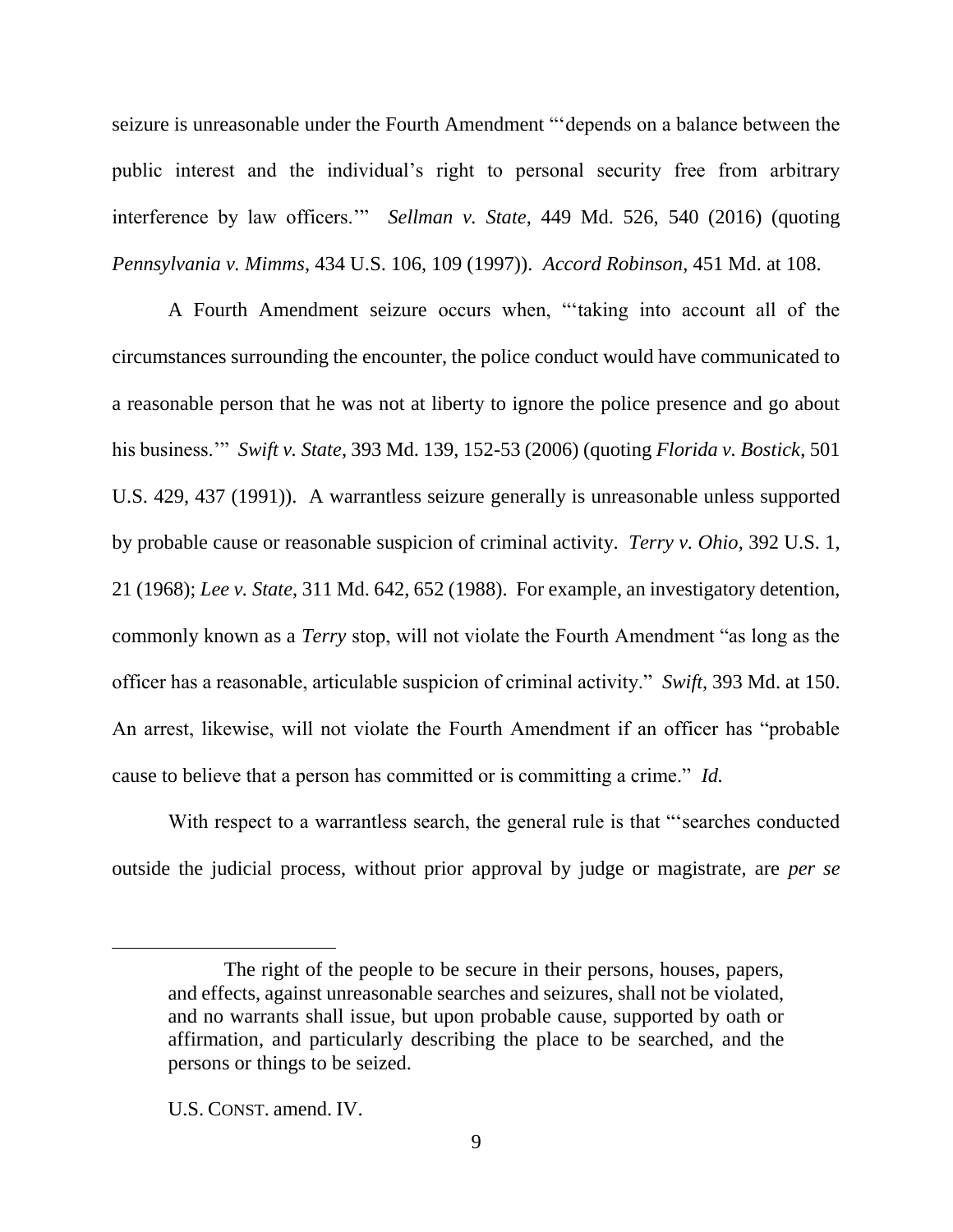seizure is unreasonable under the Fourth Amendment "'depends on a balance between the public interest and the individual's right to personal security free from arbitrary interference by law officers.'" *Sellman v. State*, 449 Md. 526, 540 (2016) (quoting *Pennsylvania v. Mimms*, 434 U.S. 106, 109 (1997)). *Accord Robinson*, 451 Md. at 108.

A Fourth Amendment seizure occurs when, "'taking into account all of the circumstances surrounding the encounter, the police conduct would have communicated to a reasonable person that he was not at liberty to ignore the police presence and go about his business.'" *Swift v. State*, 393 Md. 139, 152-53 (2006) (quoting *Florida v. Bostick*, 501 U.S. 429, 437 (1991)). A warrantless seizure generally is unreasonable unless supported by probable cause or reasonable suspicion of criminal activity. *Terry v. Ohio*, 392 U.S. 1, 21 (1968); *Lee v. State*, 311 Md. 642, 652 (1988). For example, an investigatory detention, commonly known as a *Terry* stop, will not violate the Fourth Amendment "as long as the officer has a reasonable, articulable suspicion of criminal activity." *Swift*, 393 Md. at 150. An arrest, likewise, will not violate the Fourth Amendment if an officer has "probable cause to believe that a person has committed or is committing a crime." *Id.*

With respect to a warrantless search, the general rule is that "'searches conducted outside the judicial process, without prior approval by judge or magistrate, are *per se*

---

> The right of the people to be secure in their persons, houses, papers, and effects, against unreasonable searches and seizures, shall not be violated, and no warrants shall issue, but upon probable cause, supported by oath or affirmation, and particularly describing the place to be searched, and the persons or things to be seized.
>
> U.S. CONST. amend. IV.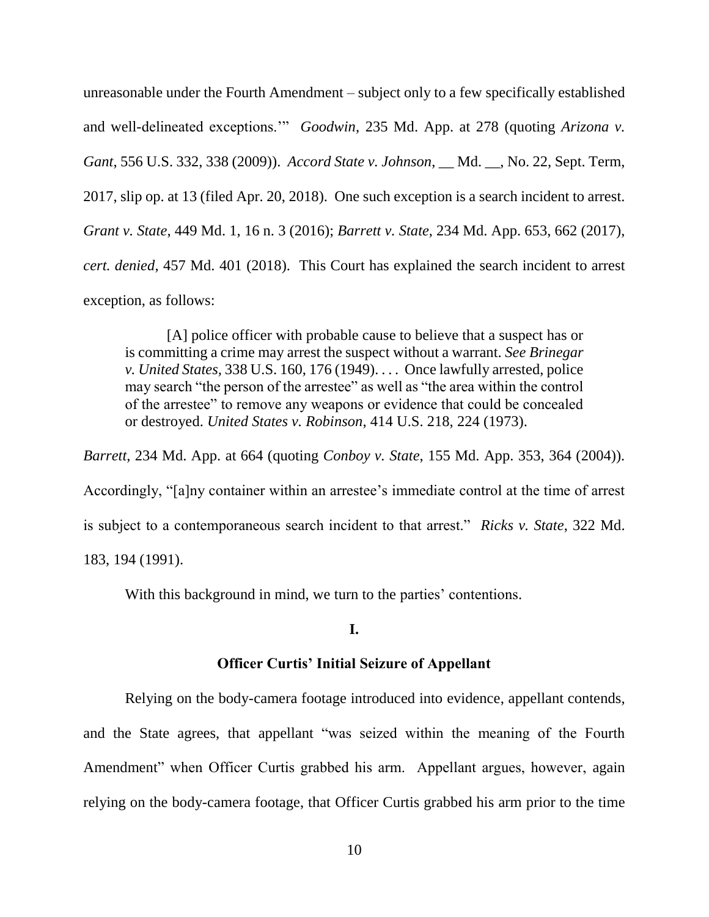unreasonable under the Fourth Amendment – subject only to a few specifically established and well-delineated exceptions.'" *Goodwin*, 235 Md. App. at 278 (quoting *Arizona v. Gant*, 556 U.S. 332, 338 (2009)). *Accord State v. Johnson*, __ Md. __, No. 22, Sept. Term, 2017, slip op. at 13 (filed Apr. 20, 2018). One such exception is a search incident to arrest. *Grant v. State*, 449 Md. 1, 16 n. 3 (2016); *Barrett v. State*, 234 Md. App. 653, 662 (2017), *cert. denied*, 457 Md. 401 (2018). This Court has explained the search incident to arrest exception, as follows:

> [A] police officer with probable cause to believe that a suspect has or is committing a crime may arrest the suspect without a warrant. *See Brinegar v. United States,* 338 U.S. 160, 176 (1949). . . . Once lawfully arrested, police may search "the person of the arrestee" as well as "the area within the control of the arrestee" to remove any weapons or evidence that could be concealed or destroyed. *United States v. Robinson,* 414 U.S. 218, 224 (1973).

*Barrett*, 234 Md. App. at 664 (quoting *Conboy v. State*, 155 Md. App. 353, 364 (2004)). Accordingly, "[a]ny container within an arrestee's immediate control at the time of arrest is subject to a contemporaneous search incident to that arrest." *Ricks v. State*, 322 Md. 183, 194 (1991).

With this background in mind, we turn to the parties' contentions.

## I.

### Officer Curtis' Initial Seizure of Appellant

Relying on the body-camera footage introduced into evidence, appellant contends, and the State agrees, that appellant "was seized within the meaning of the Fourth Amendment" when Officer Curtis grabbed his arm. Appellant argues, however, again relying on the body-camera footage, that Officer Curtis grabbed his arm prior to the time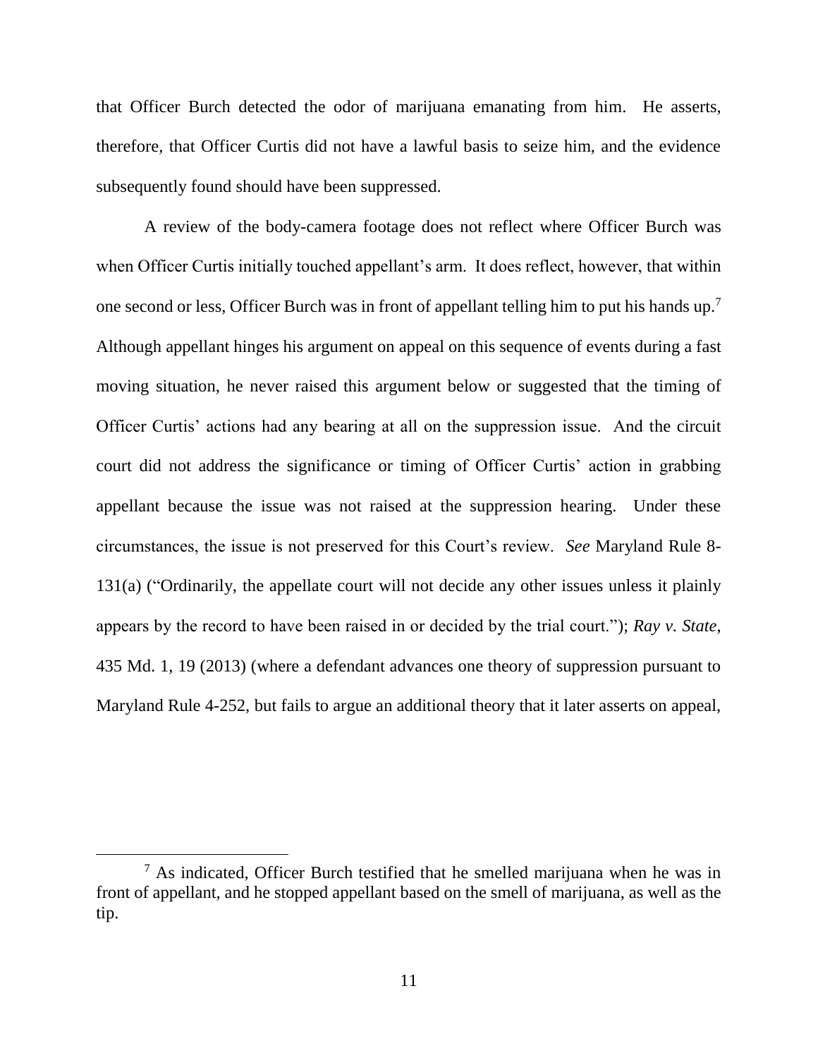that Officer Burch detected the odor of marijuana emanating from him. He asserts, therefore, that Officer Curtis did not have a lawful basis to seize him, and the evidence subsequently found should have been suppressed.

A review of the body-camera footage does not reflect where Officer Burch was when Officer Curtis initially touched appellant's arm. It does reflect, however, that within one second or less, Officer Burch was in front of appellant telling him to put his hands up.[7] Although appellant hinges his argument on appeal on this sequence of events during a fast moving situation, he never raised this argument below or suggested that the timing of Officer Curtis' actions had any bearing at all on the suppression issue. And the circuit court did not address the significance or timing of Officer Curtis' action in grabbing appellant because the issue was not raised at the suppression hearing. Under these circumstances, the issue is not preserved for this Court's review. *See* Maryland Rule 8-131(a) ("Ordinarily, the appellate court will not decide any other issues unless it plainly appears by the record to have been raised in or decided by the trial court."); *Ray v. State*, 435 Md. 1, 19 (2013) (where a defendant advances one theory of suppression pursuant to Maryland Rule 4-252, but fails to argue an additional theory that it later asserts on appeal,

[7] As indicated, Officer Burch testified that he smelled marijuana when he was in front of appellant, and he stopped appellant based on the smell of marijuana, as well as the tip.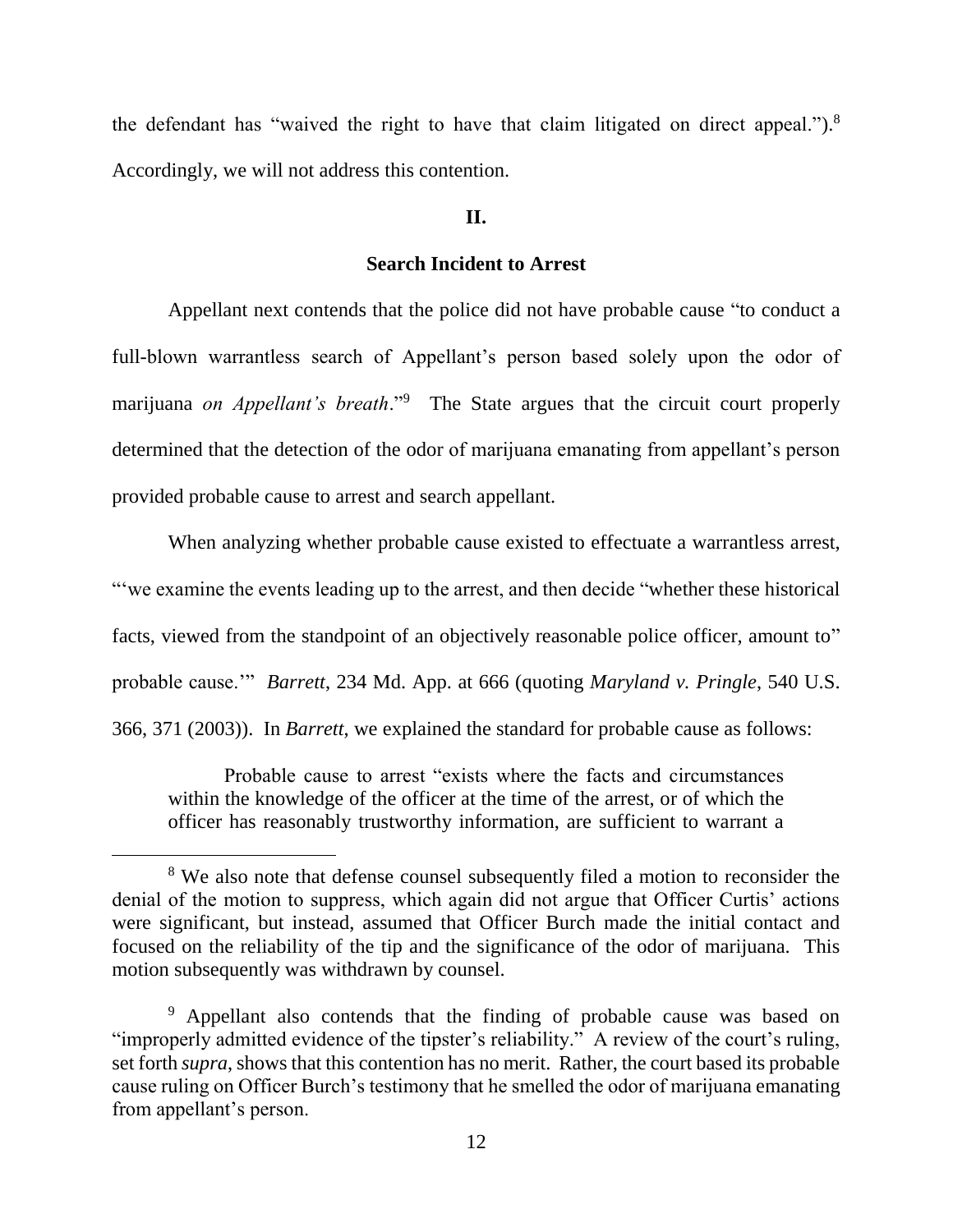the defendant has "waived the right to have that claim litigated on direct appeal.").[8] Accordingly, we will not address this contention.

## II.

## Search Incident to Arrest

Appellant next contends that the police did not have probable cause "to conduct a full-blown warrantless search of Appellant's person based solely upon the odor of marijuana *on Appellant's breath*."[9] The State argues that the circuit court properly determined that the detection of the odor of marijuana emanating from appellant's person provided probable cause to arrest and search appellant.

When analyzing whether probable cause existed to effectuate a warrantless arrest, "'we examine the events leading up to the arrest, and then decide "whether these historical facts, viewed from the standpoint of an objectively reasonable police officer, amount to" probable cause.'" *Barrett*, 234 Md. App. at 666 (quoting *Maryland v. Pringle*, 540 U.S. 366, 371 (2003)). In *Barrett*, we explained the standard for probable cause as follows:

> Probable cause to arrest "exists where the facts and circumstances within the knowledge of the officer at the time of the arrest, or of which the officer has reasonably trustworthy information, are sufficient to warrant a

---

[8] We also note that defense counsel subsequently filed a motion to reconsider the denial of the motion to suppress, which again did not argue that Officer Curtis' actions were significant, but instead, assumed that Officer Burch made the initial contact and focused on the reliability of the tip and the significance of the odor of marijuana. This motion subsequently was withdrawn by counsel.

[9] Appellant also contends that the finding of probable cause was based on "improperly admitted evidence of the tipster's reliability." A review of the court's ruling, set forth *supra*, shows that this contention has no merit. Rather, the court based its probable cause ruling on Officer Burch's testimony that he smelled the odor of marijuana emanating from appellant's person.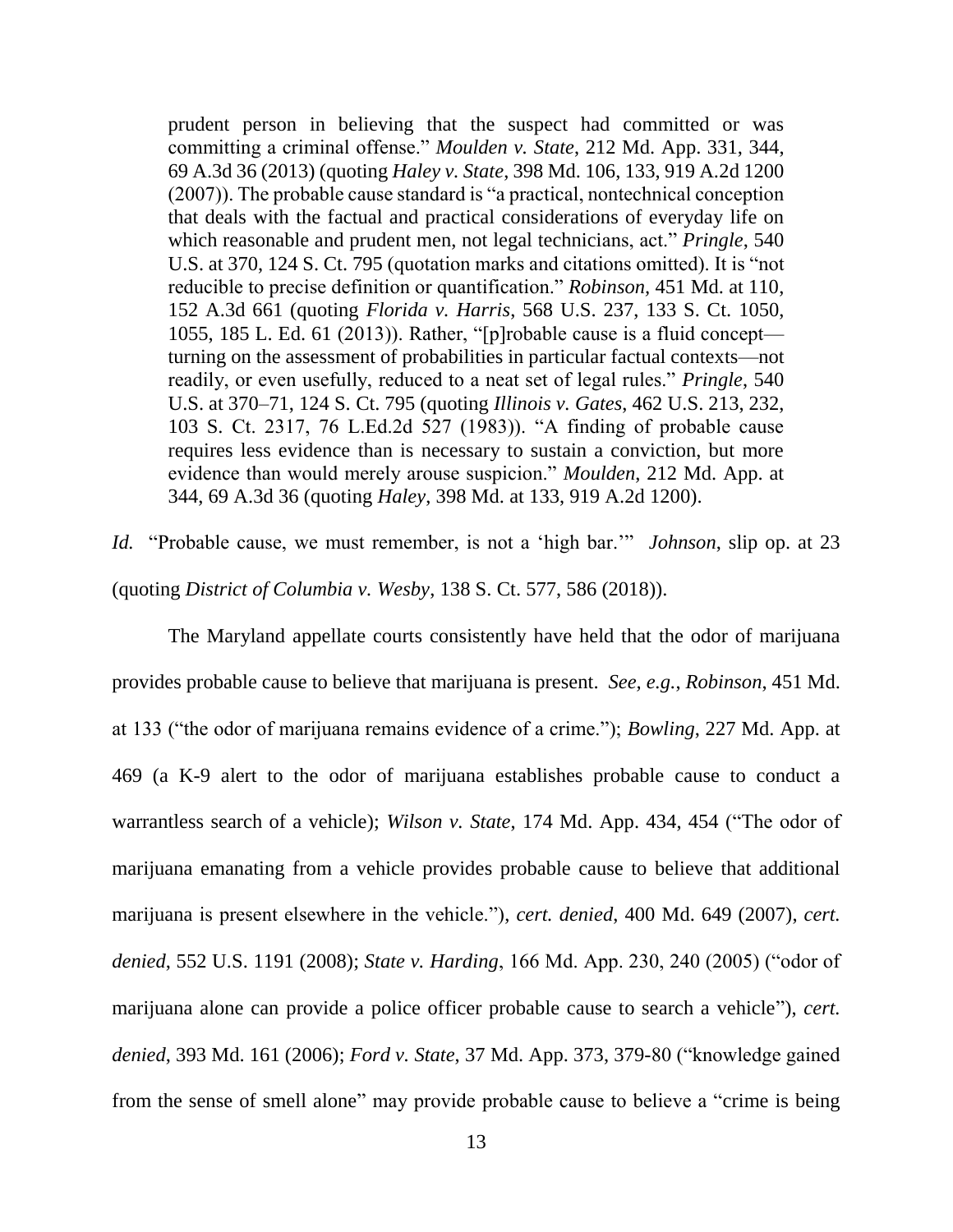> prudent person in believing that the suspect had committed or was committing a criminal offense." *Moulden v. State*, 212 Md. App. 331, 344, 69 A.3d 36 (2013) (quoting *Haley v. State*, 398 Md. 106, 133, 919 A.2d 1200 (2007)). The probable cause standard is "a practical, nontechnical conception that deals with the factual and practical considerations of everyday life on which reasonable and prudent men, not legal technicians, act." *Pringle*, 540 U.S. at 370, 124 S. Ct. 795 (quotation marks and citations omitted). It is "not reducible to precise definition or quantification." *Robinson*, 451 Md. at 110, 152 A.3d 661 (quoting *Florida v. Harris*, 568 U.S. 237, 133 S. Ct. 1050, 1055, 185 L. Ed. 61 (2013)). Rather, "[p]robable cause is a fluid concept—turning on the assessment of probabilities in particular factual contexts—not readily, or even usefully, reduced to a neat set of legal rules." *Pringle*, 540 U.S. at 370–71, 124 S. Ct. 795 (quoting *Illinois v. Gates*, 462 U.S. 213, 232, 103 S. Ct. 2317, 76 L.Ed.2d 527 (1983)). "A finding of probable cause requires less evidence than is necessary to sustain a conviction, but more evidence than would merely arouse suspicion." *Moulden*, 212 Md. App. at 344, 69 A.3d 36 (quoting *Haley*, 398 Md. at 133, 919 A.2d 1200).

*Id.* "Probable cause, we must remember, is not a 'high bar.'" *Johnson*, slip op. at 23 (quoting *District of Columbia v. Wesby*, 138 S. Ct. 577, 586 (2018)).

The Maryland appellate courts consistently have held that the odor of marijuana provides probable cause to believe that marijuana is present. *See, e.g.*, *Robinson*, 451 Md. at 133 ("the odor of marijuana remains evidence of a crime."); *Bowling*, 227 Md. App. at 469 (a K-9 alert to the odor of marijuana establishes probable cause to conduct a warrantless search of a vehicle); *Wilson v. State*, 174 Md. App. 434, 454 ("The odor of marijuana emanating from a vehicle provides probable cause to believe that additional marijuana is present elsewhere in the vehicle."), *cert. denied*, 400 Md. 649 (2007), *cert. denied*, 552 U.S. 1191 (2008); *State v. Harding*, 166 Md. App. 230, 240 (2005) ("odor of marijuana alone can provide a police officer probable cause to search a vehicle"), *cert. denied*, 393 Md. 161 (2006); *Ford v. State*, 37 Md. App. 373, 379-80 ("knowledge gained from the sense of smell alone" may provide probable cause to believe a "crime is being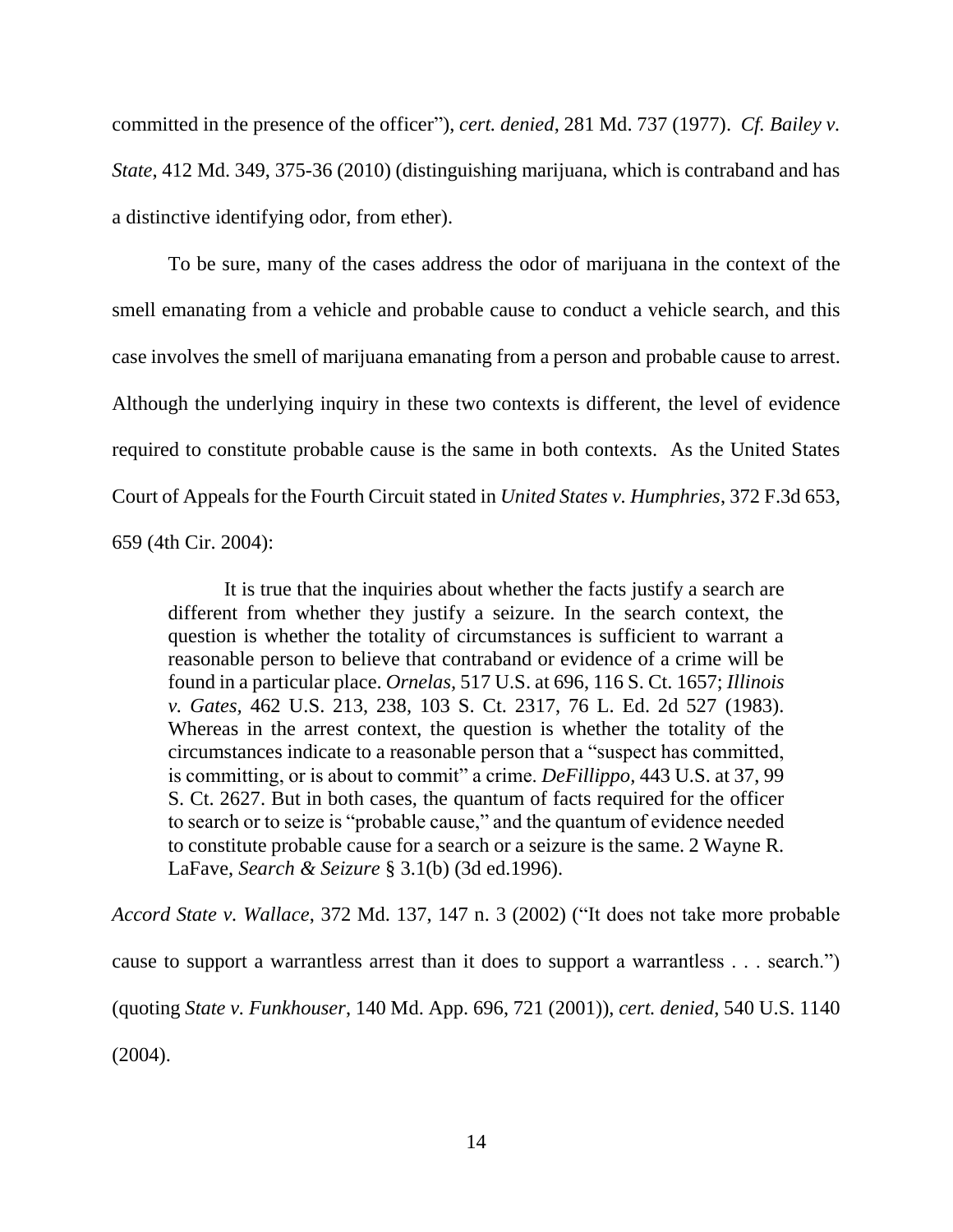committed in the presence of the officer"), *cert. denied*, 281 Md. 737 (1977). *Cf. Bailey v. State*, 412 Md. 349, 375-36 (2010) (distinguishing marijuana, which is contraband and has a distinctive identifying odor, from ether).

To be sure, many of the cases address the odor of marijuana in the context of the smell emanating from a vehicle and probable cause to conduct a vehicle search, and this case involves the smell of marijuana emanating from a person and probable cause to arrest. Although the underlying inquiry in these two contexts is different, the level of evidence required to constitute probable cause is the same in both contexts. As the United States Court of Appeals for the Fourth Circuit stated in *United States v. Humphries*, 372 F.3d 653, 659 (4th Cir. 2004):

> It is true that the inquiries about whether the facts justify a search are different from whether they justify a seizure. In the search context, the question is whether the totality of circumstances is sufficient to warrant a reasonable person to believe that contraband or evidence of a crime will be found in a particular place. *Ornelas*, 517 U.S. at 696, 116 S. Ct. 1657; *Illinois v. Gates*, 462 U.S. 213, 238, 103 S. Ct. 2317, 76 L. Ed. 2d 527 (1983). Whereas in the arrest context, the question is whether the totality of the circumstances indicate to a reasonable person that a "suspect has committed, is committing, or is about to commit" a crime. *DeFillippo*, 443 U.S. at 37, 99 S. Ct. 2627. But in both cases, the quantum of facts required for the officer to search or to seize is "probable cause," and the quantum of evidence needed to constitute probable cause for a search or a seizure is the same. 2 Wayne R. LaFave, *Search & Seizure* § 3.1(b) (3d ed.1996).

*Accord State v. Wallace*, 372 Md. 137, 147 n. 3 (2002) ("It does not take more probable cause to support a warrantless arrest than it does to support a warrantless . . . search.") (quoting *State v. Funkhouser*, 140 Md. App. 696, 721 (2001)), *cert. denied*, 540 U.S. 1140 (2004).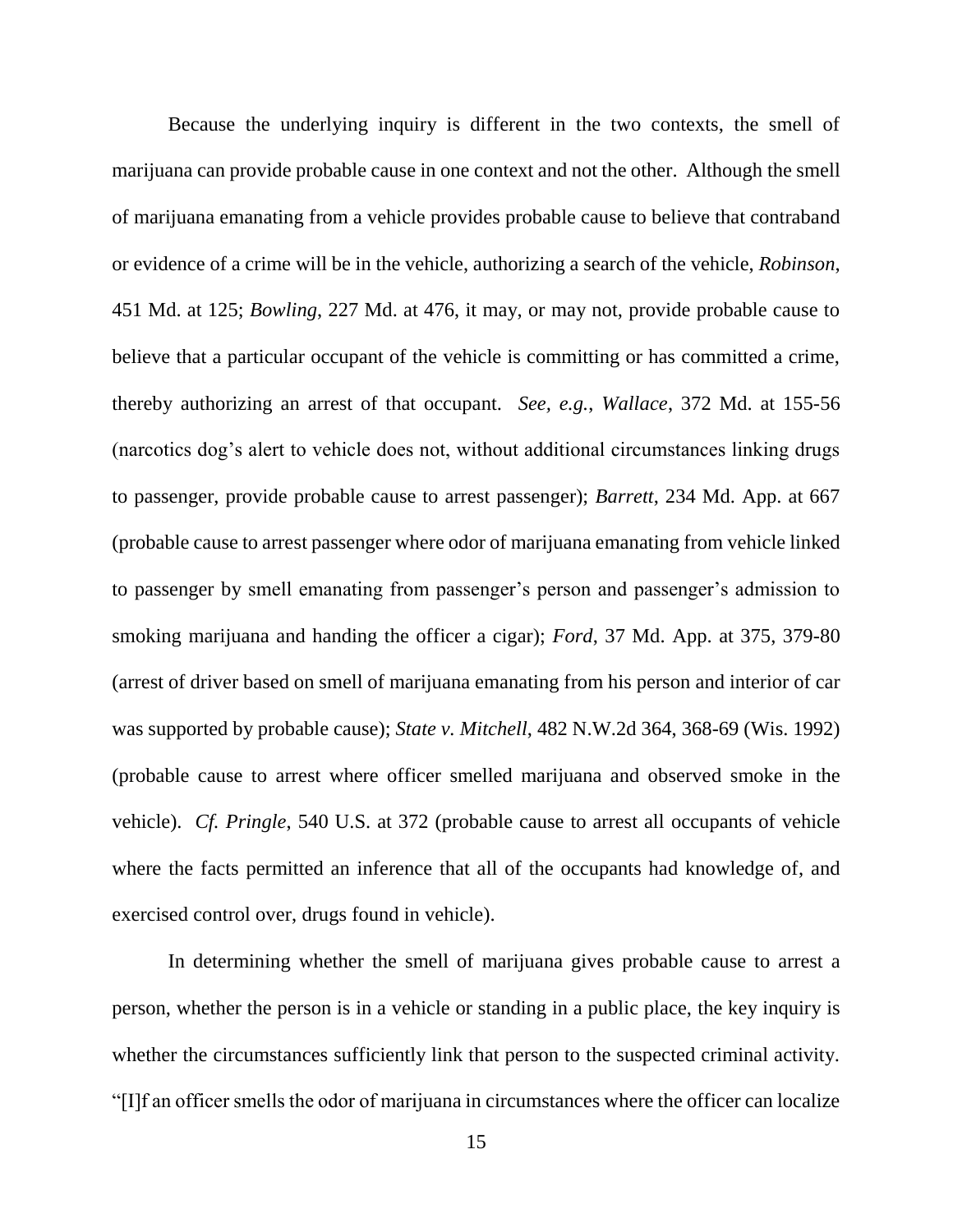Because the underlying inquiry is different in the two contexts, the smell of marijuana can provide probable cause in one context and not the other. Although the smell of marijuana emanating from a vehicle provides probable cause to believe that contraband or evidence of a crime will be in the vehicle, authorizing a search of the vehicle, *Robinson*, 451 Md. at 125; *Bowling*, 227 Md. at 476, it may, or may not, provide probable cause to believe that a particular occupant of the vehicle is committing or has committed a crime, thereby authorizing an arrest of that occupant. *See, e.g.*, *Wallace*, 372 Md. at 155-56 (narcotics dog's alert to vehicle does not, without additional circumstances linking drugs to passenger, provide probable cause to arrest passenger); *Barrett*, 234 Md. App. at 667 (probable cause to arrest passenger where odor of marijuana emanating from vehicle linked to passenger by smell emanating from passenger's person and passenger's admission to smoking marijuana and handing the officer a cigar); *Ford*, 37 Md. App. at 375, 379-80 (arrest of driver based on smell of marijuana emanating from his person and interior of car was supported by probable cause); *State v. Mitchell*, 482 N.W.2d 364, 368-69 (Wis. 1992) (probable cause to arrest where officer smelled marijuana and observed smoke in the vehicle). *Cf. Pringle*, 540 U.S. at 372 (probable cause to arrest all occupants of vehicle where the facts permitted an inference that all of the occupants had knowledge of, and exercised control over, drugs found in vehicle).

In determining whether the smell of marijuana gives probable cause to arrest a person, whether the person is in a vehicle or standing in a public place, the key inquiry is whether the circumstances sufficiently link that person to the suspected criminal activity. "[I]f an officer smells the odor of marijuana in circumstances where the officer can localize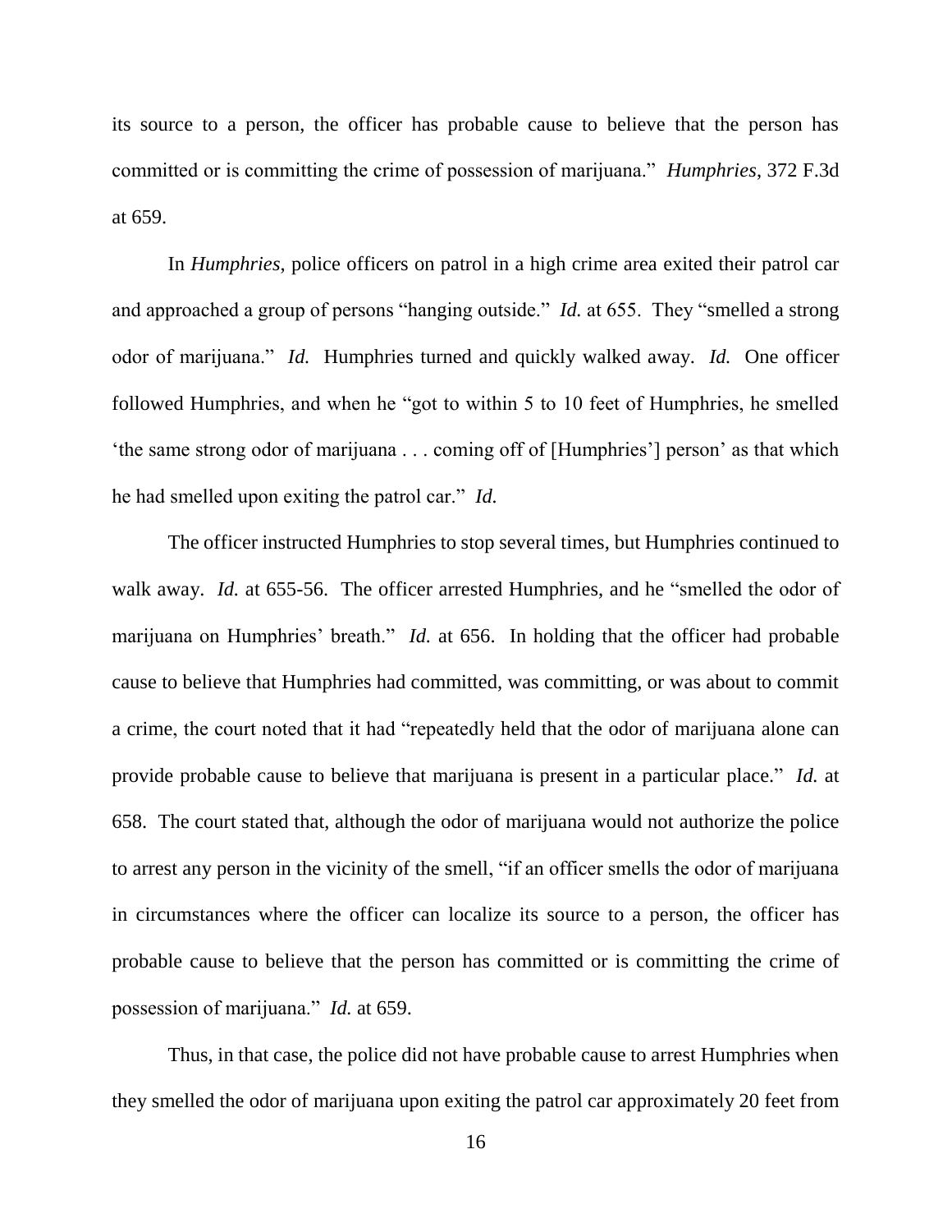its source to a person, the officer has probable cause to believe that the person has committed or is committing the crime of possession of marijuana." *Humphries*, 372 F.3d at 659.

In *Humphries*, police officers on patrol in a high crime area exited their patrol car and approached a group of persons "hanging outside." *Id.* at 655. They "smelled a strong odor of marijuana." *Id.* Humphries turned and quickly walked away. *Id.* One officer followed Humphries, and when he "got to within 5 to 10 feet of Humphries, he smelled 'the same strong odor of marijuana . . . coming off of [Humphries'] person' as that which he had smelled upon exiting the patrol car." *Id.*

The officer instructed Humphries to stop several times, but Humphries continued to walk away. *Id.* at 655-56. The officer arrested Humphries, and he "smelled the odor of marijuana on Humphries' breath." *Id.* at 656. In holding that the officer had probable cause to believe that Humphries had committed, was committing, or was about to commit a crime, the court noted that it had "repeatedly held that the odor of marijuana alone can provide probable cause to believe that marijuana is present in a particular place." *Id.* at 658. The court stated that, although the odor of marijuana would not authorize the police to arrest any person in the vicinity of the smell, "if an officer smells the odor of marijuana in circumstances where the officer can localize its source to a person, the officer has probable cause to believe that the person has committed or is committing the crime of possession of marijuana." *Id.* at 659.

Thus, in that case, the police did not have probable cause to arrest Humphries when they smelled the odor of marijuana upon exiting the patrol car approximately 20 feet from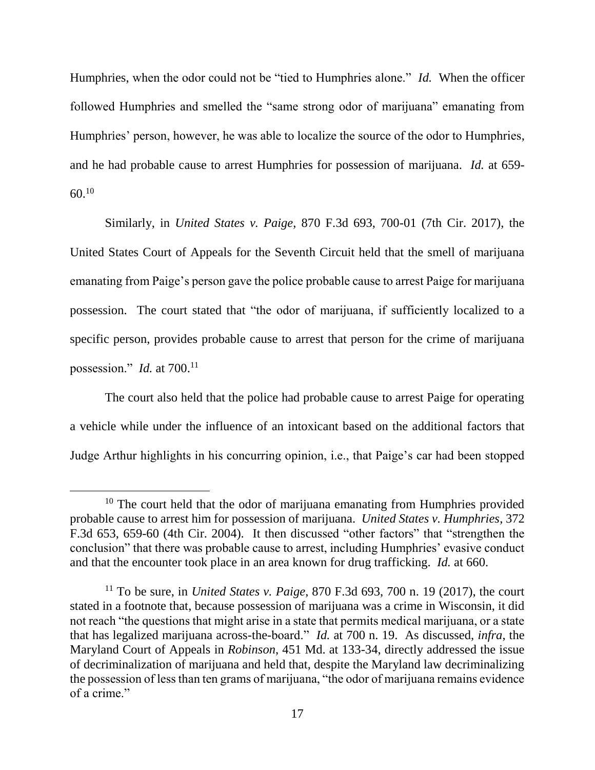Humphries, when the odor could not be "tied to Humphries alone." *Id.* When the officer followed Humphries and smelled the "same strong odor of marijuana" emanating from Humphries' person, however, he was able to localize the source of the odor to Humphries, and he had probable cause to arrest Humphries for possession of marijuana. *Id.* at 659-60.[10]

Similarly, in *United States v. Paige*, 870 F.3d 693, 700-01 (7th Cir. 2017), the United States Court of Appeals for the Seventh Circuit held that the smell of marijuana emanating from Paige's person gave the police probable cause to arrest Paige for marijuana possession. The court stated that "the odor of marijuana, if sufficiently localized to a specific person, provides probable cause to arrest that person for the crime of marijuana possession." *Id.* at 700.[11]

The court also held that the police had probable cause to arrest Paige for operating a vehicle while under the influence of an intoxicant based on the additional factors that Judge Arthur highlights in his concurring opinion, i.e., that Paige's car had been stopped

---

[10] The court held that the odor of marijuana emanating from Humphries provided probable cause to arrest him for possession of marijuana. *United States v. Humphries*, 372 F.3d 653, 659-60 (4th Cir. 2004). It then discussed "other factors" that "strengthen the conclusion" that there was probable cause to arrest, including Humphries' evasive conduct and that the encounter took place in an area known for drug trafficking. *Id.* at 660.

[11] To be sure, in *United States v. Paige*, 870 F.3d 693, 700 n. 19 (2017), the court stated in a footnote that, because possession of marijuana was a crime in Wisconsin, it did not reach "the questions that might arise in a state that permits medical marijuana, or a state that has legalized marijuana across-the-board." *Id.* at 700 n. 19. As discussed, *infra*, the Maryland Court of Appeals in *Robinson*, 451 Md. at 133-34, directly addressed the issue of decriminalization of marijuana and held that, despite the Maryland law decriminalizing the possession of less than ten grams of marijuana, "the odor of marijuana remains evidence of a crime."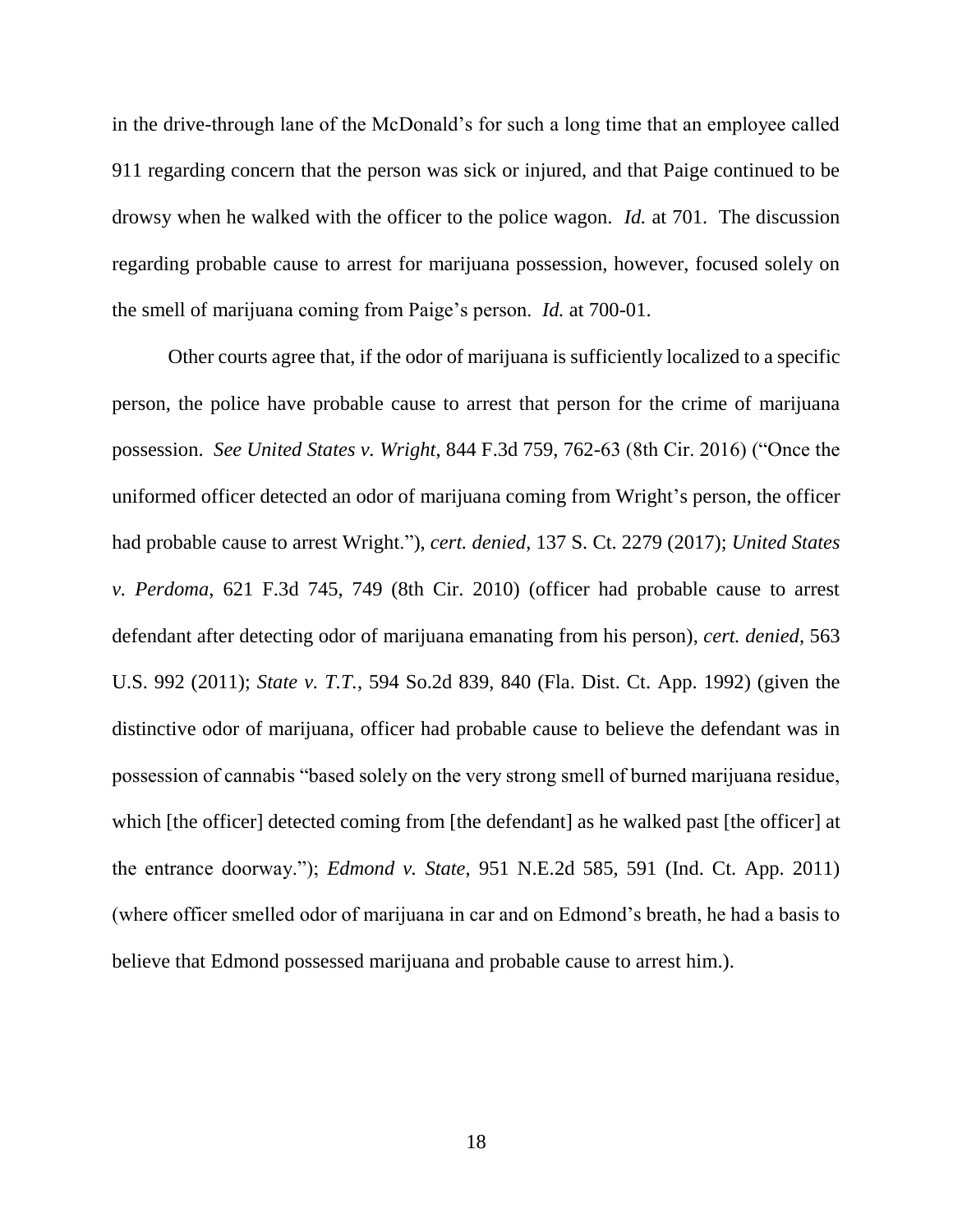in the drive-through lane of the McDonald's for such a long time that an employee called 911 regarding concern that the person was sick or injured, and that Paige continued to be drowsy when he walked with the officer to the police wagon. *Id.* at 701. The discussion regarding probable cause to arrest for marijuana possession, however, focused solely on the smell of marijuana coming from Paige's person. *Id.* at 700-01.

Other courts agree that, if the odor of marijuana is sufficiently localized to a specific person, the police have probable cause to arrest that person for the crime of marijuana possession. *See United States v. Wright*, 844 F.3d 759, 762-63 (8th Cir. 2016) ("Once the uniformed officer detected an odor of marijuana coming from Wright's person, the officer had probable cause to arrest Wright."), *cert. denied*, 137 S. Ct. 2279 (2017); *United States v. Perdoma*, 621 F.3d 745, 749 (8th Cir. 2010) (officer had probable cause to arrest defendant after detecting odor of marijuana emanating from his person), *cert. denied*, 563 U.S. 992 (2011); *State v. T.T.*, 594 So.2d 839, 840 (Fla. Dist. Ct. App. 1992) (given the distinctive odor of marijuana, officer had probable cause to believe the defendant was in possession of cannabis "based solely on the very strong smell of burned marijuana residue, which [the officer] detected coming from [the defendant] as he walked past [the officer] at the entrance doorway."); *Edmond v. State*, 951 N.E.2d 585, 591 (Ind. Ct. App. 2011) (where officer smelled odor of marijuana in car and on Edmond's breath, he had a basis to believe that Edmond possessed marijuana and probable cause to arrest him.).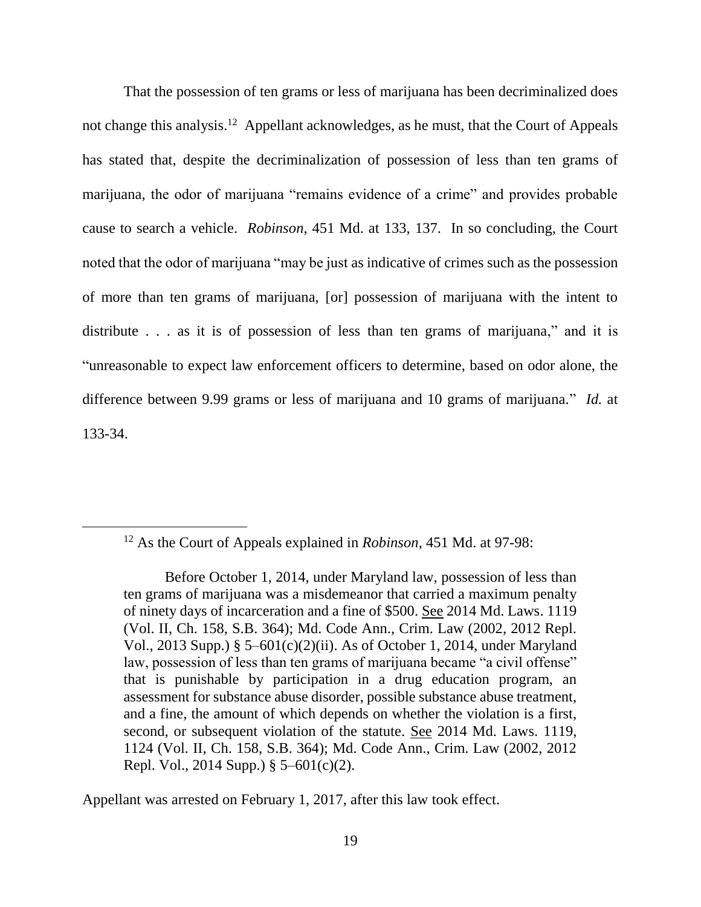That the possession of ten grams or less of marijuana has been decriminalized does not change this analysis.[12] Appellant acknowledges, as he must, that the Court of Appeals has stated that, despite the decriminalization of possession of less than ten grams of marijuana, the odor of marijuana "remains evidence of a crime" and provides probable cause to search a vehicle. *Robinson*, 451 Md. at 133, 137. In so concluding, the Court noted that the odor of marijuana "may be just as indicative of crimes such as the possession of more than ten grams of marijuana, [or] possession of marijuana with the intent to distribute . . . as it is of possession of less than ten grams of marijuana," and it is "unreasonable to expect law enforcement officers to determine, based on odor alone, the difference between 9.99 grams or less of marijuana and 10 grams of marijuana." *Id.* at 133-34.

---

[12] As the Court of Appeals explained in *Robinson*, 451 Md. at 97-98:

> Before October 1, 2014, under Maryland law, possession of less than ten grams of marijuana was a misdemeanor that carried a maximum penalty of ninety days of incarceration and a fine of $500. See 2014 Md. Laws. 1119 (Vol. II, Ch. 158, S.B. 364); Md. Code Ann., Crim. Law (2002, 2012 Repl. Vol., 2013 Supp.) § 5–601(c)(2)(ii). As of October 1, 2014, under Maryland law, possession of less than ten grams of marijuana became "a civil offense" that is punishable by participation in a drug education program, an assessment for substance abuse disorder, possible substance abuse treatment, and a fine, the amount of which depends on whether the violation is a first, second, or subsequent violation of the statute. See 2014 Md. Laws. 1119, 1124 (Vol. II, Ch. 158, S.B. 364); Md. Code Ann., Crim. Law (2002, 2012 Repl. Vol., 2014 Supp.) § 5–601(c)(2).

Appellant was arrested on February 1, 2017, after this law took effect.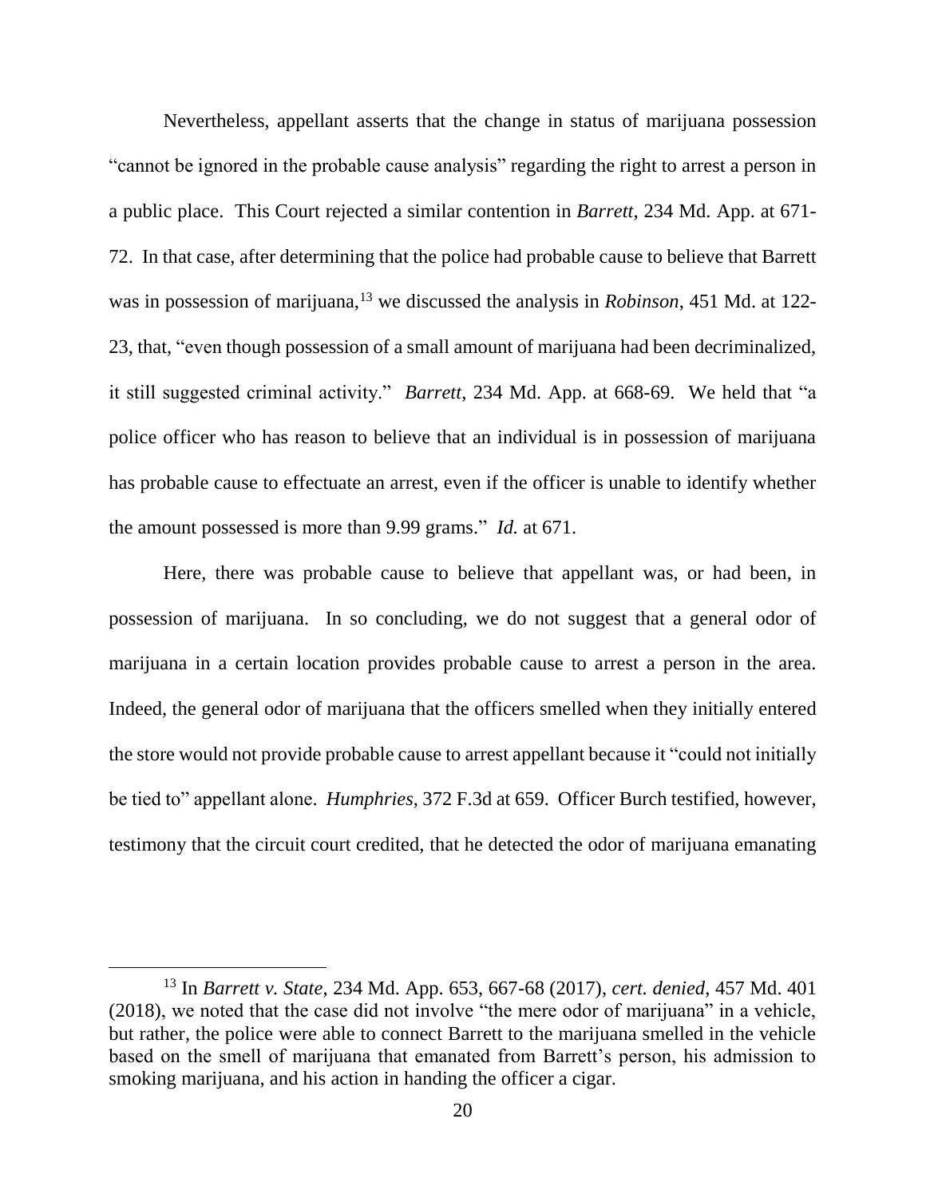Nevertheless, appellant asserts that the change in status of marijuana possession "cannot be ignored in the probable cause analysis" regarding the right to arrest a person in a public place. This Court rejected a similar contention in *Barrett*, 234 Md. App. at 671-72. In that case, after determining that the police had probable cause to believe that Barrett was in possession of marijuana,[13] we discussed the analysis in *Robinson*, 451 Md. at 122-23, that, "even though possession of a small amount of marijuana had been decriminalized, it still suggested criminal activity." *Barrett*, 234 Md. App. at 668-69. We held that "a police officer who has reason to believe that an individual is in possession of marijuana has probable cause to effectuate an arrest, even if the officer is unable to identify whether the amount possessed is more than 9.99 grams." *Id.* at 671.

Here, there was probable cause to believe that appellant was, or had been, in possession of marijuana. In so concluding, we do not suggest that a general odor of marijuana in a certain location provides probable cause to arrest a person in the area. Indeed, the general odor of marijuana that the officers smelled when they initially entered the store would not provide probable cause to arrest appellant because it "could not initially be tied to" appellant alone. *Humphries*, 372 F.3d at 659. Officer Burch testified, however, testimony that the circuit court credited, that he detected the odor of marijuana emanating

[13] In *Barrett v. State*, 234 Md. App. 653, 667-68 (2017), *cert. denied*, 457 Md. 401 (2018), we noted that the case did not involve "the mere odor of marijuana" in a vehicle, but rather, the police were able to connect Barrett to the marijuana smelled in the vehicle based on the smell of marijuana that emanated from Barrett's person, his admission to smoking marijuana, and his action in handing the officer a cigar.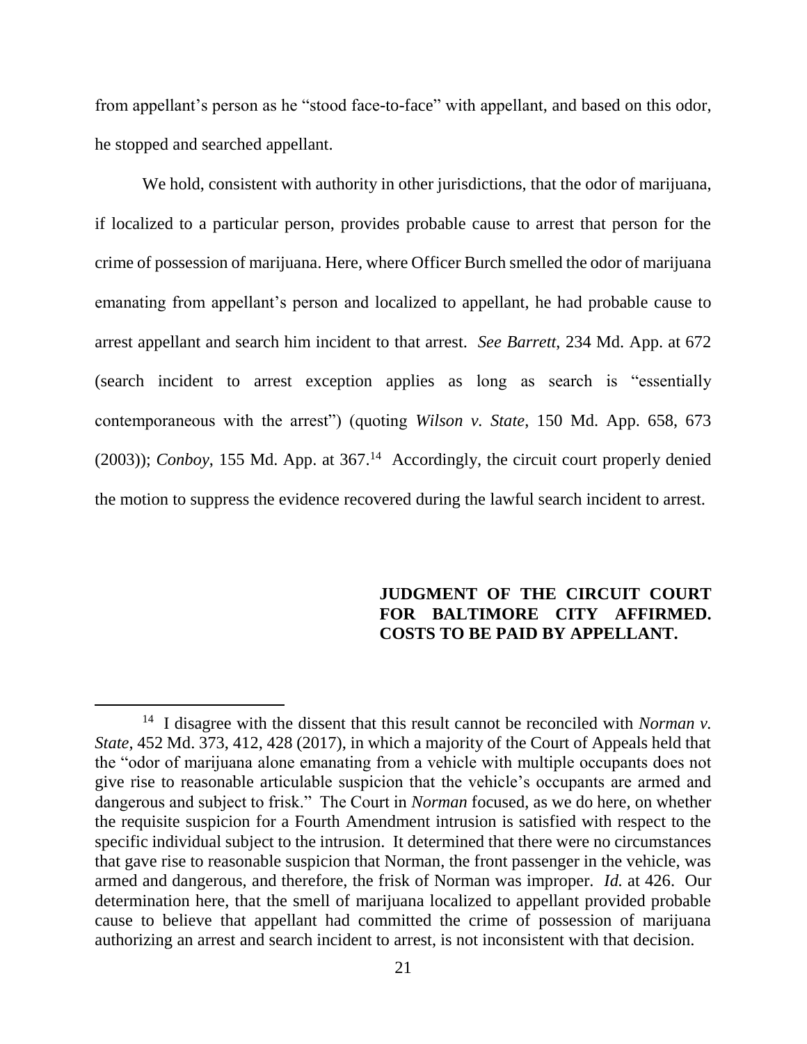from appellant's person as he "stood face-to-face" with appellant, and based on this odor, he stopped and searched appellant.

We hold, consistent with authority in other jurisdictions, that the odor of marijuana, if localized to a particular person, provides probable cause to arrest that person for the crime of possession of marijuana. Here, where Officer Burch smelled the odor of marijuana emanating from appellant's person and localized to appellant, he had probable cause to arrest appellant and search him incident to that arrest. *See Barrett*, 234 Md. App. at 672 (search incident to arrest exception applies as long as search is "essentially contemporaneous with the arrest") (quoting *Wilson v. State*, 150 Md. App. 658, 673 (2003)); *Conboy*, 155 Md. App. at 367.[14] Accordingly, the circuit court properly denied the motion to suppress the evidence recovered during the lawful search incident to arrest.

**JUDGMENT OF THE CIRCUIT COURT FOR BALTIMORE CITY AFFIRMED. COSTS TO BE PAID BY APPELLANT.**

---

[14] I disagree with the dissent that this result cannot be reconciled with *Norman v. State*, 452 Md. 373, 412, 428 (2017), in which a majority of the Court of Appeals held that the "odor of marijuana alone emanating from a vehicle with multiple occupants does not give rise to reasonable articulable suspicion that the vehicle's occupants are armed and dangerous and subject to frisk." The Court in *Norman* focused, as we do here, on whether the requisite suspicion for a Fourth Amendment intrusion is satisfied with respect to the specific individual subject to the intrusion. It determined that there were no circumstances that gave rise to reasonable suspicion that Norman, the front passenger in the vehicle, was armed and dangerous, and therefore, the frisk of Norman was improper. *Id.* at 426. Our determination here, that the smell of marijuana localized to appellant provided probable cause to believe that appellant had committed the crime of possession of marijuana authorizing an arrest and search incident to arrest, is not inconsistent with that decision.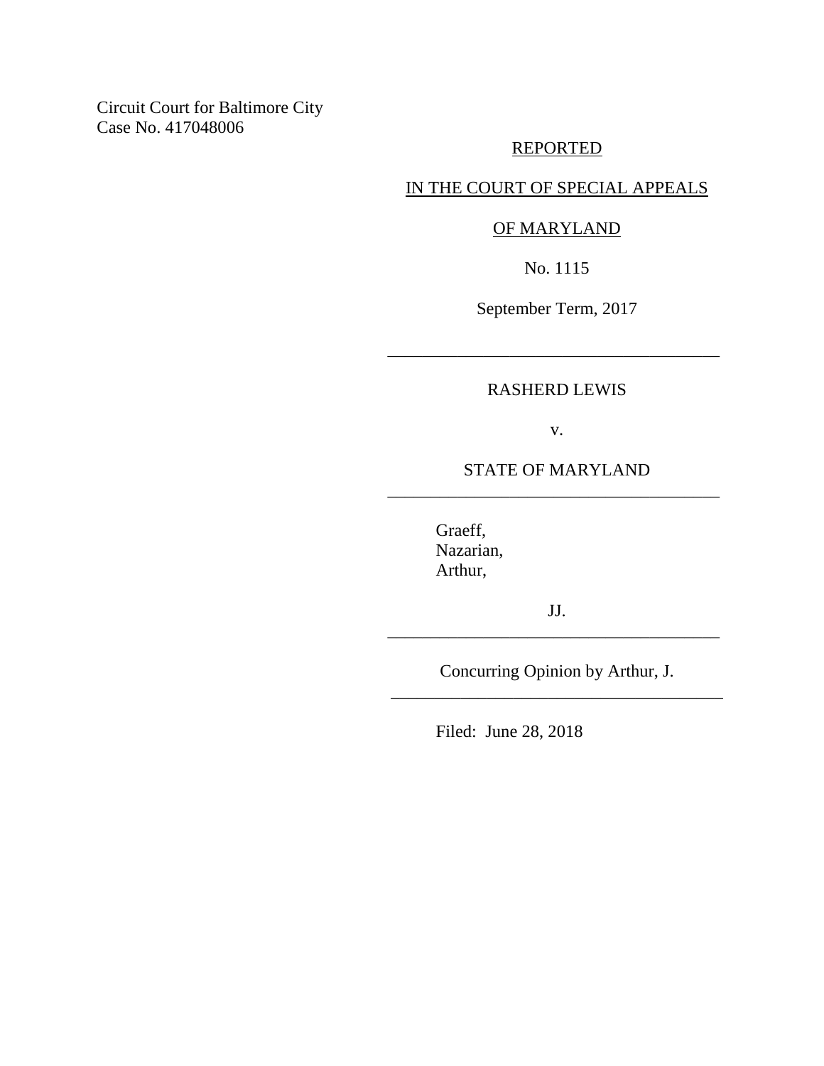Circuit Court for Baltimore City
Case No. 417048006

REPORTED

IN THE COURT OF SPECIAL APPEALS

OF MARYLAND

No. 1115

September Term, 2017

---

RASHERD LEWIS

v.

STATE OF MARYLAND

---

Graeff,
Nazarian,
Arthur,

JJ.

---

Concurring Opinion by Arthur, J.

---

Filed: June 28, 2018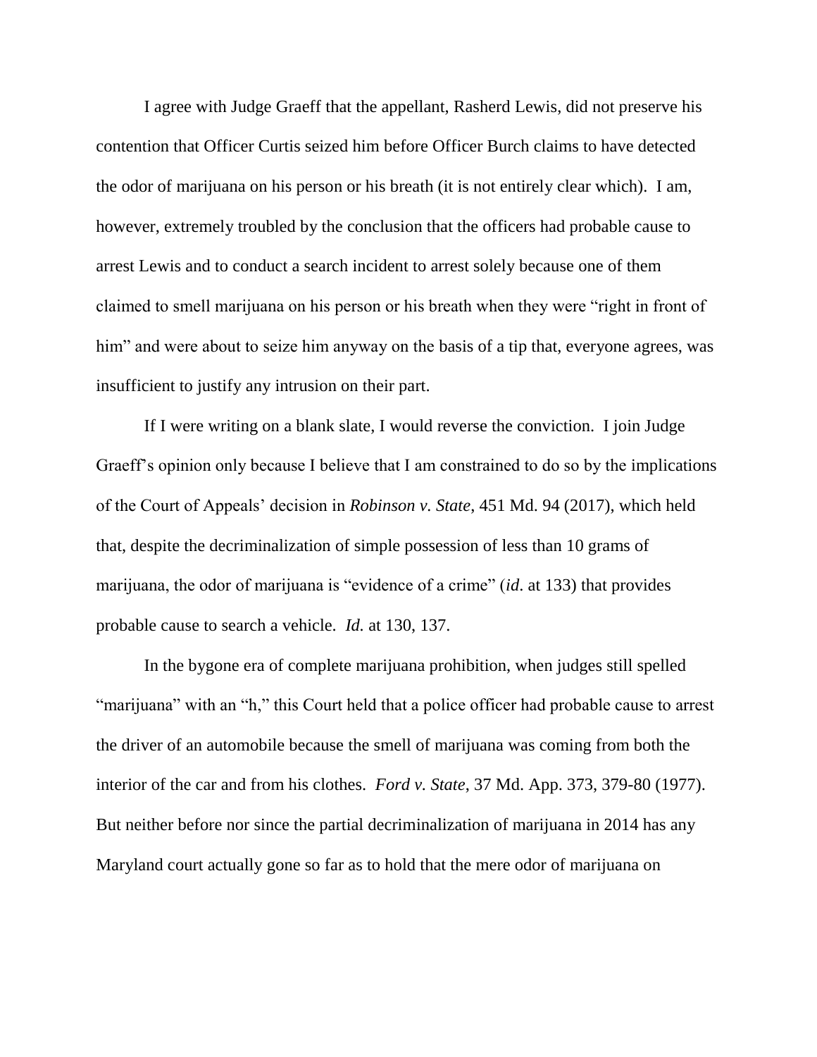I agree with Judge Graeff that the appellant, Rasherd Lewis, did not preserve his contention that Officer Curtis seized him before Officer Burch claims to have detected the odor of marijuana on his person or his breath (it is not entirely clear which). I am, however, extremely troubled by the conclusion that the officers had probable cause to arrest Lewis and to conduct a search incident to arrest solely because one of them claimed to smell marijuana on his person or his breath when they were "right in front of him" and were about to seize him anyway on the basis of a tip that, everyone agrees, was insufficient to justify any intrusion on their part.

If I were writing on a blank slate, I would reverse the conviction. I join Judge Graeff's opinion only because I believe that I am constrained to do so by the implications of the Court of Appeals' decision in *Robinson v. State*, 451 Md. 94 (2017), which held that, despite the decriminalization of simple possession of less than 10 grams of marijuana, the odor of marijuana is "evidence of a crime" (*id*. at 133) that provides probable cause to search a vehicle. *Id.* at 130, 137.

In the bygone era of complete marijuana prohibition, when judges still spelled "marijuana" with an "h," this Court held that a police officer had probable cause to arrest the driver of an automobile because the smell of marijuana was coming from both the interior of the car and from his clothes. *Ford v. State*, 37 Md. App. 373, 379-80 (1977). But neither before nor since the partial decriminalization of marijuana in 2014 has any Maryland court actually gone so far as to hold that the mere odor of marijuana on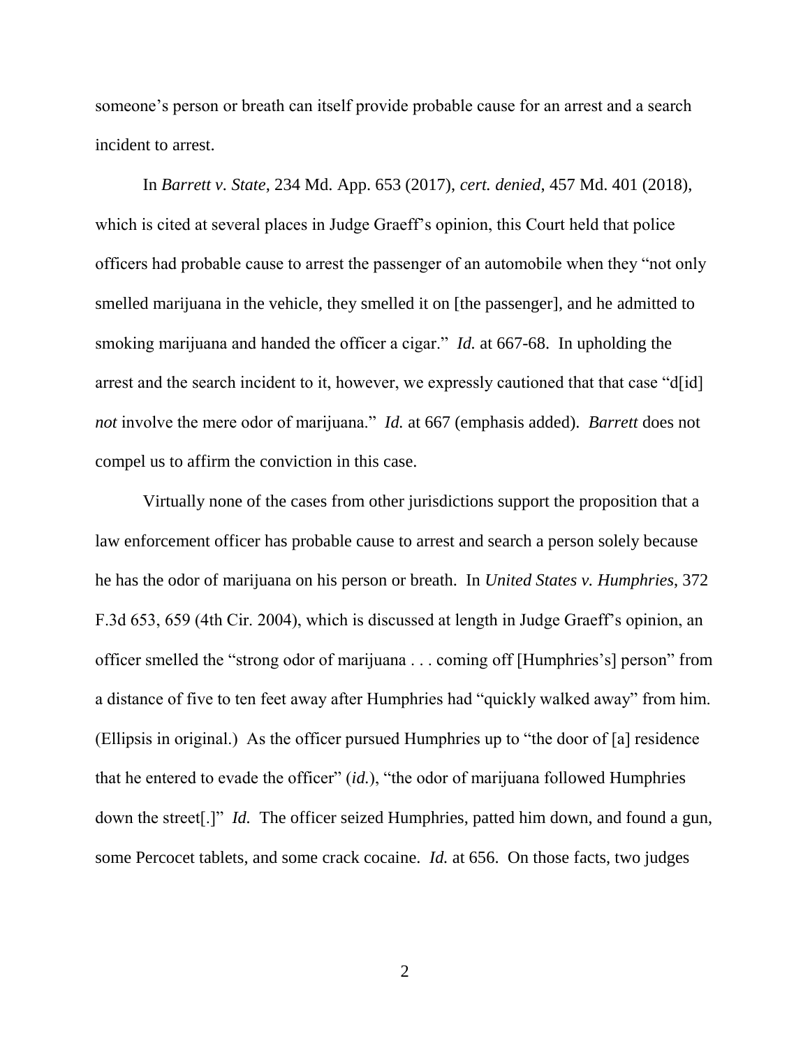someone's person or breath can itself provide probable cause for an arrest and a search incident to arrest.

In *Barrett v. State*, 234 Md. App. 653 (2017), *cert. denied*, 457 Md. 401 (2018), which is cited at several places in Judge Graeff's opinion, this Court held that police officers had probable cause to arrest the passenger of an automobile when they "not only smelled marijuana in the vehicle, they smelled it on [the passenger], and he admitted to smoking marijuana and handed the officer a cigar." *Id.* at 667-68. In upholding the arrest and the search incident to it, however, we expressly cautioned that that case "d[id] *not* involve the mere odor of marijuana." *Id.* at 667 (emphasis added). *Barrett* does not compel us to affirm the conviction in this case.

Virtually none of the cases from other jurisdictions support the proposition that a law enforcement officer has probable cause to arrest and search a person solely because he has the odor of marijuana on his person or breath. In *United States v. Humphries*, 372 F.3d 653, 659 (4th Cir. 2004), which is discussed at length in Judge Graeff's opinion, an officer smelled the "strong odor of marijuana . . . coming off [Humphries's] person" from a distance of five to ten feet away after Humphries had "quickly walked away" from him. (Ellipsis in original.) As the officer pursued Humphries up to "the door of [a] residence that he entered to evade the officer" (*id.*), "the odor of marijuana followed Humphries down the street[.]" *Id.* The officer seized Humphries, patted him down, and found a gun, some Percocet tablets, and some crack cocaine. *Id.* at 656. On those facts, two judges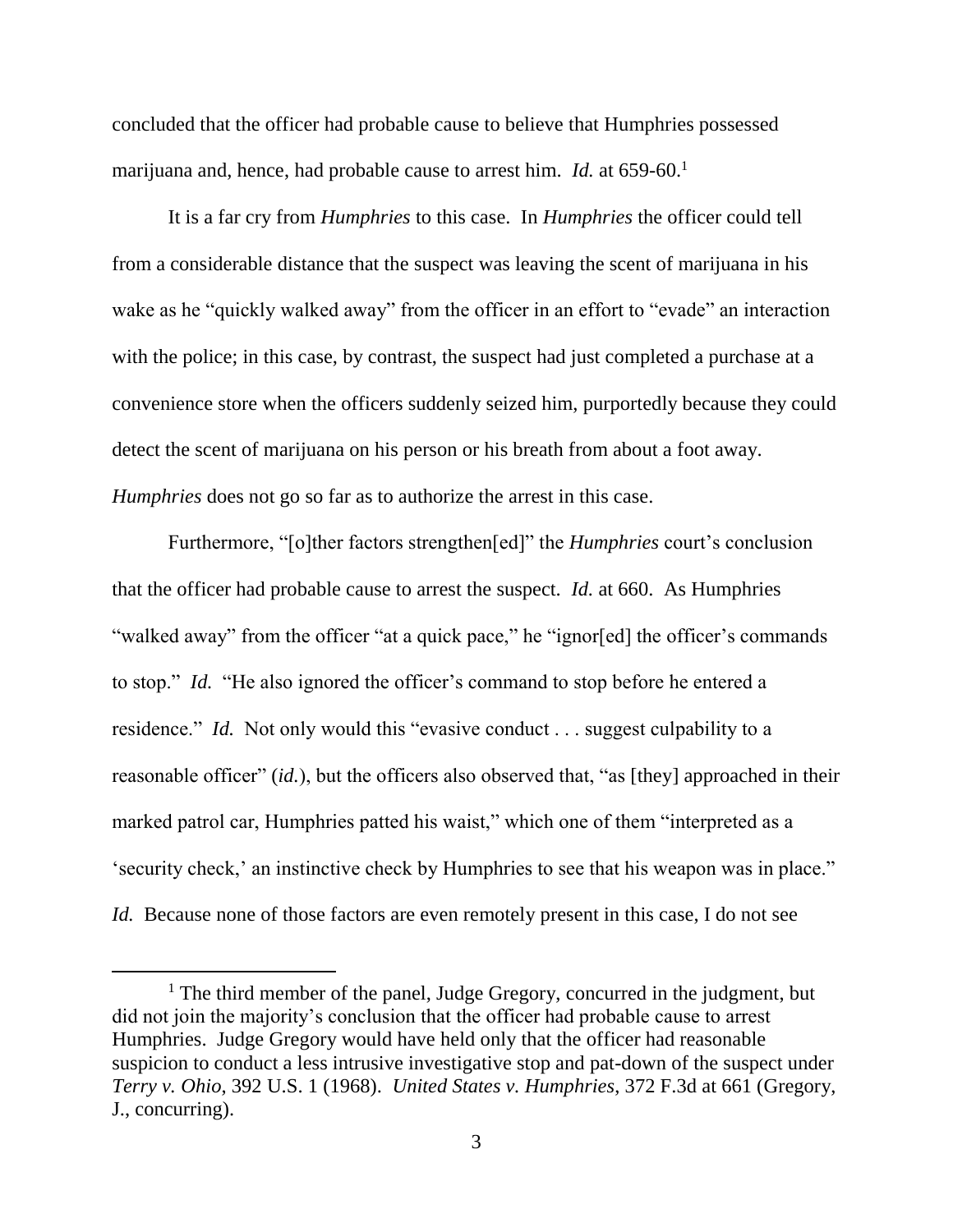concluded that the officer had probable cause to believe that Humphries possessed marijuana and, hence, had probable cause to arrest him. *Id.* at 659-60.[1]

It is a far cry from *Humphries* to this case. In *Humphries* the officer could tell from a considerable distance that the suspect was leaving the scent of marijuana in his wake as he "quickly walked away" from the officer in an effort to "evade" an interaction with the police; in this case, by contrast, the suspect had just completed a purchase at a convenience store when the officers suddenly seized him, purportedly because they could detect the scent of marijuana on his person or his breath from about a foot away. *Humphries* does not go so far as to authorize the arrest in this case.

Furthermore, "[o]ther factors strengthen[ed]" the *Humphries* court's conclusion that the officer had probable cause to arrest the suspect. *Id.* at 660. As Humphries "walked away" from the officer "at a quick pace," he "ignor[ed] the officer's commands to stop." *Id.* "He also ignored the officer's command to stop before he entered a residence." *Id.* Not only would this "evasive conduct . . . suggest culpability to a reasonable officer" (*id.*), but the officers also observed that, "as [they] approached in their marked patrol car, Humphries patted his waist," which one of them "interpreted as a 'security check,' an instinctive check by Humphries to see that his weapon was in place." *Id.* Because none of those factors are even remotely present in this case, I do not see

[1] The third member of the panel, Judge Gregory, concurred in the judgment, but did not join the majority's conclusion that the officer had probable cause to arrest Humphries. Judge Gregory would have held only that the officer had reasonable suspicion to conduct a less intrusive investigative stop and pat-down of the suspect under *Terry v. Ohio*, 392 U.S. 1 (1968). *United States v. Humphries*, 372 F.3d at 661 (Gregory, J., concurring).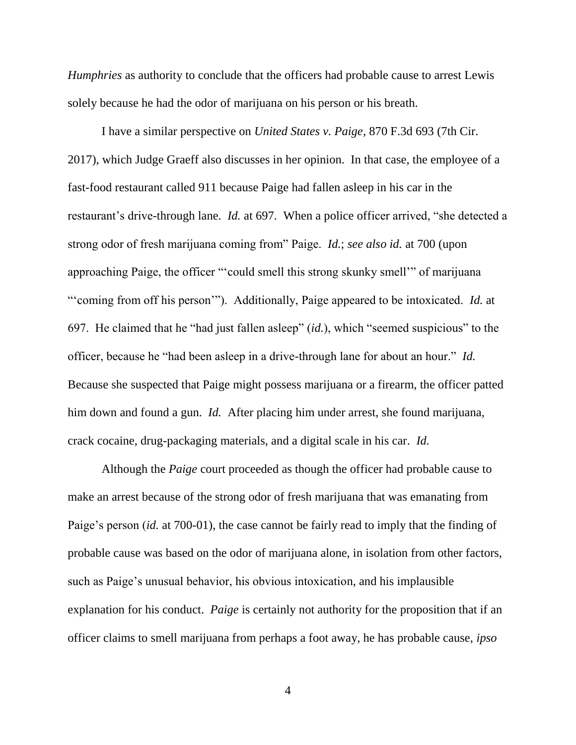*Humphries* as authority to conclude that the officers had probable cause to arrest Lewis solely because he had the odor of marijuana on his person or his breath.

I have a similar perspective on *United States v. Paige*, 870 F.3d 693 (7th Cir. 2017), which Judge Graeff also discusses in her opinion. In that case, the employee of a fast-food restaurant called 911 because Paige had fallen asleep in his car in the restaurant's drive-through lane. *Id.* at 697. When a police officer arrived, "she detected a strong odor of fresh marijuana coming from" Paige. *Id.*; *see also id.* at 700 (upon approaching Paige, the officer "'could smell this strong skunky smell'" of marijuana "'coming from off his person'"). Additionally, Paige appeared to be intoxicated. *Id.* at 697. He claimed that he "had just fallen asleep" (*id.*), which "seemed suspicious" to the officer, because he "had been asleep in a drive-through lane for about an hour." *Id.* Because she suspected that Paige might possess marijuana or a firearm, the officer patted him down and found a gun. *Id.* After placing him under arrest, she found marijuana, crack cocaine, drug-packaging materials, and a digital scale in his car. *Id.*

Although the *Paige* court proceeded as though the officer had probable cause to make an arrest because of the strong odor of fresh marijuana that was emanating from Paige's person (*id.* at 700-01), the case cannot be fairly read to imply that the finding of probable cause was based on the odor of marijuana alone, in isolation from other factors, such as Paige's unusual behavior, his obvious intoxication, and his implausible explanation for his conduct. *Paige* is certainly not authority for the proposition that if an officer claims to smell marijuana from perhaps a foot away, he has probable cause, *ipso*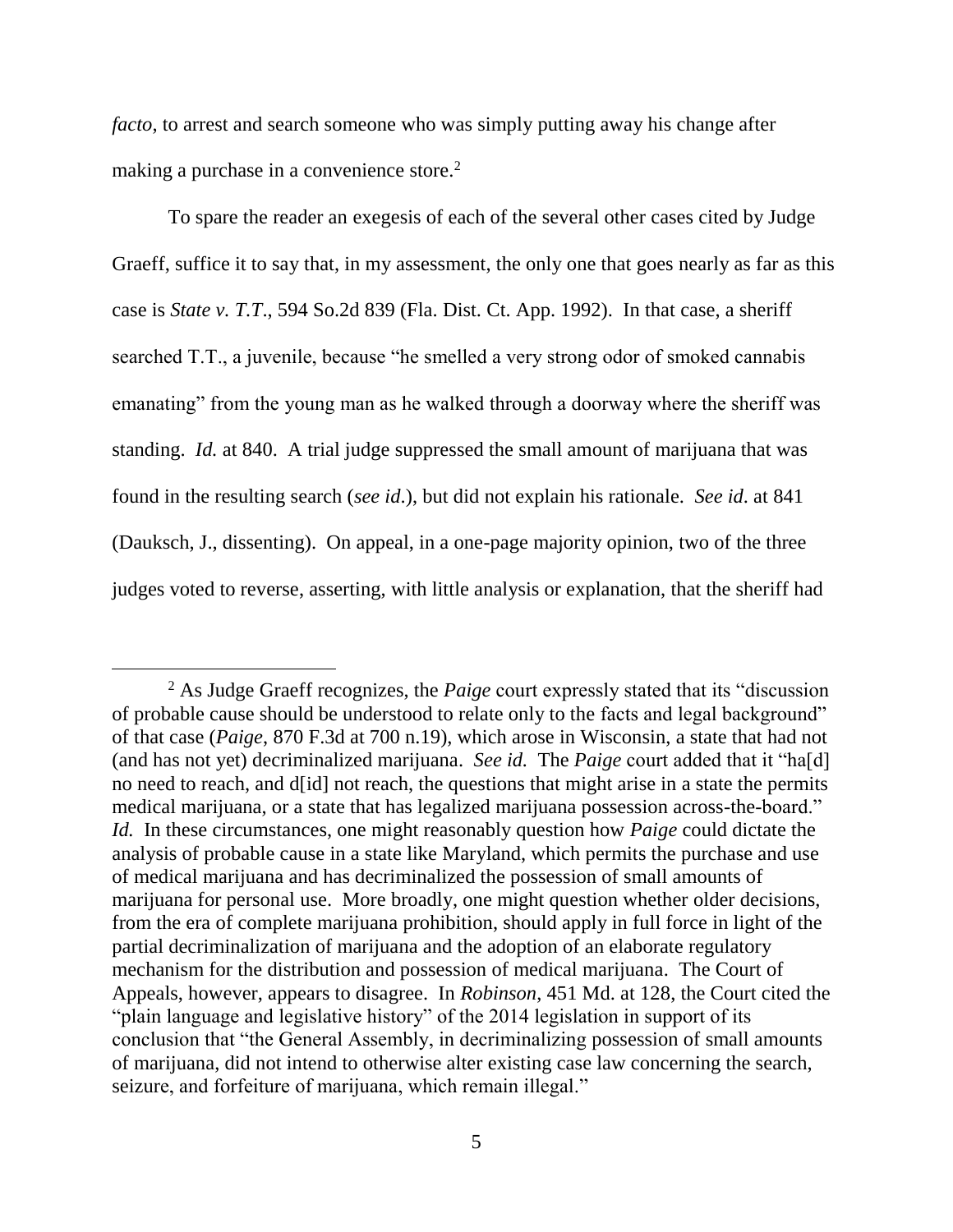*facto*, to arrest and search someone who was simply putting away his change after making a purchase in a convenience store.[2]

To spare the reader an exegesis of each of the several other cases cited by Judge Graeff, suffice it to say that, in my assessment, the only one that goes nearly as far as this case is *State v. T.T*., 594 So.2d 839 (Fla. Dist. Ct. App. 1992). In that case, a sheriff searched T.T., a juvenile, because "he smelled a very strong odor of smoked cannabis emanating" from the young man as he walked through a doorway where the sheriff was standing. *Id.* at 840. A trial judge suppressed the small amount of marijuana that was found in the resulting search (*see id.*), but did not explain his rationale. *See id*. at 841 (Dauksch, J., dissenting). On appeal, in a one-page majority opinion, two of the three judges voted to reverse, asserting, with little analysis or explanation, that the sheriff had

---

[2] As Judge Graeff recognizes, the *Paige* court expressly stated that its "discussion of probable cause should be understood to relate only to the facts and legal background" of that case (*Paige*, 870 F.3d at 700 n.19), which arose in Wisconsin, a state that had not (and has not yet) decriminalized marijuana. *See id.* The *Paige* court added that it "ha[d] no need to reach, and d[id] not reach, the questions that might arise in a state the permits medical marijuana, or a state that has legalized marijuana possession across-the-board." *Id.* In these circumstances, one might reasonably question how *Paige* could dictate the analysis of probable cause in a state like Maryland, which permits the purchase and use of medical marijuana and has decriminalized the possession of small amounts of marijuana for personal use. More broadly, one might question whether older decisions, from the era of complete marijuana prohibition, should apply in full force in light of the partial decriminalization of marijuana and the adoption of an elaborate regulatory mechanism for the distribution and possession of medical marijuana. The Court of Appeals, however, appears to disagree. In *Robinson*, 451 Md. at 128, the Court cited the "plain language and legislative history" of the 2014 legislation in support of its conclusion that "the General Assembly, in decriminalizing possession of small amounts of marijuana, did not intend to otherwise alter existing case law concerning the search, seizure, and forfeiture of marijuana, which remain illegal."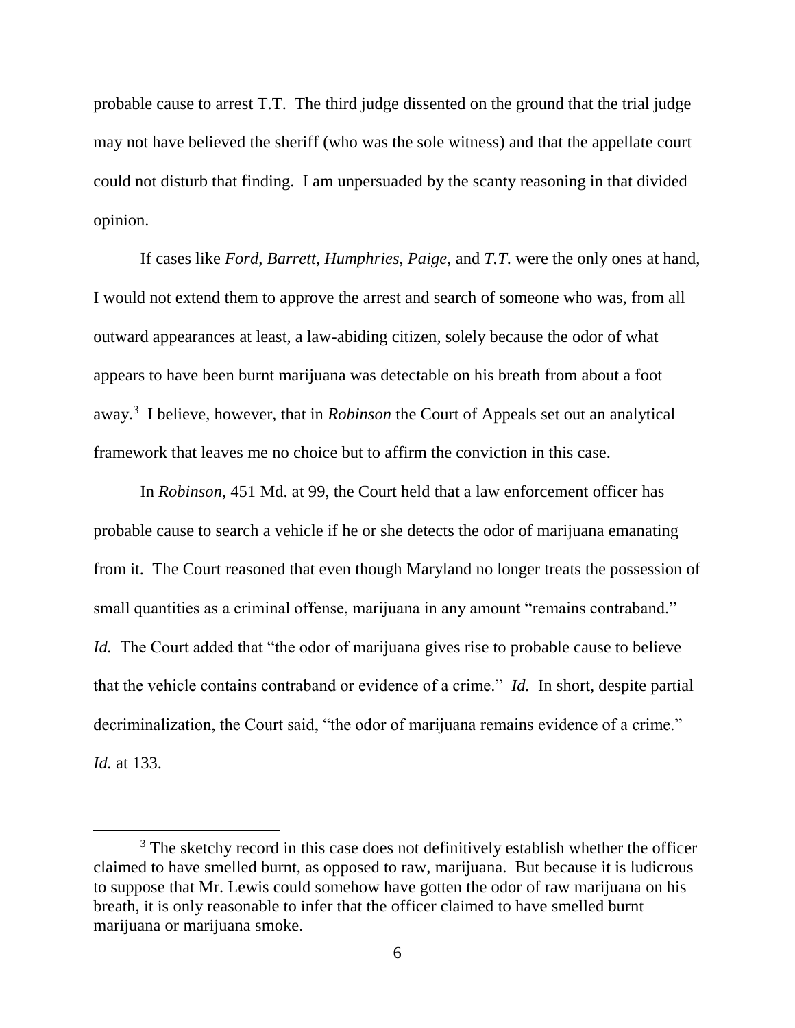probable cause to arrest T.T. The third judge dissented on the ground that the trial judge may not have believed the sheriff (who was the sole witness) and that the appellate court could not disturb that finding. I am unpersuaded by the scanty reasoning in that divided opinion.

If cases like *Ford*, *Barrett*, *Humphries*, *Paige*, and *T.T.* were the only ones at hand, I would not extend them to approve the arrest and search of someone who was, from all outward appearances at least, a law-abiding citizen, solely because the odor of what appears to have been burnt marijuana was detectable on his breath from about a foot away.[3] I believe, however, that in *Robinson* the Court of Appeals set out an analytical framework that leaves me no choice but to affirm the conviction in this case.

In *Robinson*, 451 Md. at 99, the Court held that a law enforcement officer has probable cause to search a vehicle if he or she detects the odor of marijuana emanating from it. The Court reasoned that even though Maryland no longer treats the possession of small quantities as a criminal offense, marijuana in any amount "remains contraband." *Id.* The Court added that "the odor of marijuana gives rise to probable cause to believe that the vehicle contains contraband or evidence of a crime." *Id.* In short, despite partial decriminalization, the Court said, "the odor of marijuana remains evidence of a crime." *Id.* at 133.

---

[3] The sketchy record in this case does not definitively establish whether the officer claimed to have smelled burnt, as opposed to raw, marijuana. But because it is ludicrous to suppose that Mr. Lewis could somehow have gotten the odor of raw marijuana on his breath, it is only reasonable to infer that the officer claimed to have smelled burnt marijuana or marijuana smoke.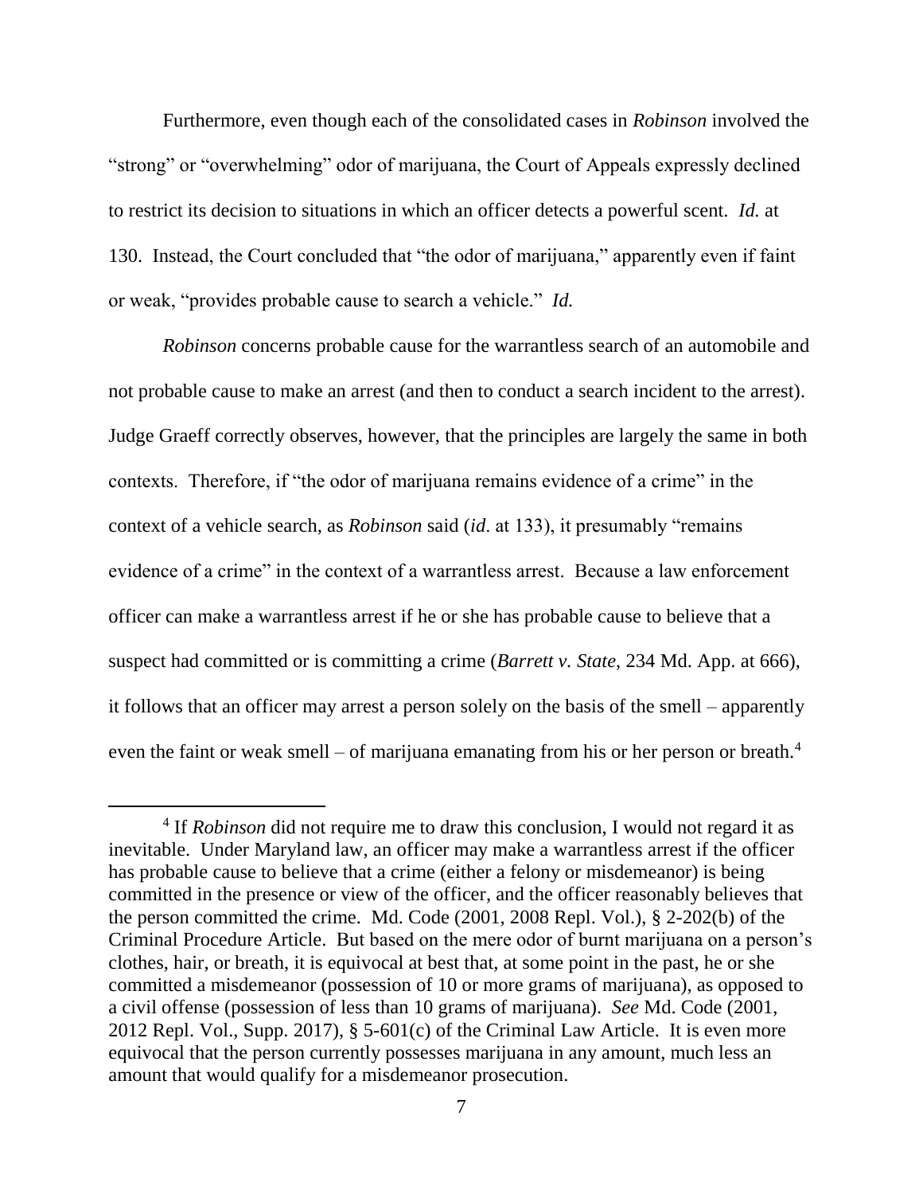Furthermore, even though each of the consolidated cases in *Robinson* involved the "strong" or "overwhelming" odor of marijuana, the Court of Appeals expressly declined to restrict its decision to situations in which an officer detects a powerful scent. *Id.* at 130. Instead, the Court concluded that "the odor of marijuana," apparently even if faint or weak, "provides probable cause to search a vehicle." *Id.*

*Robinson* concerns probable cause for the warrantless search of an automobile and not probable cause to make an arrest (and then to conduct a search incident to the arrest). Judge Graeff correctly observes, however, that the principles are largely the same in both contexts. Therefore, if "the odor of marijuana remains evidence of a crime" in the context of a vehicle search, as *Robinson* said (*id*. at 133), it presumably "remains evidence of a crime" in the context of a warrantless arrest. Because a law enforcement officer can make a warrantless arrest if he or she has probable cause to believe that a suspect had committed or is committing a crime (*Barrett v. State*, 234 Md. App. at 666), it follows that an officer may arrest a person solely on the basis of the smell – apparently even the faint or weak smell – of marijuana emanating from his or her person or breath.[4]

[4] If *Robinson* did not require me to draw this conclusion, I would not regard it as inevitable. Under Maryland law, an officer may make a warrantless arrest if the officer has probable cause to believe that a crime (either a felony or misdemeanor) is being committed in the presence or view of the officer, and the officer reasonably believes that the person committed the crime. Md. Code (2001, 2008 Repl. Vol.), § 2-202(b) of the Criminal Procedure Article. But based on the mere odor of burnt marijuana on a person's clothes, hair, or breath, it is equivocal at best that, at some point in the past, he or she committed a misdemeanor (possession of 10 or more grams of marijuana), as opposed to a civil offense (possession of less than 10 grams of marijuana). *See* Md. Code (2001, 2012 Repl. Vol., Supp. 2017), § 5-601(c) of the Criminal Law Article. It is even more equivocal that the person currently possesses marijuana in any amount, much less an amount that would qualify for a misdemeanor prosecution.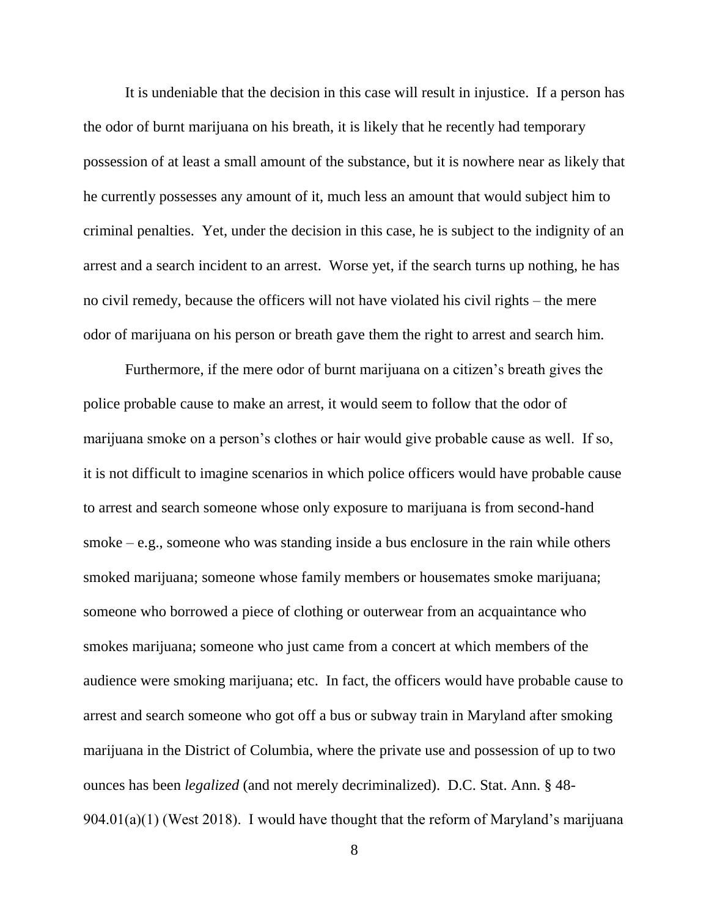It is undeniable that the decision in this case will result in injustice. If a person has the odor of burnt marijuana on his breath, it is likely that he recently had temporary possession of at least a small amount of the substance, but it is nowhere near as likely that he currently possesses any amount of it, much less an amount that would subject him to criminal penalties. Yet, under the decision in this case, he is subject to the indignity of an arrest and a search incident to an arrest. Worse yet, if the search turns up nothing, he has no civil remedy, because the officers will not have violated his civil rights – the mere odor of marijuana on his person or breath gave them the right to arrest and search him.

Furthermore, if the mere odor of burnt marijuana on a citizen's breath gives the police probable cause to make an arrest, it would seem to follow that the odor of marijuana smoke on a person's clothes or hair would give probable cause as well. If so, it is not difficult to imagine scenarios in which police officers would have probable cause to arrest and search someone whose only exposure to marijuana is from second-hand smoke – e.g., someone who was standing inside a bus enclosure in the rain while others smoked marijuana; someone whose family members or housemates smoke marijuana; someone who borrowed a piece of clothing or outerwear from an acquaintance who smokes marijuana; someone who just came from a concert at which members of the audience were smoking marijuana; etc. In fact, the officers would have probable cause to arrest and search someone who got off a bus or subway train in Maryland after smoking marijuana in the District of Columbia, where the private use and possession of up to two ounces has been *legalized* (and not merely decriminalized). D.C. Stat. Ann. § 48-904.01(a)(1) (West 2018). I would have thought that the reform of Maryland's marijuana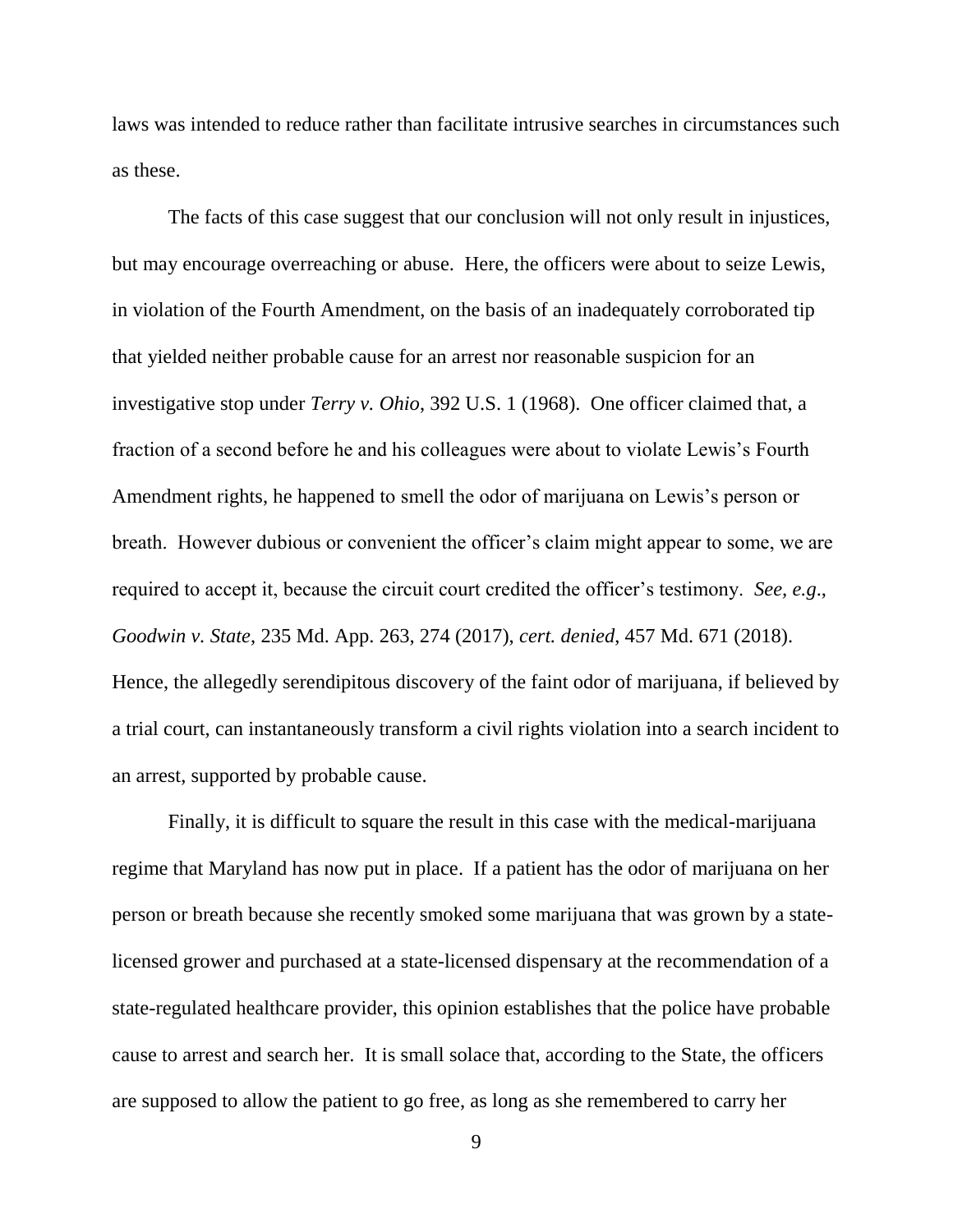laws was intended to reduce rather than facilitate intrusive searches in circumstances such as these.

The facts of this case suggest that our conclusion will not only result in injustices, but may encourage overreaching or abuse. Here, the officers were about to seize Lewis, in violation of the Fourth Amendment, on the basis of an inadequately corroborated tip that yielded neither probable cause for an arrest nor reasonable suspicion for an investigative stop under *Terry v. Ohio*, 392 U.S. 1 (1968). One officer claimed that, a fraction of a second before he and his colleagues were about to violate Lewis's Fourth Amendment rights, he happened to smell the odor of marijuana on Lewis's person or breath. However dubious or convenient the officer's claim might appear to some, we are required to accept it, because the circuit court credited the officer's testimony. *See, e.g.*, *Goodwin v. State*, 235 Md. App. 263, 274 (2017), *cert. denied*, 457 Md. 671 (2018). Hence, the allegedly serendipitous discovery of the faint odor of marijuana, if believed by a trial court, can instantaneously transform a civil rights violation into a search incident to an arrest, supported by probable cause.

Finally, it is difficult to square the result in this case with the medical-marijuana regime that Maryland has now put in place. If a patient has the odor of marijuana on her person or breath because she recently smoked some marijuana that was grown by a state-licensed grower and purchased at a state-licensed dispensary at the recommendation of a state-regulated healthcare provider, this opinion establishes that the police have probable cause to arrest and search her. It is small solace that, according to the State, the officers are supposed to allow the patient to go free, as long as she remembered to carry her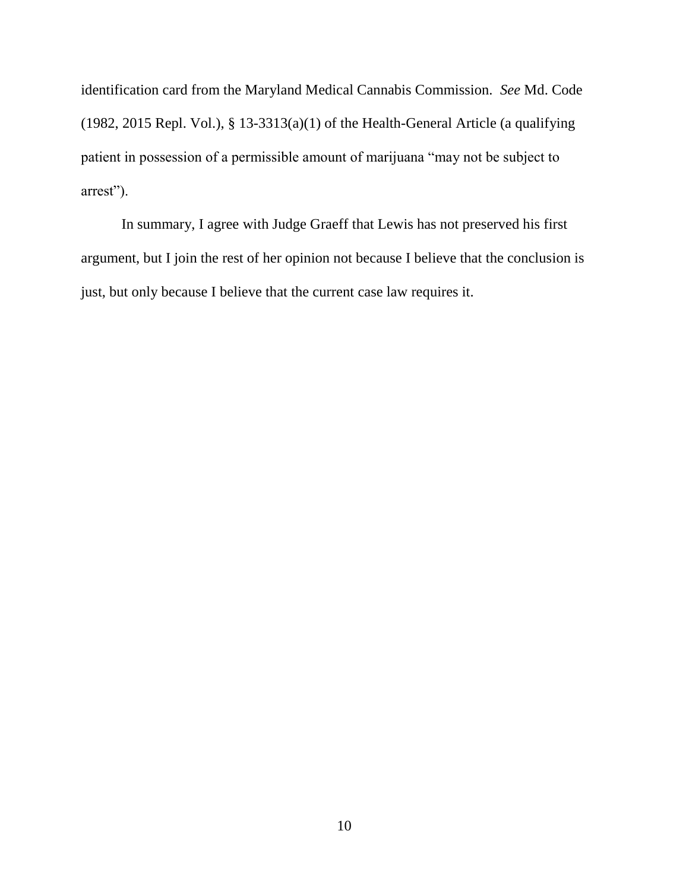identification card from the Maryland Medical Cannabis Commission. *See* Md. Code (1982, 2015 Repl. Vol.), § 13-3313(a)(1) of the Health-General Article (a qualifying patient in possession of a permissible amount of marijuana "may not be subject to arrest").

In summary, I agree with Judge Graeff that Lewis has not preserved his first argument, but I join the rest of her opinion not because I believe that the conclusion is just, but only because I believe that the current case law requires it.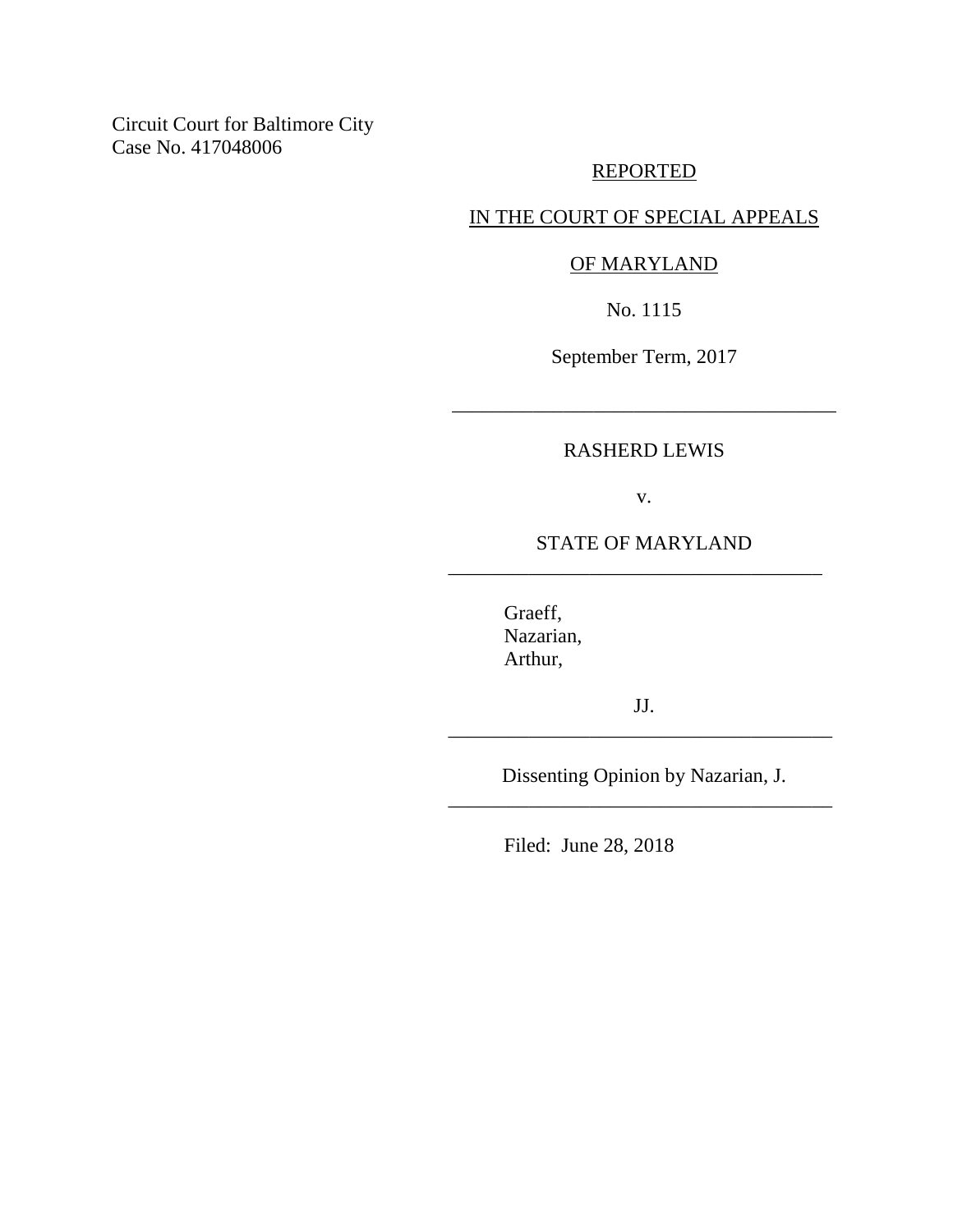Circuit Court for Baltimore City
Case No. 417048006

REPORTED

IN THE COURT OF SPECIAL APPEALS

OF MARYLAND

No. 1115

September Term, 2017

---

RASHERD LEWIS

v.

STATE OF MARYLAND

---

Graeff,
Nazarian,
Arthur,

JJ.

---

Dissenting Opinion by Nazarian, J.

---

Filed: June 28, 2018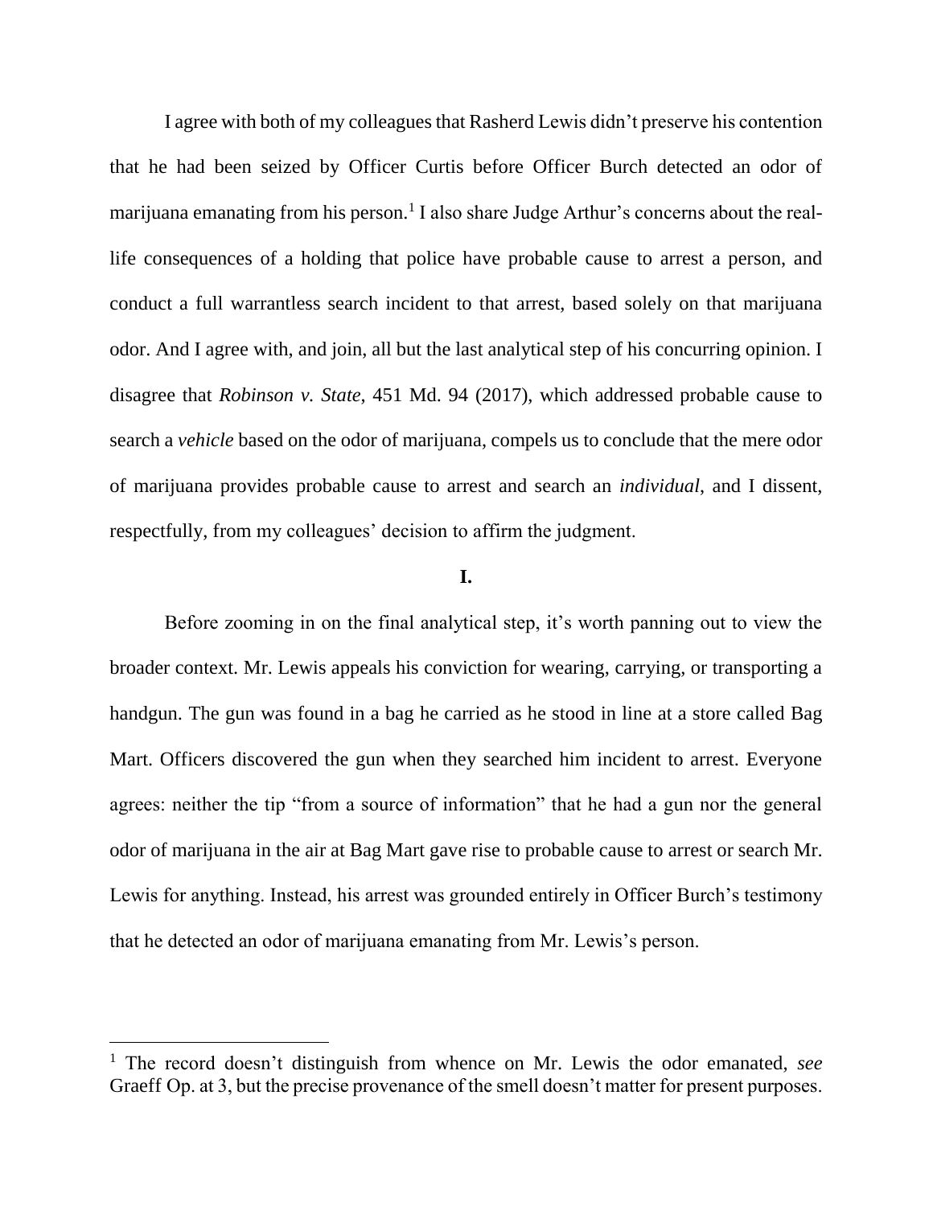I agree with both of my colleagues that Rasherd Lewis didn't preserve his contention that he had been seized by Officer Curtis before Officer Burch detected an odor of marijuana emanating from his person.[1] I also share Judge Arthur's concerns about the real-life consequences of a holding that police have probable cause to arrest a person, and conduct a full warrantless search incident to that arrest, based solely on that marijuana odor. And I agree with, and join, all but the last analytical step of his concurring opinion. I disagree that *Robinson v. State*, 451 Md. 94 (2017), which addressed probable cause to search a *vehicle* based on the odor of marijuana, compels us to conclude that the mere odor of marijuana provides probable cause to arrest and search an *individual*, and I dissent, respectfully, from my colleagues' decision to affirm the judgment.

**I.**

Before zooming in on the final analytical step, it's worth panning out to view the broader context. Mr. Lewis appeals his conviction for wearing, carrying, or transporting a handgun. The gun was found in a bag he carried as he stood in line at a store called Bag Mart. Officers discovered the gun when they searched him incident to arrest. Everyone agrees: neither the tip "from a source of information" that he had a gun nor the general odor of marijuana in the air at Bag Mart gave rise to probable cause to arrest or search Mr. Lewis for anything. Instead, his arrest was grounded entirely in Officer Burch's testimony that he detected an odor of marijuana emanating from Mr. Lewis's person.

[1] The record doesn't distinguish from whence on Mr. Lewis the odor emanated, *see* Graeff Op. at 3, but the precise provenance of the smell doesn't matter for present purposes.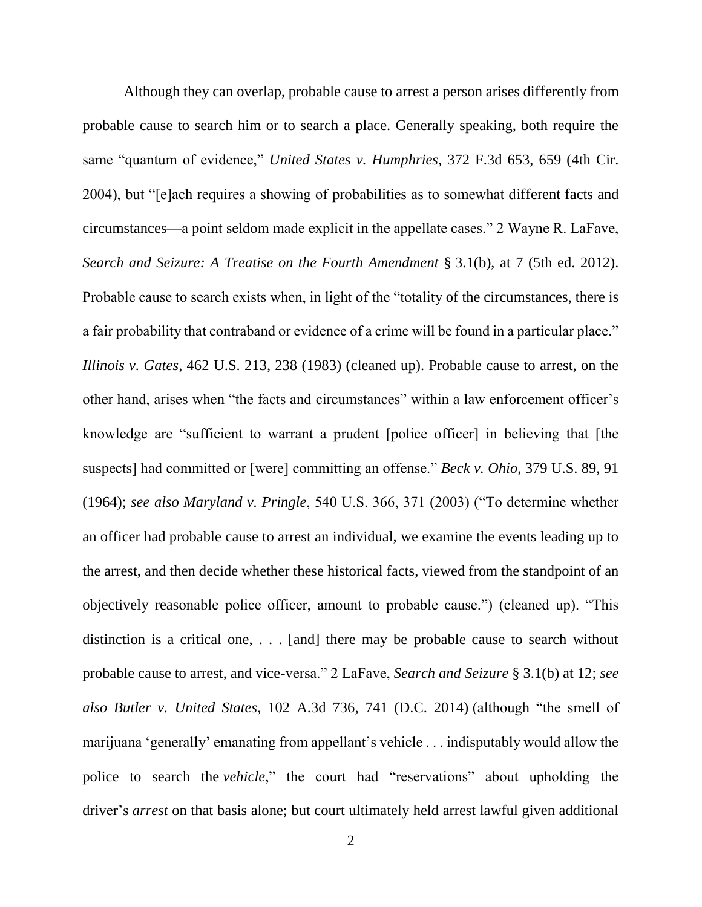Although they can overlap, probable cause to arrest a person arises differently from probable cause to search him or to search a place. Generally speaking, both require the same "quantum of evidence," *United States v. Humphries*, 372 F.3d 653, 659 (4th Cir. 2004), but "[e]ach requires a showing of probabilities as to somewhat different facts and circumstances—a point seldom made explicit in the appellate cases." 2 Wayne R. LaFave, *Search and Seizure: A Treatise on the Fourth Amendment* § 3.1(b), at 7 (5th ed. 2012). Probable cause to search exists when, in light of the "totality of the circumstances, there is a fair probability that contraband or evidence of a crime will be found in a particular place." *Illinois v. Gates*, 462 U.S. 213, 238 (1983) (cleaned up). Probable cause to arrest, on the other hand, arises when "the facts and circumstances" within a law enforcement officer's knowledge are "sufficient to warrant a prudent [police officer] in believing that [the suspects] had committed or [were] committing an offense." *Beck v. Ohio*, 379 U.S. 89, 91 (1964); *see also Maryland v. Pringle*, 540 U.S. 366, 371 (2003) ("To determine whether an officer had probable cause to arrest an individual, we examine the events leading up to the arrest, and then decide whether these historical facts, viewed from the standpoint of an objectively reasonable police officer, amount to probable cause.") (cleaned up). "This distinction is a critical one, . . . [and] there may be probable cause to search without probable cause to arrest, and vice-versa." 2 LaFave, *Search and Seizure* § 3.1(b) at 12; *see also Butler v. United States*, 102 A.3d 736, 741 (D.C. 2014) (although "the smell of marijuana 'generally' emanating from appellant's vehicle . . . indisputably would allow the police to search the *vehicle*," the court had "reservations" about upholding the driver's *arrest* on that basis alone; but court ultimately held arrest lawful given additional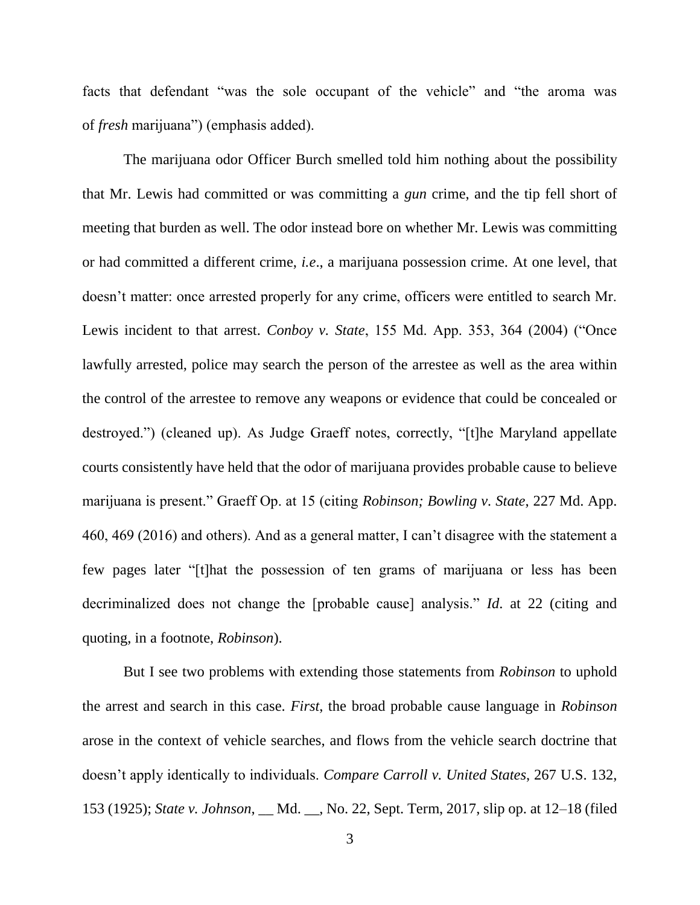facts that defendant "was the sole occupant of the vehicle" and "the aroma was of *fresh* marijuana") (emphasis added).

The marijuana odor Officer Burch smelled told him nothing about the possibility that Mr. Lewis had committed or was committing a *gun* crime, and the tip fell short of meeting that burden as well. The odor instead bore on whether Mr. Lewis was committing or had committed a different crime, *i.e.*, a marijuana possession crime. At one level, that doesn't matter: once arrested properly for any crime, officers were entitled to search Mr. Lewis incident to that arrest. *Conboy v. State*, 155 Md. App. 353, 364 (2004) ("Once lawfully arrested, police may search the person of the arrestee as well as the area within the control of the arrestee to remove any weapons or evidence that could be concealed or destroyed.") (cleaned up). As Judge Graeff notes, correctly, "[t]he Maryland appellate courts consistently have held that the odor of marijuana provides probable cause to believe marijuana is present." Graeff Op. at 15 (citing *Robinson; Bowling v. State*, 227 Md. App. 460, 469 (2016) and others). And as a general matter, I can't disagree with the statement a few pages later "[t]hat the possession of ten grams of marijuana or less has been decriminalized does not change the [probable cause] analysis." *Id.* at 22 (citing and quoting, in a footnote, *Robinson*).

But I see two problems with extending those statements from *Robinson* to uphold the arrest and search in this case. *First*, the broad probable cause language in *Robinson* arose in the context of vehicle searches, and flows from the vehicle search doctrine that doesn't apply identically to individuals. *Compare Carroll v. United States*, 267 U.S. 132, 153 (1925); *State v. Johnson*, __ Md. __, No. 22, Sept. Term, 2017, slip op. at 12–18 (filed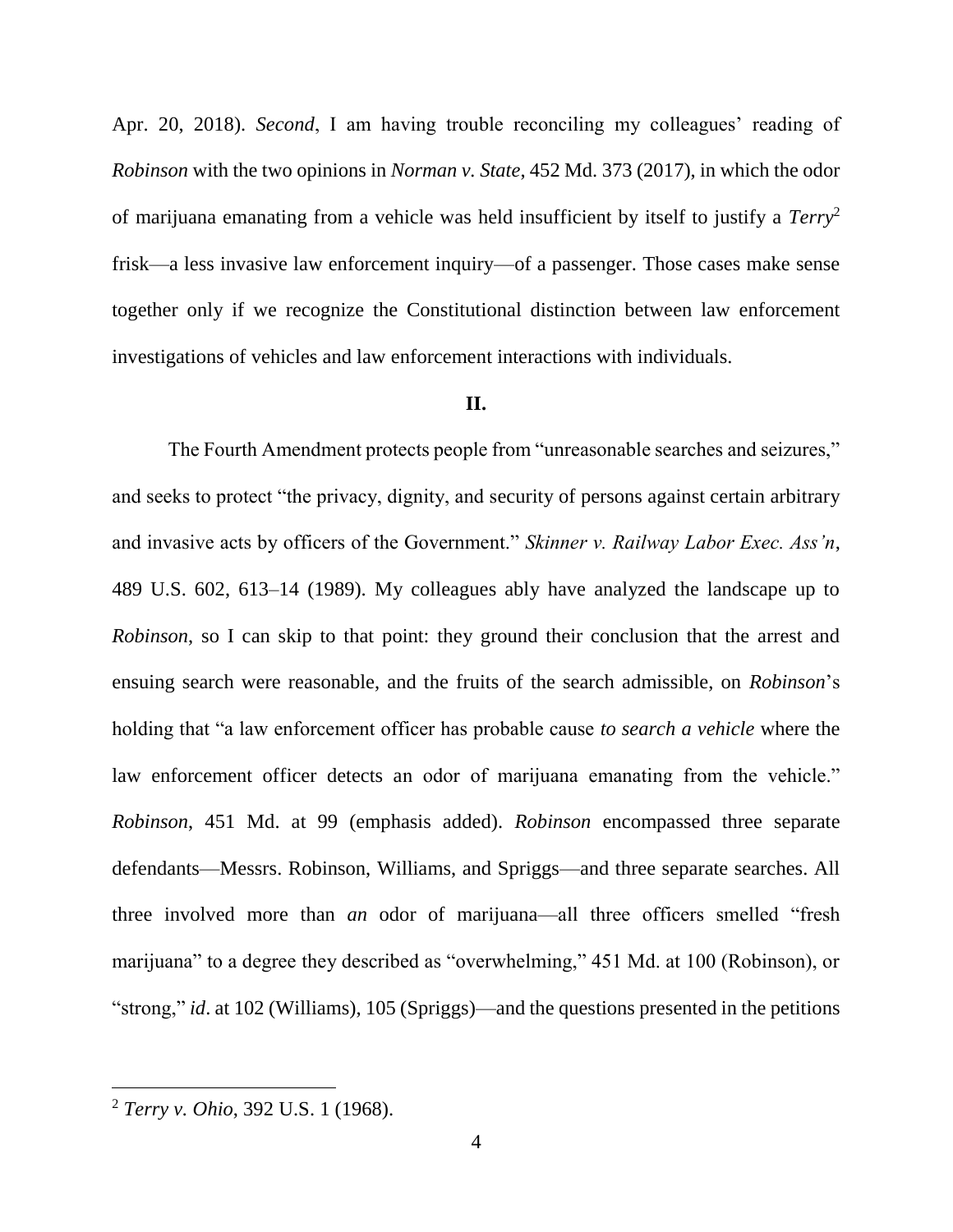Apr. 20, 2018). *Second*, I am having trouble reconciling my colleagues' reading of *Robinson* with the two opinions in *Norman v. State*, 452 Md. 373 (2017), in which the odor of marijuana emanating from a vehicle was held insufficient by itself to justify a *Terry*[2] frisk—a less invasive law enforcement inquiry—of a passenger. Those cases make sense together only if we recognize the Constitutional distinction between law enforcement investigations of vehicles and law enforcement interactions with individuals.

**II.**

The Fourth Amendment protects people from "unreasonable searches and seizures," and seeks to protect "the privacy, dignity, and security of persons against certain arbitrary and invasive acts by officers of the Government." *Skinner v. Railway Labor Exec. Ass'n*, 489 U.S. 602, 613–14 (1989). My colleagues ably have analyzed the landscape up to *Robinson*, so I can skip to that point: they ground their conclusion that the arrest and ensuing search were reasonable, and the fruits of the search admissible, on *Robinson*'s holding that "a law enforcement officer has probable cause *to search a vehicle* where the law enforcement officer detects an odor of marijuana emanating from the vehicle." *Robinson*, 451 Md. at 99 (emphasis added). *Robinson* encompassed three separate defendants—Messrs. Robinson, Williams, and Spriggs—and three separate searches. All three involved more than *an* odor of marijuana—all three officers smelled "fresh marijuana" to a degree they described as "overwhelming," 451 Md. at 100 (Robinson), or "strong," *id*. at 102 (Williams), 105 (Spriggs)—and the questions presented in the petitions

[2] *Terry v. Ohio*, 392 U.S. 1 (1968).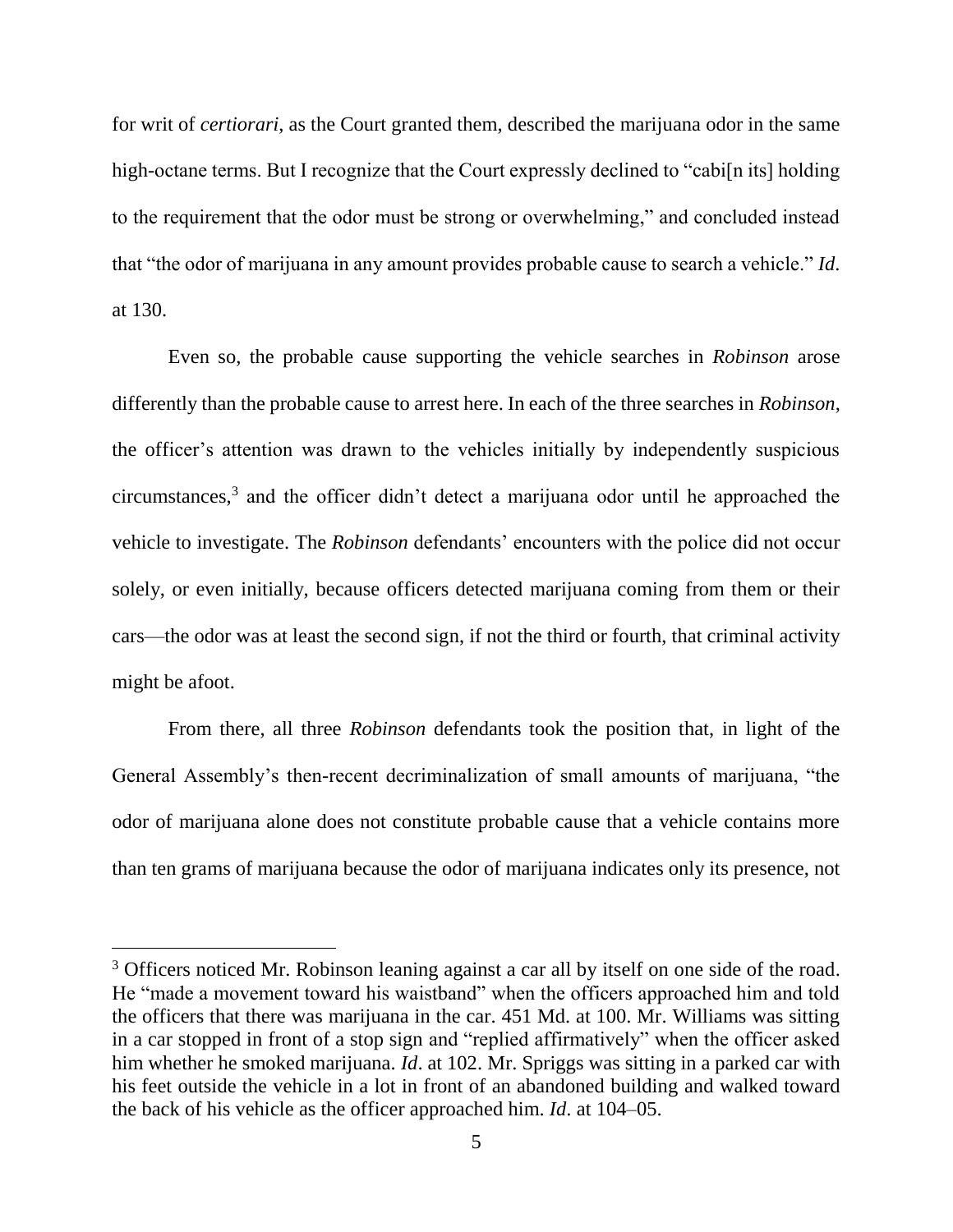for writ of *certiorari*, as the Court granted them, described the marijuana odor in the same high-octane terms. But I recognize that the Court expressly declined to "cabi[n its] holding to the requirement that the odor must be strong or overwhelming," and concluded instead that "the odor of marijuana in any amount provides probable cause to search a vehicle." *Id*. at 130.

Even so, the probable cause supporting the vehicle searches in *Robinson* arose differently than the probable cause to arrest here. In each of the three searches in *Robinson*, the officer's attention was drawn to the vehicles initially by independently suspicious circumstances,[3] and the officer didn't detect a marijuana odor until he approached the vehicle to investigate. The *Robinson* defendants' encounters with the police did not occur solely, or even initially, because officers detected marijuana coming from them or their cars—the odor was at least the second sign, if not the third or fourth, that criminal activity might be afoot.

From there, all three *Robinson* defendants took the position that, in light of the General Assembly's then-recent decriminalization of small amounts of marijuana, "the odor of marijuana alone does not constitute probable cause that a vehicle contains more than ten grams of marijuana because the odor of marijuana indicates only its presence, not

---

[3] Officers noticed Mr. Robinson leaning against a car all by itself on one side of the road. He "made a movement toward his waistband" when the officers approached him and told the officers that there was marijuana in the car. 451 Md. at 100. Mr. Williams was sitting in a car stopped in front of a stop sign and "replied affirmatively" when the officer asked him whether he smoked marijuana. *Id*. at 102. Mr. Spriggs was sitting in a parked car with his feet outside the vehicle in a lot in front of an abandoned building and walked toward the back of his vehicle as the officer approached him. *Id*. at 104–05.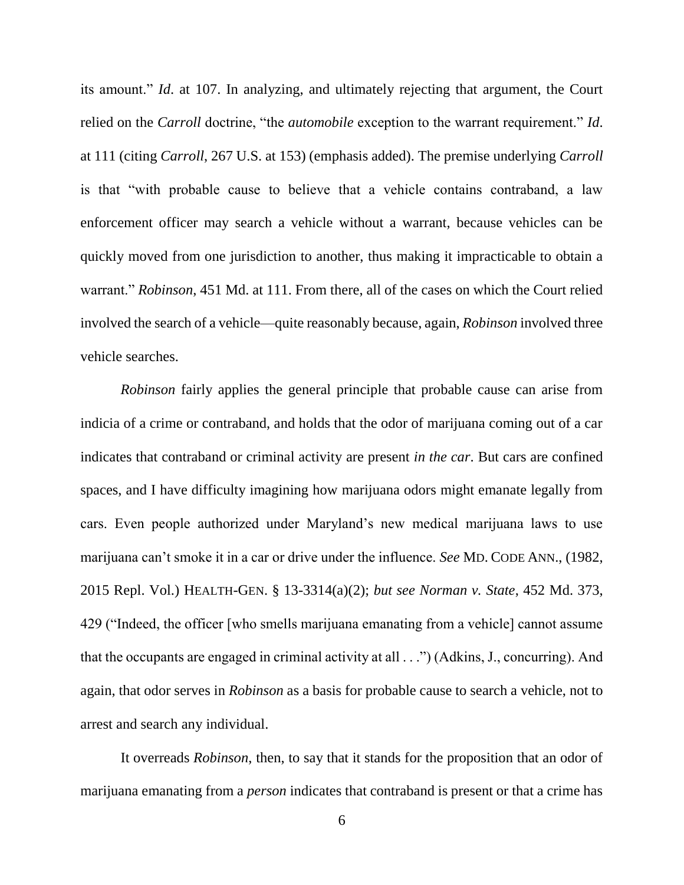its amount." *Id*. at 107. In analyzing, and ultimately rejecting that argument, the Court relied on the *Carroll* doctrine, "the *automobile* exception to the warrant requirement." *Id*. at 111 (citing *Carroll*, 267 U.S. at 153) (emphasis added). The premise underlying *Carroll* is that "with probable cause to believe that a vehicle contains contraband, a law enforcement officer may search a vehicle without a warrant, because vehicles can be quickly moved from one jurisdiction to another, thus making it impracticable to obtain a warrant." *Robinson*, 451 Md. at 111. From there, all of the cases on which the Court relied involved the search of a vehicle—quite reasonably because, again, *Robinson* involved three vehicle searches.

*Robinson* fairly applies the general principle that probable cause can arise from indicia of a crime or contraband, and holds that the odor of marijuana coming out of a car indicates that contraband or criminal activity are present *in the car*. But cars are confined spaces, and I have difficulty imagining how marijuana odors might emanate legally from cars. Even people authorized under Maryland's new medical marijuana laws to use marijuana can't smoke it in a car or drive under the influence. *See* MD. CODE ANN., (1982, 2015 Repl. Vol.) HEALTH-GEN. § 13-3314(a)(2); *but see Norman v. State*, 452 Md. 373, 429 ("Indeed, the officer [who smells marijuana emanating from a vehicle] cannot assume that the occupants are engaged in criminal activity at all . . .") (Adkins, J., concurring). And again, that odor serves in *Robinson* as a basis for probable cause to search a vehicle, not to arrest and search any individual.

It overreads *Robinson*, then, to say that it stands for the proposition that an odor of marijuana emanating from a *person* indicates that contraband is present or that a crime has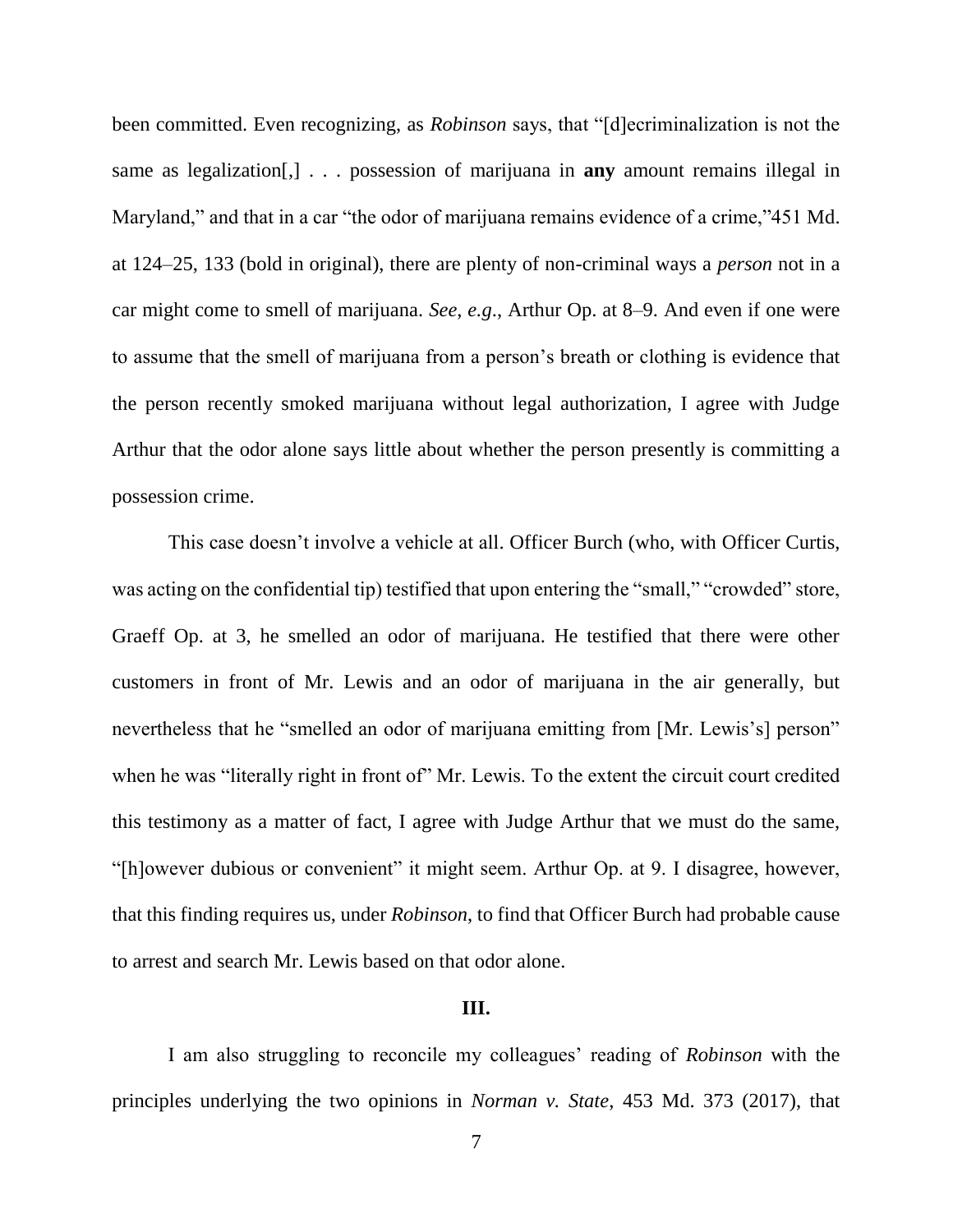been committed. Even recognizing, as *Robinson* says, that "[d]ecriminalization is not the same as legalization[,] . . . possession of marijuana in **any** amount remains illegal in Maryland," and that in a car "the odor of marijuana remains evidence of a crime,"451 Md. at 124–25, 133 (bold in original), there are plenty of non-criminal ways a *person* not in a car might come to smell of marijuana. *See, e.g.*, Arthur Op. at 8–9. And even if one were to assume that the smell of marijuana from a person's breath or clothing is evidence that the person recently smoked marijuana without legal authorization, I agree with Judge Arthur that the odor alone says little about whether the person presently is committing a possession crime.

This case doesn't involve a vehicle at all. Officer Burch (who, with Officer Curtis, was acting on the confidential tip) testified that upon entering the "small," "crowded" store, Graeff Op. at 3, he smelled an odor of marijuana. He testified that there were other customers in front of Mr. Lewis and an odor of marijuana in the air generally, but nevertheless that he "smelled an odor of marijuana emitting from [Mr. Lewis's] person" when he was "literally right in front of" Mr. Lewis. To the extent the circuit court credited this testimony as a matter of fact, I agree with Judge Arthur that we must do the same, "[h]owever dubious or convenient" it might seem. Arthur Op. at 9. I disagree, however, that this finding requires us, under *Robinson*, to find that Officer Burch had probable cause to arrest and search Mr. Lewis based on that odor alone.

### III.

I am also struggling to reconcile my colleagues' reading of *Robinson* with the principles underlying the two opinions in *Norman v. State*, 453 Md. 373 (2017), that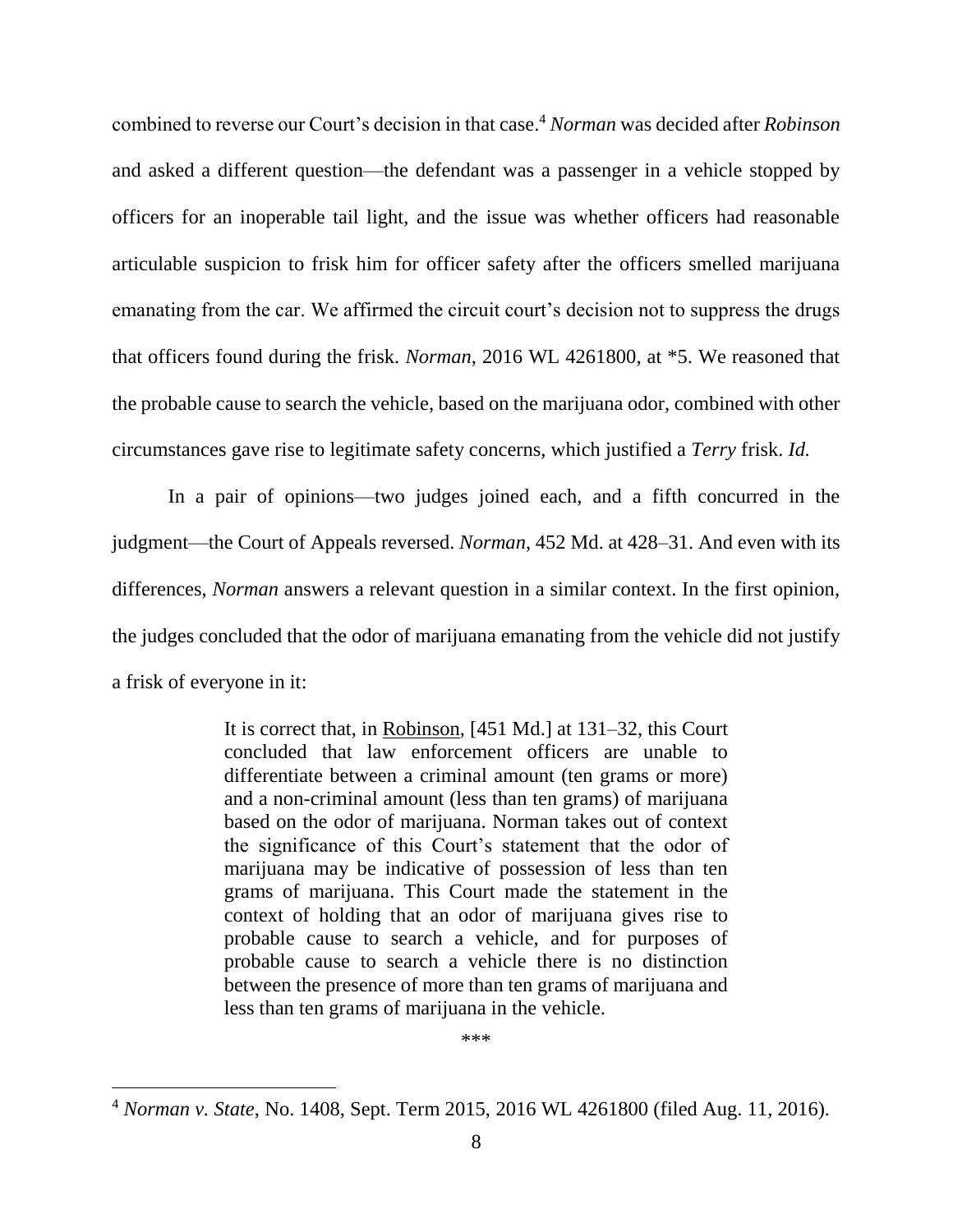combined to reverse our Court's decision in that case.[4] *Norman* was decided after *Robinson* and asked a different question—the defendant was a passenger in a vehicle stopped by officers for an inoperable tail light, and the issue was whether officers had reasonable articulable suspicion to frisk him for officer safety after the officers smelled marijuana emanating from the car. We affirmed the circuit court's decision not to suppress the drugs that officers found during the frisk. *Norman*, 2016 WL 4261800, at *5. We reasoned that the probable cause to search the vehicle, based on the marijuana odor, combined with other circumstances gave rise to legitimate safety concerns, which justified a *Terry* frisk. *Id.*

In a pair of opinions—two judges joined each, and a fifth concurred in the judgment—the Court of Appeals reversed. *Norman*, 452 Md. at 428–31. And even with its differences, *Norman* answers a relevant question in a similar context. In the first opinion, the judges concluded that the odor of marijuana emanating from the vehicle did not justify a frisk of everyone in it:

> It is correct that, in Robinson, [451 Md.] at 131–32, this Court concluded that law enforcement officers are unable to differentiate between a criminal amount (ten grams or more) and a non-criminal amount (less than ten grams) of marijuana based on the odor of marijuana. Norman takes out of context the significance of this Court's statement that the odor of marijuana may be indicative of possession of less than ten grams of marijuana. This Court made the statement in the context of holding that an odor of marijuana gives rise to probable cause to search a vehicle, and for purposes of probable cause to search a vehicle there is no distinction between the presence of more than ten grams of marijuana and less than ten grams of marijuana in the vehicle.
>
> ***

[4] *Norman v. State*, No. 1408, Sept. Term 2015, 2016 WL 4261800 (filed Aug. 11, 2016).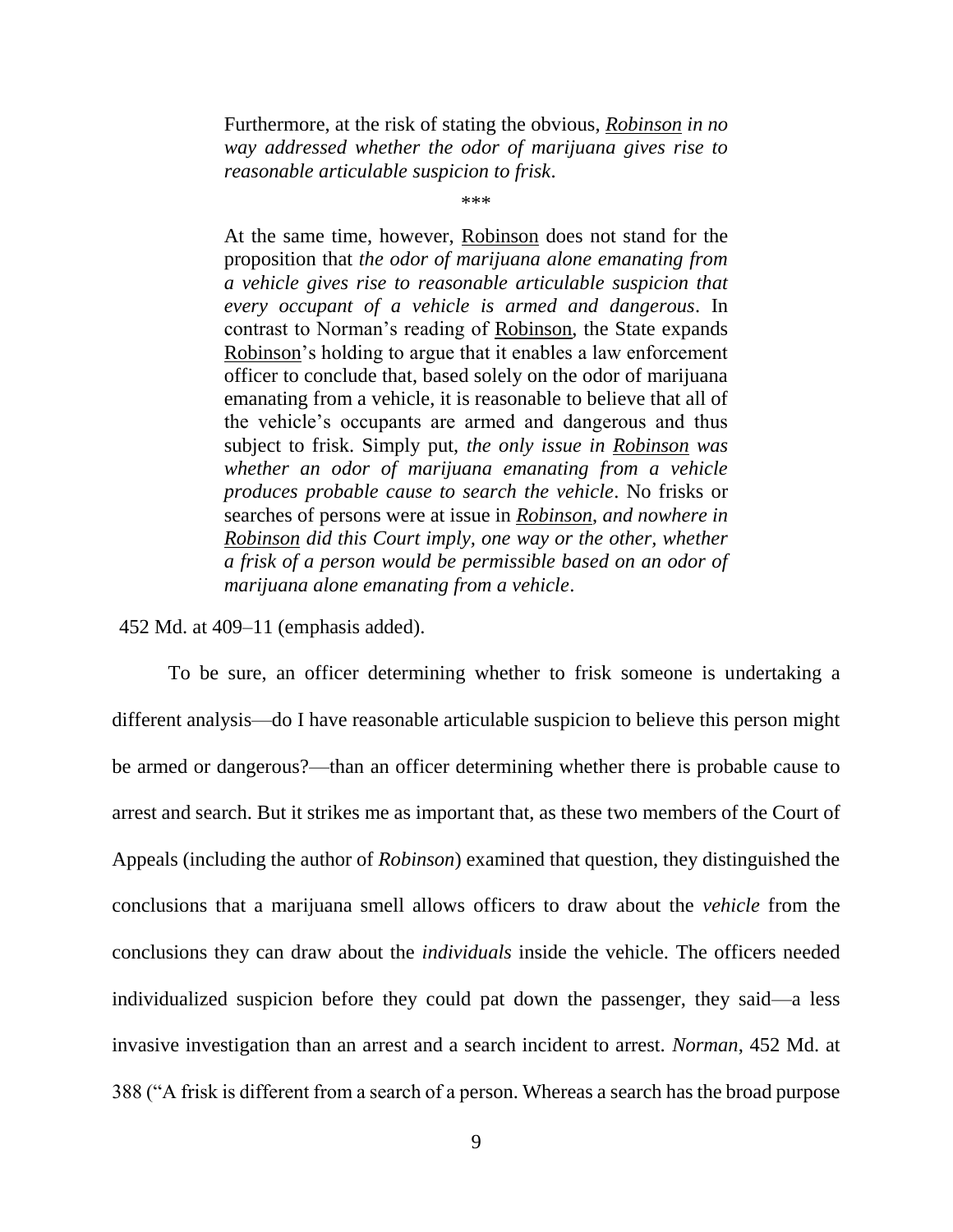> Furthermore, at the risk of stating the obvious, ***Robinson** in no way addressed whether the odor of marijuana gives rise to reasonable articulable suspicion to frisk*.
>
> \*\*\*
>
> At the same time, however, Robinson does not stand for the proposition that *the odor of marijuana alone emanating from a vehicle gives rise to reasonable articulable suspicion that every occupant of a vehicle is armed and dangerous*. In contrast to Norman's reading of Robinson, the State expands Robinson's holding to argue that it enables a law enforcement officer to conclude that, based solely on the odor of marijuana emanating from a vehicle, it is reasonable to believe that all of the vehicle's occupants are armed and dangerous and thus subject to frisk. Simply put, *the only issue in **Robinson** was whether an odor of marijuana emanating from a vehicle produces probable cause to search the vehicle*. No frisks or searches of persons were at issue in ***Robinson***, *and nowhere in **Robinson** did this Court imply, one way or the other, whether a frisk of a person would be permissible based on an odor of marijuana alone emanating from a vehicle*.

452 Md. at 409–11 (emphasis added).

To be sure, an officer determining whether to frisk someone is undertaking a different analysis—do I have reasonable articulable suspicion to believe this person might be armed or dangerous?—than an officer determining whether there is probable cause to arrest and search. But it strikes me as important that, as these two members of the Court of Appeals (including the author of *Robinson*) examined that question, they distinguished the conclusions that a marijuana smell allows officers to draw about the *vehicle* from the conclusions they can draw about the *individuals* inside the vehicle. The officers needed individualized suspicion before they could pat down the passenger, they said—a less invasive investigation than an arrest and a search incident to arrest. *Norman*, 452 Md. at 388 ("A frisk is different from a search of a person. Whereas a search has the broad purpose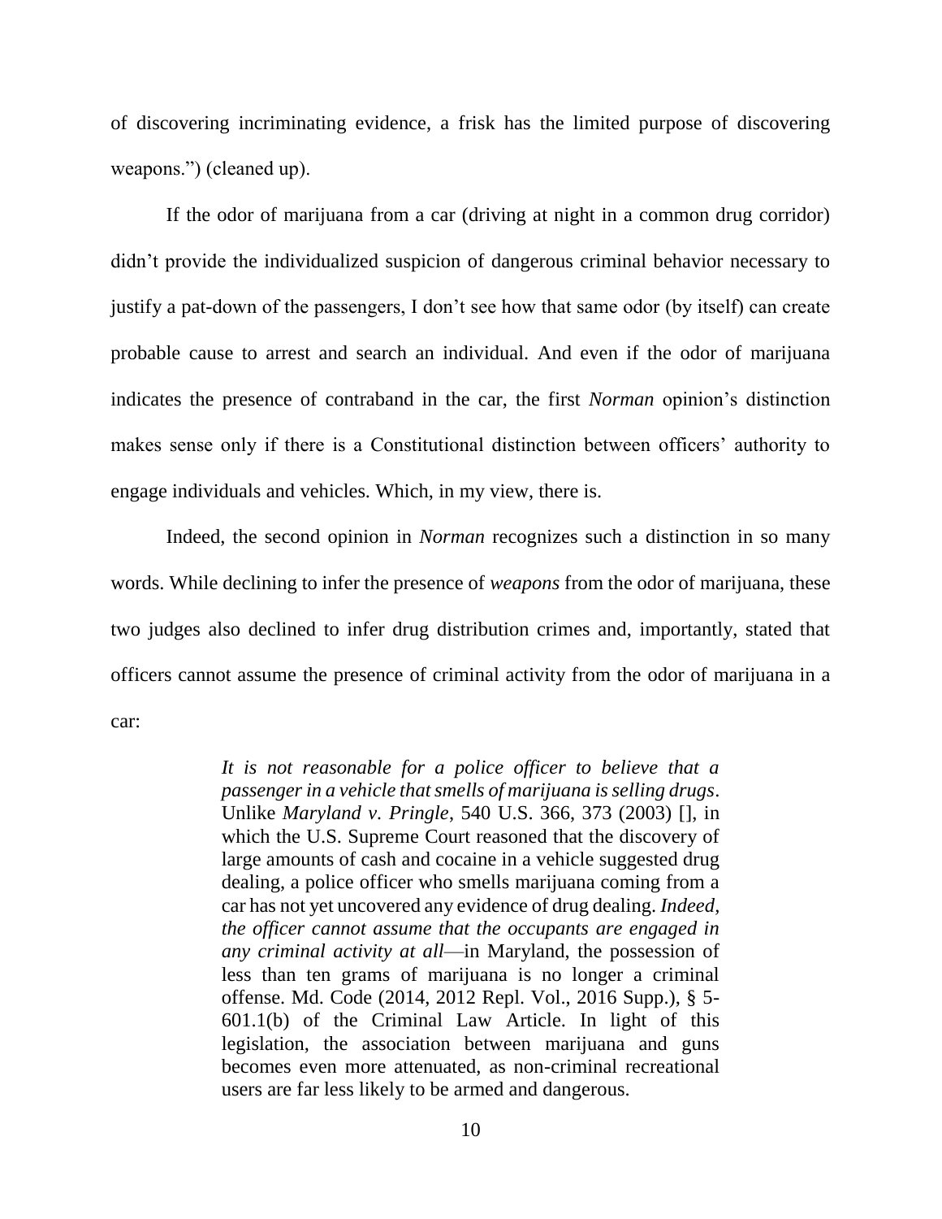of discovering incriminating evidence, a frisk has the limited purpose of discovering weapons.") (cleaned up).

If the odor of marijuana from a car (driving at night in a common drug corridor) didn't provide the individualized suspicion of dangerous criminal behavior necessary to justify a pat-down of the passengers, I don't see how that same odor (by itself) can create probable cause to arrest and search an individual. And even if the odor of marijuana indicates the presence of contraband in the car, the first *Norman* opinion's distinction makes sense only if there is a Constitutional distinction between officers' authority to engage individuals and vehicles. Which, in my view, there is.

Indeed, the second opinion in *Norman* recognizes such a distinction in so many words. While declining to infer the presence of *weapons* from the odor of marijuana, these two judges also declined to infer drug distribution crimes and, importantly, stated that officers cannot assume the presence of criminal activity from the odor of marijuana in a car:

> *It is not reasonable for a police officer to believe that a passenger in a vehicle that smells of marijuana is selling drugs*. Unlike *Maryland v. Pringle*, 540 U.S. 366, 373 (2003) [], in which the U.S. Supreme Court reasoned that the discovery of large amounts of cash and cocaine in a vehicle suggested drug dealing, a police officer who smells marijuana coming from a car has not yet uncovered any evidence of drug dealing. *Indeed, the officer cannot assume that the occupants are engaged in any criminal activity at all*—in Maryland, the possession of less than ten grams of marijuana is no longer a criminal offense. Md. Code (2014, 2012 Repl. Vol., 2016 Supp.), § 5-601.1(b) of the Criminal Law Article. In light of this legislation, the association between marijuana and guns becomes even more attenuated, as non-criminal recreational users are far less likely to be armed and dangerous.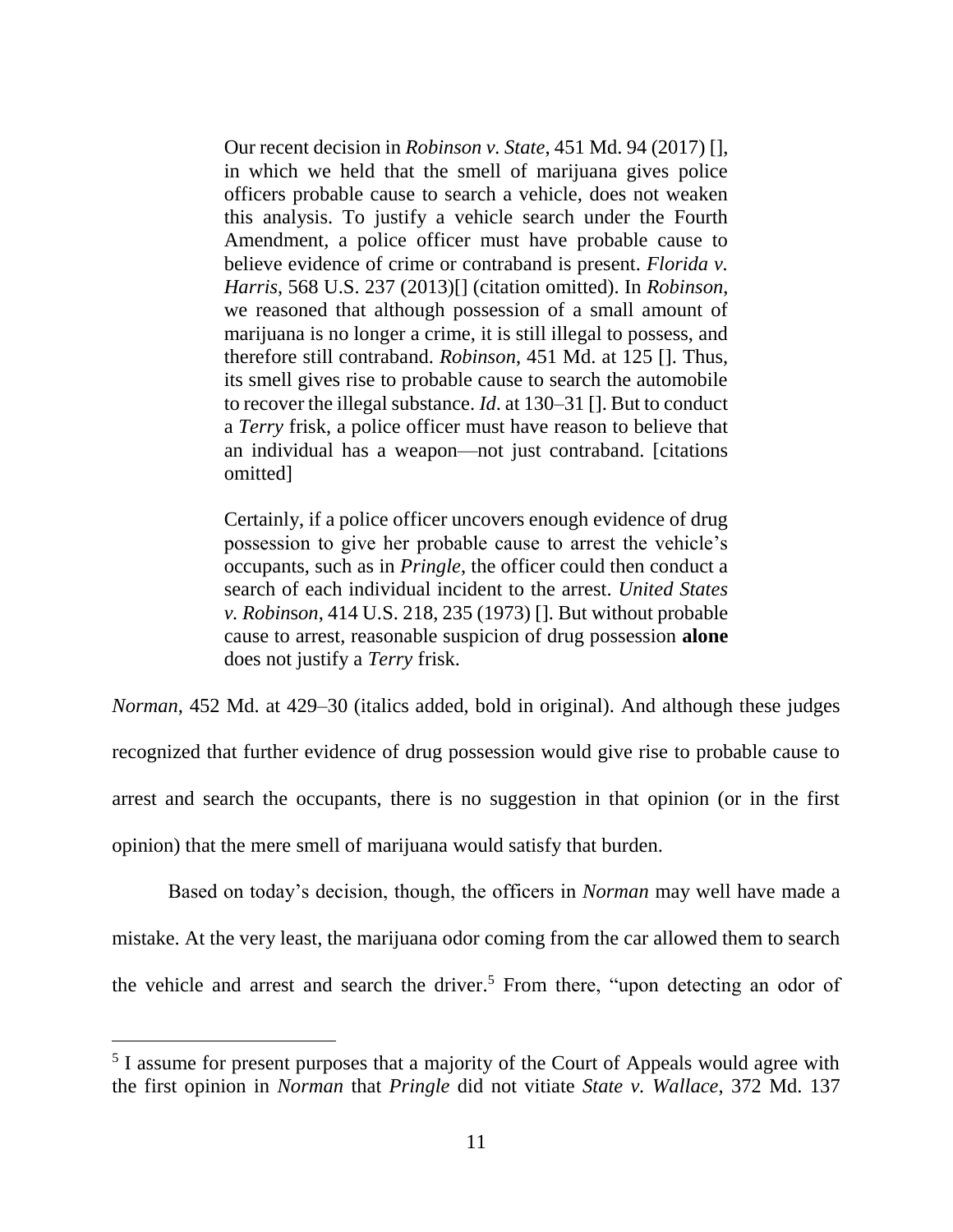> Our recent decision in *Robinson v. State*, 451 Md. 94 (2017) [], in which we held that the smell of marijuana gives police officers probable cause to search a vehicle, does not weaken this analysis. To justify a vehicle search under the Fourth Amendment, a police officer must have probable cause to believe evidence of crime or contraband is present. *Florida v. Harris*, 568 U.S. 237 (2013)[] (citation omitted). In *Robinson*, we reasoned that although possession of a small amount of marijuana is no longer a crime, it is still illegal to possess, and therefore still contraband. *Robinson*, 451 Md. at 125 []. Thus, its smell gives rise to probable cause to search the automobile to recover the illegal substance. *Id*. at 130–31 []. But to conduct a *Terry* frisk, a police officer must have reason to believe that an individual has a weapon—not just contraband. [citations omitted]
>
> Certainly, if a police officer uncovers enough evidence of drug possession to give her probable cause to arrest the vehicle's occupants, such as in *Pringle*, the officer could then conduct a search of each individual incident to the arrest. *United States v. Robinson*, 414 U.S. 218, 235 (1973) []. But without probable cause to arrest, reasonable suspicion of drug possession **alone** does not justify a *Terry* frisk.

*Norman*, 452 Md. at 429–30 (italics added, bold in original). And although these judges recognized that further evidence of drug possession would give rise to probable cause to arrest and search the occupants, there is no suggestion in that opinion (or in the first opinion) that the mere smell of marijuana would satisfy that burden.

Based on today's decision, though, the officers in *Norman* may well have made a mistake. At the very least, the marijuana odor coming from the car allowed them to search the vehicle and arrest and search the driver.[5] From there, "upon detecting an odor of

---

[5] I assume for present purposes that a majority of the Court of Appeals would agree with the first opinion in *Norman* that *Pringle* did not vitiate *State v. Wallace*, 372 Md. 137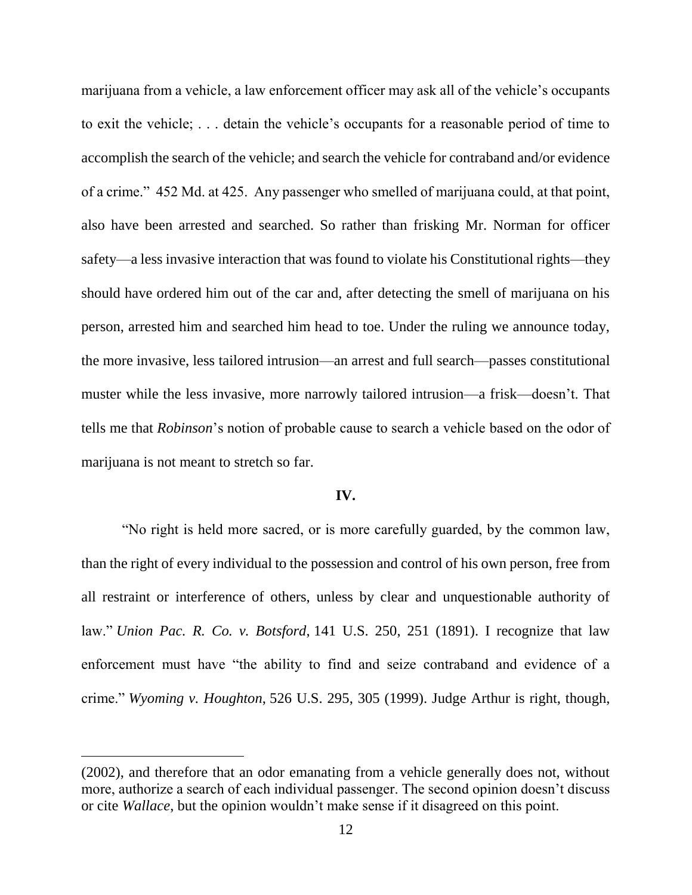marijuana from a vehicle, a law enforcement officer may ask all of the vehicle's occupants to exit the vehicle; . . . detain the vehicle's occupants for a reasonable period of time to accomplish the search of the vehicle; and search the vehicle for contraband and/or evidence of a crime." 452 Md. at 425. Any passenger who smelled of marijuana could, at that point, also have been arrested and searched. So rather than frisking Mr. Norman for officer safety—a less invasive interaction that was found to violate his Constitutional rights—they should have ordered him out of the car and, after detecting the smell of marijuana on his person, arrested him and searched him head to toe. Under the ruling we announce today, the more invasive, less tailored intrusion—an arrest and full search—passes constitutional muster while the less invasive, more narrowly tailored intrusion—a frisk—doesn't. That tells me that *Robinson*'s notion of probable cause to search a vehicle based on the odor of marijuana is not meant to stretch so far.

**IV.**

"No right is held more sacred, or is more carefully guarded, by the common law, than the right of every individual to the possession and control of his own person, free from all restraint or interference of others, unless by clear and unquestionable authority of law." *Union Pac. R. Co. v. Botsford*, 141 U.S. 250, 251 (1891). I recognize that law enforcement must have "the ability to find and seize contraband and evidence of a crime." *Wyoming v. Houghton*, 526 U.S. 295, 305 (1999). Judge Arthur is right, though,

---

(2002), and therefore that an odor emanating from a vehicle generally does not, without more, authorize a search of each individual passenger. The second opinion doesn't discuss or cite *Wallace*, but the opinion wouldn't make sense if it disagreed on this point.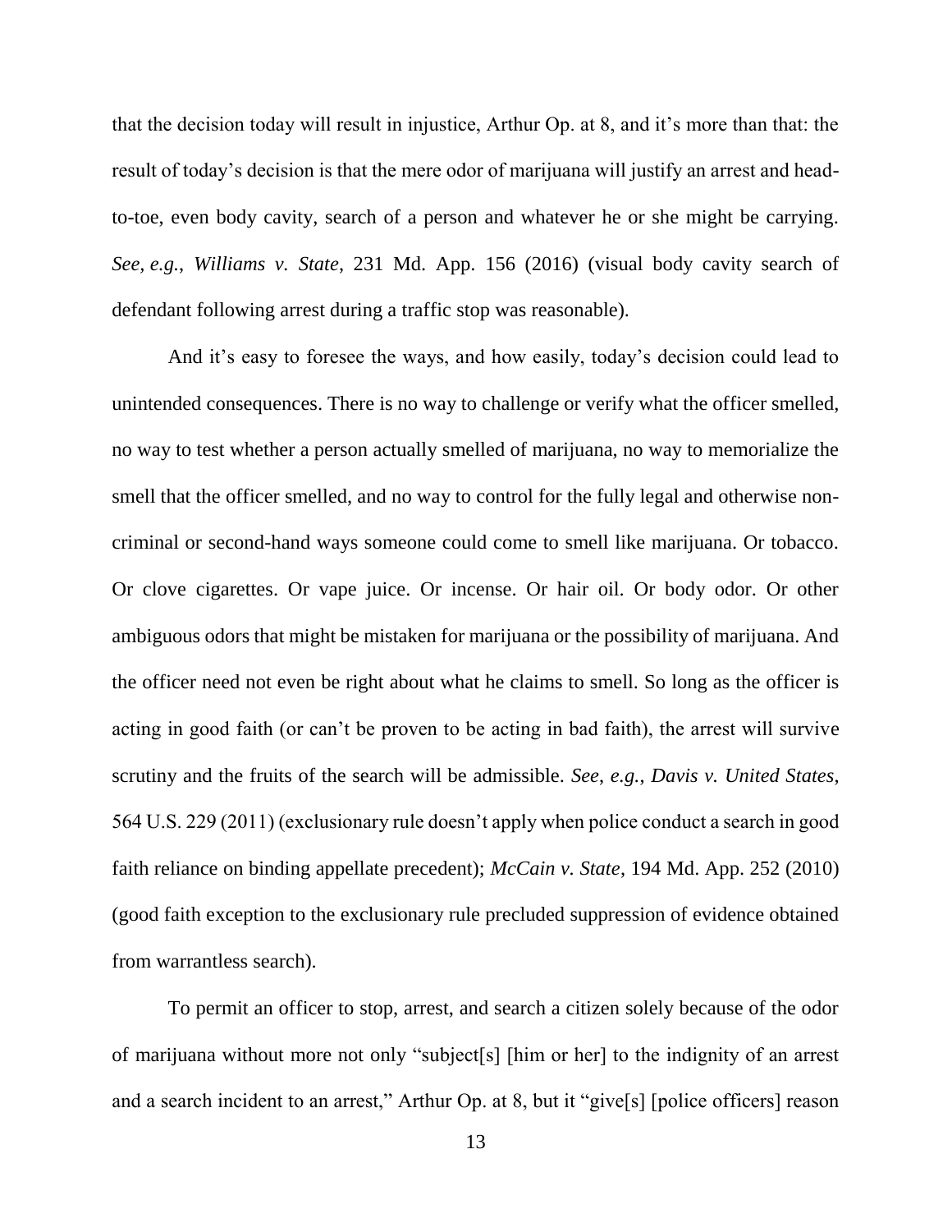that the decision today will result in injustice, Arthur Op. at 8, and it's more than that: the result of today's decision is that the mere odor of marijuana will justify an arrest and head-to-toe, even body cavity, search of a person and whatever he or she might be carrying. *See, e.g.*, *Williams v. State*, 231 Md. App. 156 (2016) (visual body cavity search of defendant following arrest during a traffic stop was reasonable).

And it's easy to foresee the ways, and how easily, today's decision could lead to unintended consequences. There is no way to challenge or verify what the officer smelled, no way to test whether a person actually smelled of marijuana, no way to memorialize the smell that the officer smelled, and no way to control for the fully legal and otherwise non-criminal or second-hand ways someone could come to smell like marijuana. Or tobacco. Or clove cigarettes. Or vape juice. Or incense. Or hair oil. Or body odor. Or other ambiguous odors that might be mistaken for marijuana or the possibility of marijuana. And the officer need not even be right about what he claims to smell. So long as the officer is acting in good faith (or can't be proven to be acting in bad faith), the arrest will survive scrutiny and the fruits of the search will be admissible. *See, e.g.*, *Davis v. United States*, 564 U.S. 229 (2011) (exclusionary rule doesn't apply when police conduct a search in good faith reliance on binding appellate precedent); *McCain v. State*, 194 Md. App. 252 (2010) (good faith exception to the exclusionary rule precluded suppression of evidence obtained from warrantless search).

To permit an officer to stop, arrest, and search a citizen solely because of the odor of marijuana without more not only "subject[s] [him or her] to the indignity of an arrest and a search incident to an arrest," Arthur Op. at 8, but it "give[s] [police officers] reason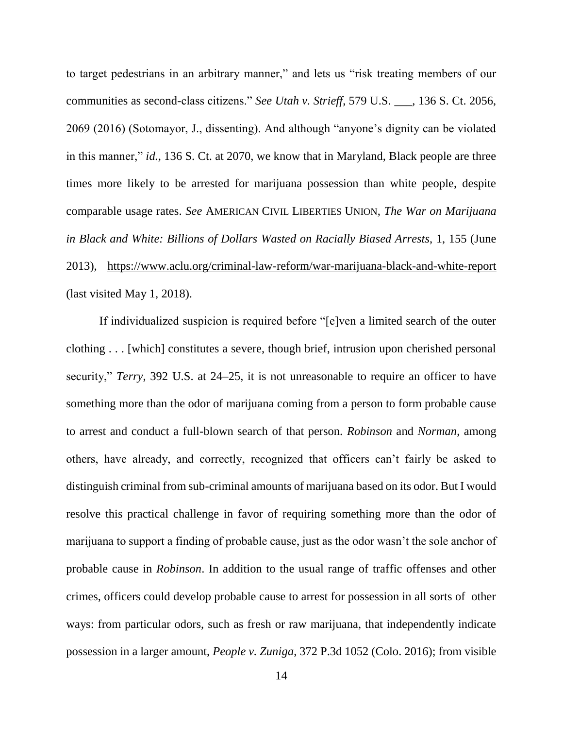to target pedestrians in an arbitrary manner," and lets us "risk treating members of our communities as second-class citizens." *See Utah v. Strieff*, 579 U.S. ___, 136 S. Ct. 2056, 2069 (2016) (Sotomayor, J., dissenting). And although "anyone's dignity can be violated in this manner," *id.*, 136 S. Ct. at 2070, we know that in Maryland, Black people are three times more likely to be arrested for marijuana possession than white people, despite comparable usage rates. *See* AMERICAN CIVIL LIBERTIES UNION, *The War on Marijuana in Black and White: Billions of Dollars Wasted on Racially Biased Arrests*, 1, 155 (June 2013), https://www.aclu.org/criminal-law-reform/war-marijuana-black-and-white-report (last visited May 1, 2018).

If individualized suspicion is required before "[e]ven a limited search of the outer clothing . . . [which] constitutes a severe, though brief, intrusion upon cherished personal security," *Terry*, 392 U.S. at 24–25, it is not unreasonable to require an officer to have something more than the odor of marijuana coming from a person to form probable cause to arrest and conduct a full-blown search of that person. *Robinson* and *Norman*, among others, have already, and correctly, recognized that officers can't fairly be asked to distinguish criminal from sub-criminal amounts of marijuana based on its odor. But I would resolve this practical challenge in favor of requiring something more than the odor of marijuana to support a finding of probable cause, just as the odor wasn't the sole anchor of probable cause in *Robinson*. In addition to the usual range of traffic offenses and other crimes, officers could develop probable cause to arrest for possession in all sorts of other ways: from particular odors, such as fresh or raw marijuana, that independently indicate possession in a larger amount, *People v. Zuniga*, 372 P.3d 1052 (Colo. 2016); from visible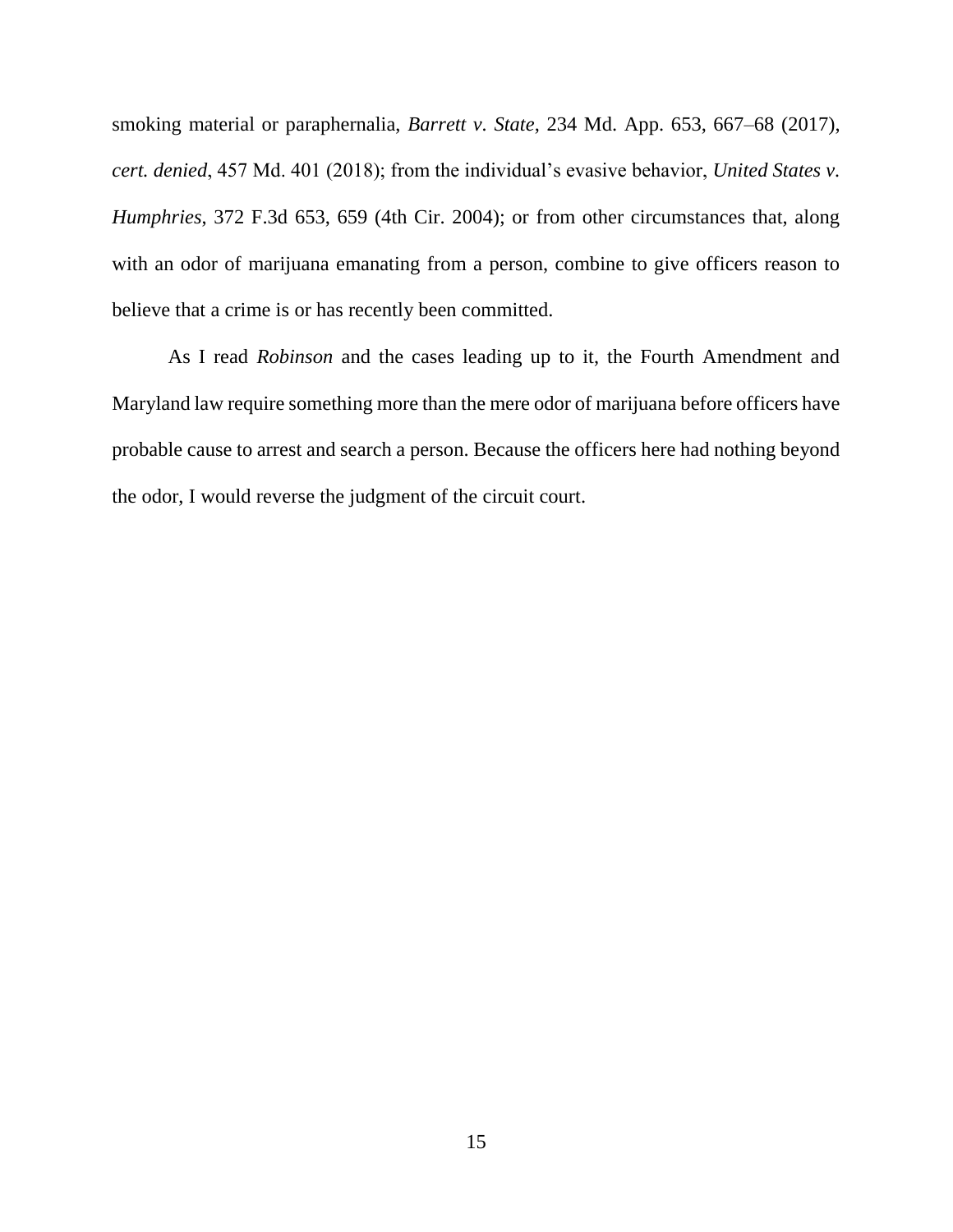smoking material or paraphernalia, *Barrett v. State*, 234 Md. App. 653, 667–68 (2017), *cert. denied*, 457 Md. 401 (2018); from the individual's evasive behavior, *United States v. Humphries*, 372 F.3d 653, 659 (4th Cir. 2004); or from other circumstances that, along with an odor of marijuana emanating from a person, combine to give officers reason to believe that a crime is or has recently been committed.

As I read *Robinson* and the cases leading up to it, the Fourth Amendment and Maryland law require something more than the mere odor of marijuana before officers have probable cause to arrest and search a person. Because the officers here had nothing beyond the odor, I would reverse the judgment of the circuit court.